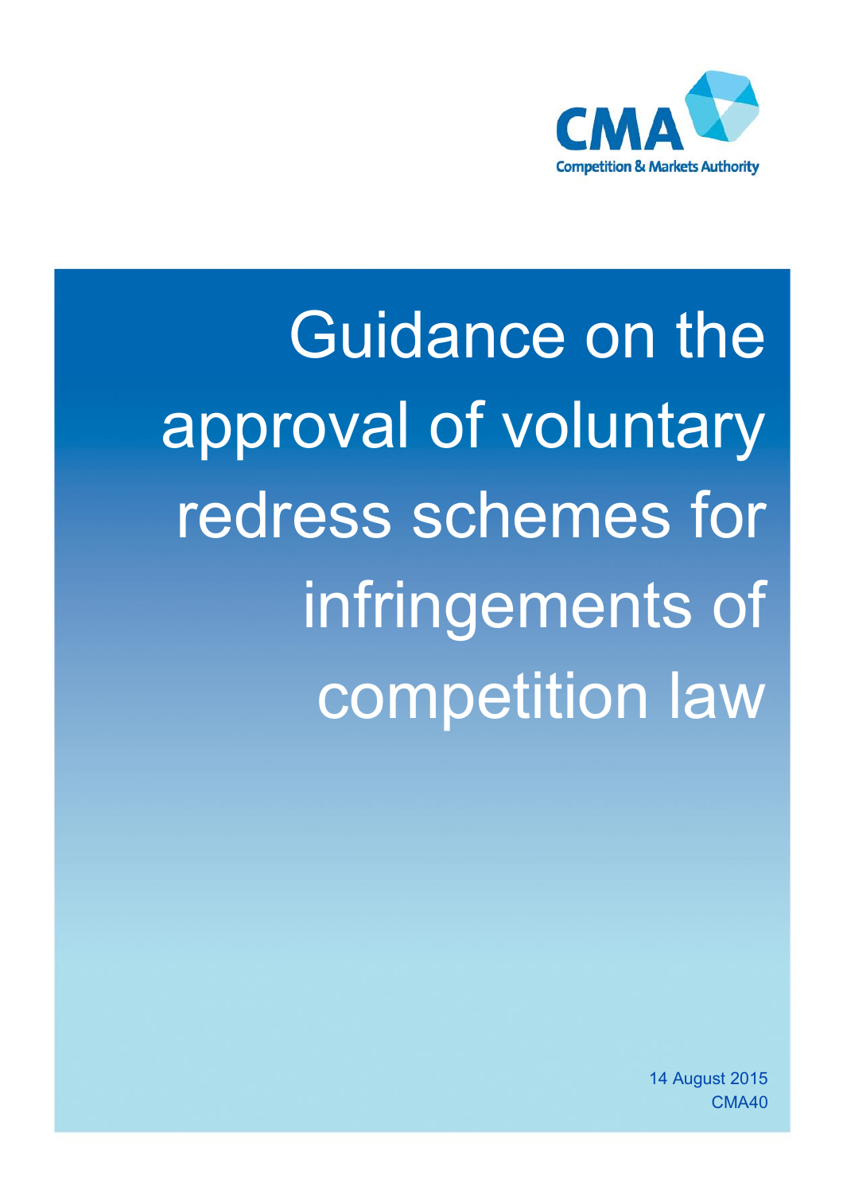CMA
Competition & Markets Authority

# Guidance on the approval of voluntary redress schemes for infringements of competition law

14 August 2015

CMA40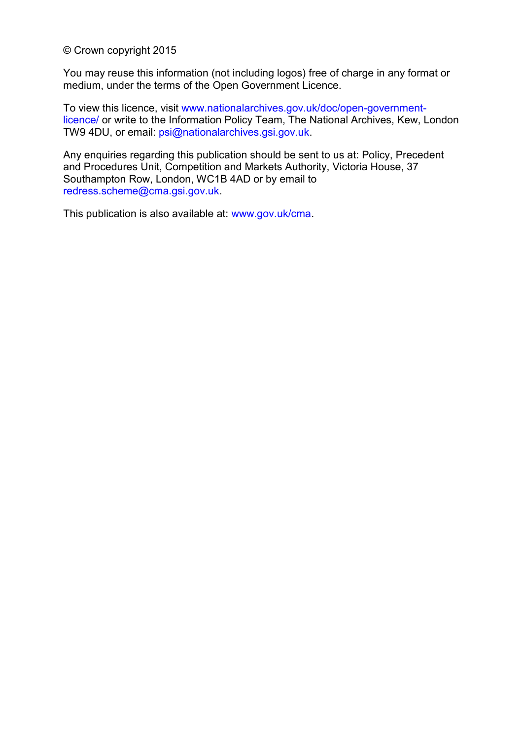© Crown copyright 2015

You may reuse this information (not including logos) free of charge in any format or medium, under the terms of the Open Government Licence.

To view this licence, visit www.nationalarchives.gov.uk/doc/open-government-licence/ or write to the Information Policy Team, The National Archives, Kew, London TW9 4DU, or email: psi@nationalarchives.gsi.gov.uk.

Any enquiries regarding this publication should be sent to us at: Policy, Precedent and Procedures Unit, Competition and Markets Authority, Victoria House, 37 Southampton Row, London, WC1B 4AD or by email to redress.scheme@cma.gsi.gov.uk.

This publication is also available at: www.gov.uk/cma.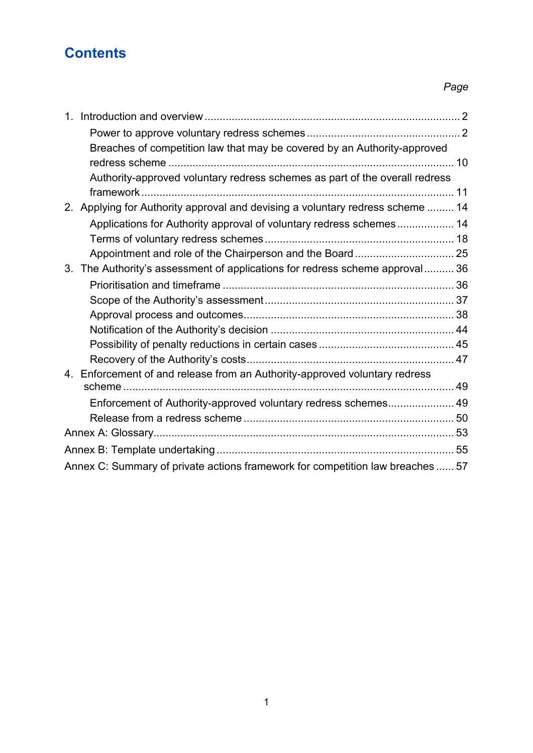# Contents

*Page*

1. Introduction and overview ..... 2
    - Power to approve voluntary redress schemes ..... 2
    - Breaches of competition law that may be covered by an Authority-approved redress scheme ..... 10
    - Authority-approved voluntary redress schemes as part of the overall redress framework ..... 11
2. Applying for Authority approval and devising a voluntary redress scheme ..... 14
    - Applications for Authority approval of voluntary redress schemes ..... 14
    - Terms of voluntary redress schemes ..... 18
    - Appointment and role of the Chairperson and the Board ..... 25
3. The Authority's assessment of applications for redress scheme approval ..... 36
    - Prioritisation and timeframe ..... 36
    - Scope of the Authority's assessment ..... 37
    - Approval process and outcomes ..... 38
    - Notification of the Authority's decision ..... 44
    - Possibility of penalty reductions in certain cases ..... 45
    - Recovery of the Authority's costs ..... 47
4. Enforcement of and release from an Authority-approved voluntary redress scheme ..... 49
    - Enforcement of Authority-approved voluntary redress schemes ..... 49
    - Release from a redress scheme ..... 50

Annex A: Glossary ..... 53

Annex B: Template undertaking ..... 55

Annex C: Summary of private actions framework for competition law breaches ..... 57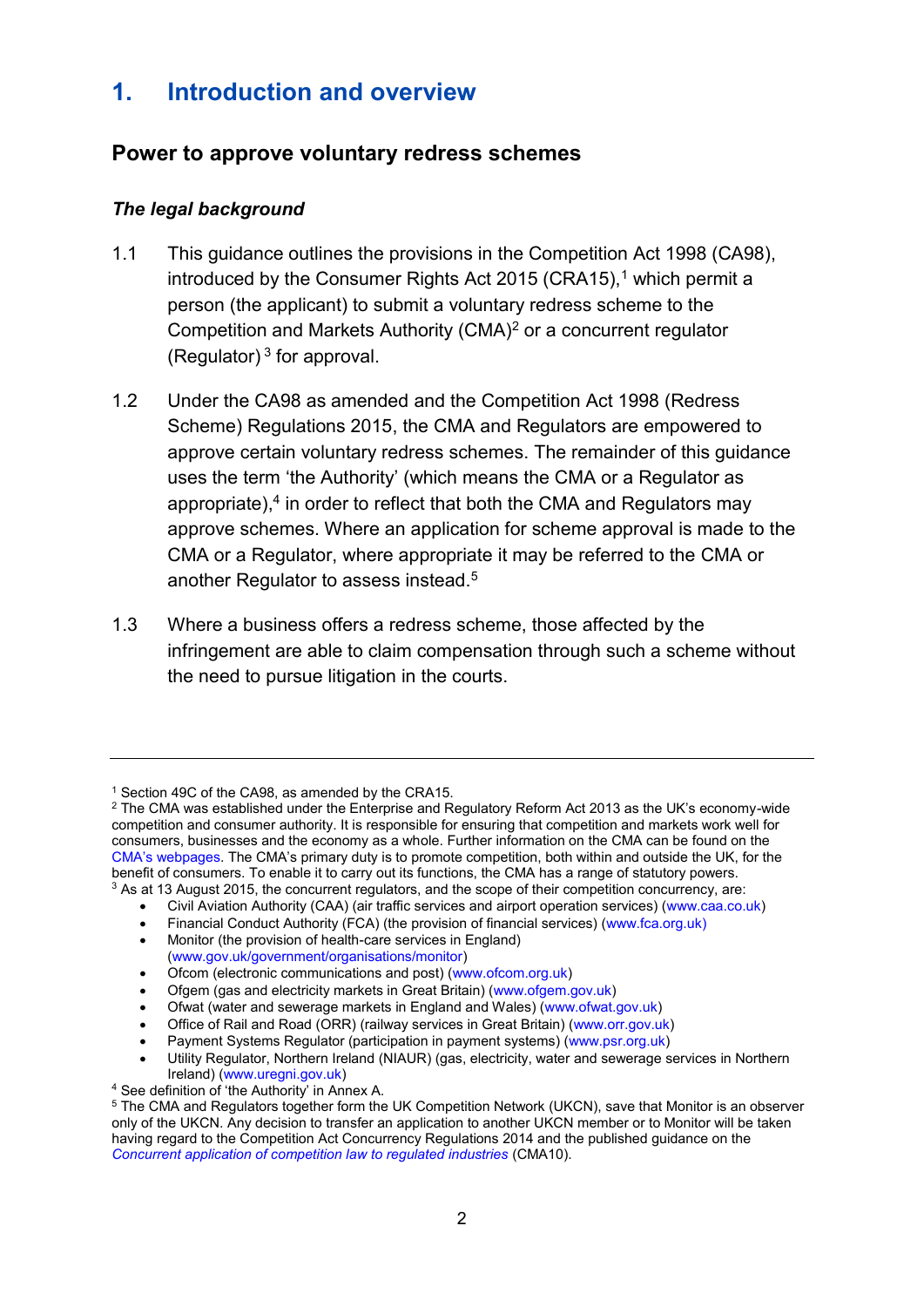# 1. Introduction and overview

## Power to approve voluntary redress schemes

### *The legal background*

1.1 This guidance outlines the provisions in the Competition Act 1998 (CA98), introduced by the Consumer Rights Act 2015 (CRA15),[1] which permit a person (the applicant) to submit a voluntary redress scheme to the Competition and Markets Authority (CMA)[2] or a concurrent regulator (Regulator)[3] for approval.

1.2 Under the CA98 as amended and the Competition Act 1998 (Redress Scheme) Regulations 2015, the CMA and Regulators are empowered to approve certain voluntary redress schemes. The remainder of this guidance uses the term 'the Authority' (which means the CMA or a Regulator as appropriate),[4] in order to reflect that both the CMA and Regulators may approve schemes. Where an application for scheme approval is made to the CMA or a Regulator, where appropriate it may be referred to the CMA or another Regulator to assess instead.[5]

1.3 Where a business offers a redress scheme, those affected by the infringement are able to claim compensation through such a scheme without the need to pursue litigation in the courts.

---

[1] Section 49C of the CA98, as amended by the CRA15.

[2] The CMA was established under the Enterprise and Regulatory Reform Act 2013 as the UK's economy-wide competition and consumer authority. It is responsible for ensuring that competition and markets work well for consumers, businesses and the economy as a whole. Further information on the CMA can be found on the CMA's webpages. The CMA's primary duty is to promote competition, both within and outside the UK, for the benefit of consumers. To enable it to carry out its functions, the CMA has a range of statutory powers.

[3] As at 13 August 2015, the concurrent regulators, and the scope of their competition concurrency, are:

- Civil Aviation Authority (CAA) (air traffic services and airport operation services) (www.caa.co.uk)
- Financial Conduct Authority (FCA) (the provision of financial services) (www.fca.org.uk)
- Monitor (the provision of health-care services in England) (www.gov.uk/government/organisations/monitor)
- Ofcom (electronic communications and post) (www.ofcom.org.uk)
- Ofgem (gas and electricity markets in Great Britain) (www.ofgem.gov.uk)
- Ofwat (water and sewerage markets in England and Wales) (www.ofwat.gov.uk)
- Office of Rail and Road (ORR) (railway services in Great Britain) (www.orr.gov.uk)
- Payment Systems Regulator (participation in payment systems) (www.psr.org.uk)
- Utility Regulator, Northern Ireland (NIAUR) (gas, electricity, water and sewerage services in Northern Ireland) (www.uregni.gov.uk)

[4] See definition of 'the Authority' in Annex A.

[5] The CMA and Regulators together form the UK Competition Network (UKCN), save that Monitor is an observer only of the UKCN. Any decision to transfer an application to another UKCN member or to Monitor will be taken having regard to the Competition Act Concurrency Regulations 2014 and the published guidance on the *Concurrent application of competition law to regulated industries* (CMA10).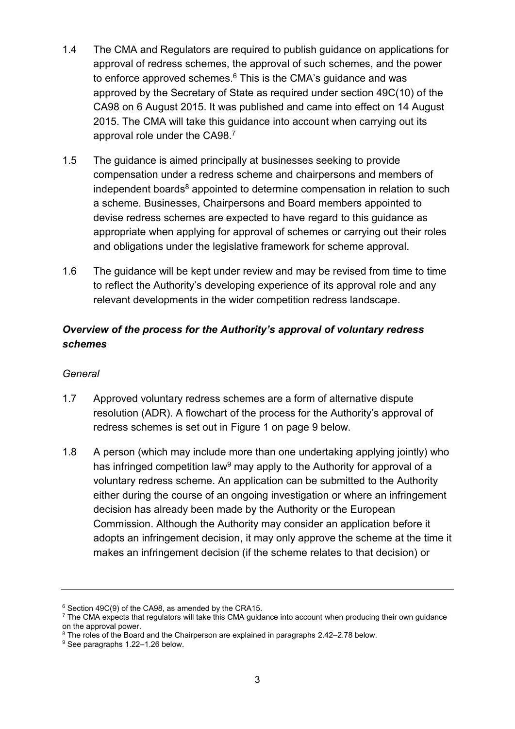1.4 The CMA and Regulators are required to publish guidance on applications for approval of redress schemes, the approval of such schemes, and the power to enforce approved schemes.[6] This is the CMA's guidance and was approved by the Secretary of State as required under section 49C(10) of the CA98 on 6 August 2015. It was published and came into effect on 14 August 2015. The CMA will take this guidance into account when carrying out its approval role under the CA98.[7]

1.5 The guidance is aimed principally at businesses seeking to provide compensation under a redress scheme and chairpersons and members of independent boards[8] appointed to determine compensation in relation to such a scheme. Businesses, Chairpersons and Board members appointed to devise redress schemes are expected to have regard to this guidance as appropriate when applying for approval of schemes or carrying out their roles and obligations under the legislative framework for scheme approval.

1.6 The guidance will be kept under review and may be revised from time to time to reflect the Authority's developing experience of its approval role and any relevant developments in the wider competition redress landscape.

### *Overview of the process for the Authority's approval of voluntary redress schemes*

*General*

1.7 Approved voluntary redress schemes are a form of alternative dispute resolution (ADR). A flowchart of the process for the Authority's approval of redress schemes is set out in Figure 1 on page 9 below.

1.8 A person (which may include more than one undertaking applying jointly) who has infringed competition law[9] may apply to the Authority for approval of a voluntary redress scheme. An application can be submitted to the Authority either during the course of an ongoing investigation or where an infringement decision has already been made by the Authority or the European Commission. Although the Authority may consider an application before it adopts an infringement decision, it may only approve the scheme at the time it makes an infringement decision (if the scheme relates to that decision) or

---

[6] Section 49C(9) of the CA98, as amended by the CRA15.

[7] The CMA expects that regulators will take this CMA guidance into account when producing their own guidance on the approval power.

[8] The roles of the Board and the Chairperson are explained in paragraphs 2.42–2.78 below.

[9] See paragraphs 1.22–1.26 below.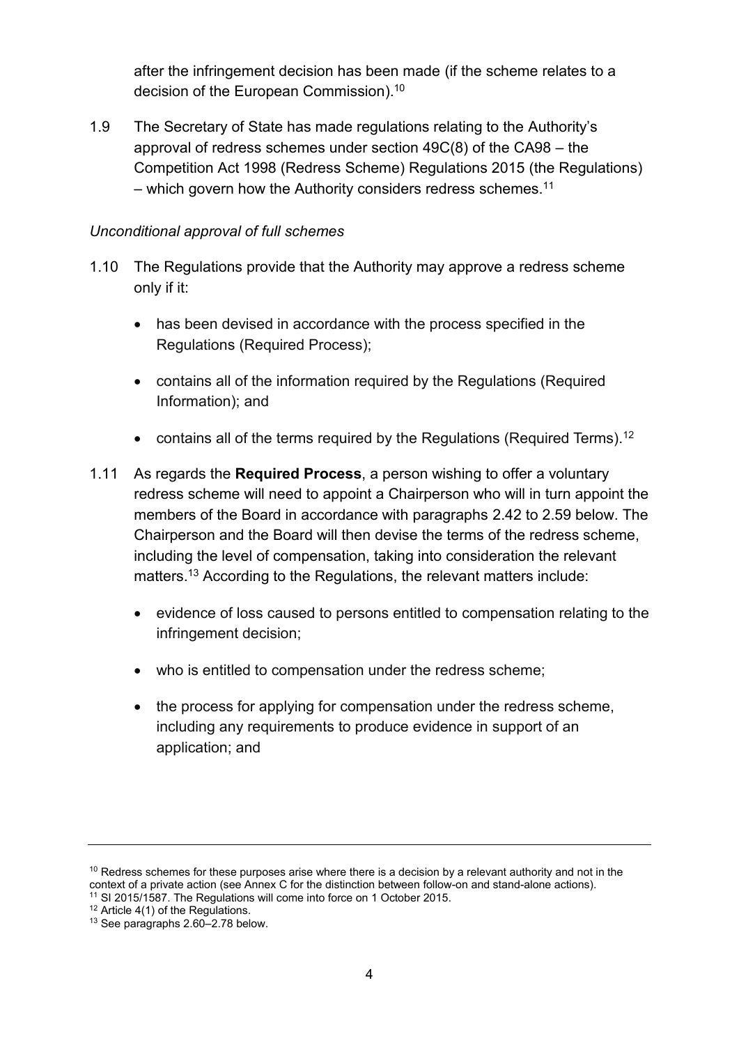after the infringement decision has been made (if the scheme relates to a decision of the European Commission).[10]

1.9 The Secretary of State has made regulations relating to the Authority's approval of redress schemes under section 49C(8) of the CA98 – the Competition Act 1998 (Redress Scheme) Regulations 2015 (the Regulations) – which govern how the Authority considers redress schemes.[11]

*Unconditional approval of full schemes*

1.10 The Regulations provide that the Authority may approve a redress scheme only if it:

- has been devised in accordance with the process specified in the Regulations (Required Process);
- contains all of the information required by the Regulations (Required Information); and
- contains all of the terms required by the Regulations (Required Terms).[12]

1.11 As regards the **Required Process**, a person wishing to offer a voluntary redress scheme will need to appoint a Chairperson who will in turn appoint the members of the Board in accordance with paragraphs 2.42 to 2.59 below. The Chairperson and the Board will then devise the terms of the redress scheme, including the level of compensation, taking into consideration the relevant matters.[13] According to the Regulations, the relevant matters include:

- evidence of loss caused to persons entitled to compensation relating to the infringement decision;
- who is entitled to compensation under the redress scheme;
- the process for applying for compensation under the redress scheme, including any requirements to produce evidence in support of an application; and

---

[10] Redress schemes for these purposes arise where there is a decision by a relevant authority and not in the context of a private action (see Annex C for the distinction between follow-on and stand-alone actions).

[11] SI 2015/1587. The Regulations will come into force on 1 October 2015.

[12] Article 4(1) of the Regulations.

[13] See paragraphs 2.60–2.78 below.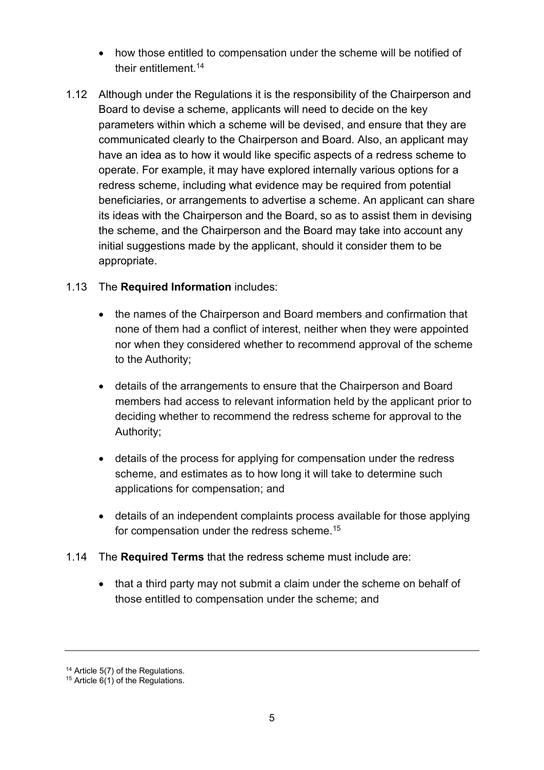- how those entitled to compensation under the scheme will be notified of their entitlement.[14]

1.12 Although under the Regulations it is the responsibility of the Chairperson and Board to devise a scheme, applicants will need to decide on the key parameters within which a scheme will be devised, and ensure that they are communicated clearly to the Chairperson and Board. Also, an applicant may have an idea as to how it would like specific aspects of a redress scheme to operate. For example, it may have explored internally various options for a redress scheme, including what evidence may be required from potential beneficiaries, or arrangements to advertise a scheme. An applicant can share its ideas with the Chairperson and the Board, so as to assist them in devising the scheme, and the Chairperson and the Board may take into account any initial suggestions made by the applicant, should it consider them to be appropriate.

1.13 The **Required Information** includes:

- the names of the Chairperson and Board members and confirmation that none of them had a conflict of interest, neither when they were appointed nor when they considered whether to recommend approval of the scheme to the Authority;

- details of the arrangements to ensure that the Chairperson and Board members had access to relevant information held by the applicant prior to deciding whether to recommend the redress scheme for approval to the Authority;

- details of the process for applying for compensation under the redress scheme, and estimates as to how long it will take to determine such applications for compensation; and

- details of an independent complaints process available for those applying for compensation under the redress scheme.[15]

1.14 The **Required Terms** that the redress scheme must include are:

- that a third party may not submit a claim under the scheme on behalf of those entitled to compensation under the scheme; and

---

[14] Article 5(7) of the Regulations.

[15] Article 6(1) of the Regulations.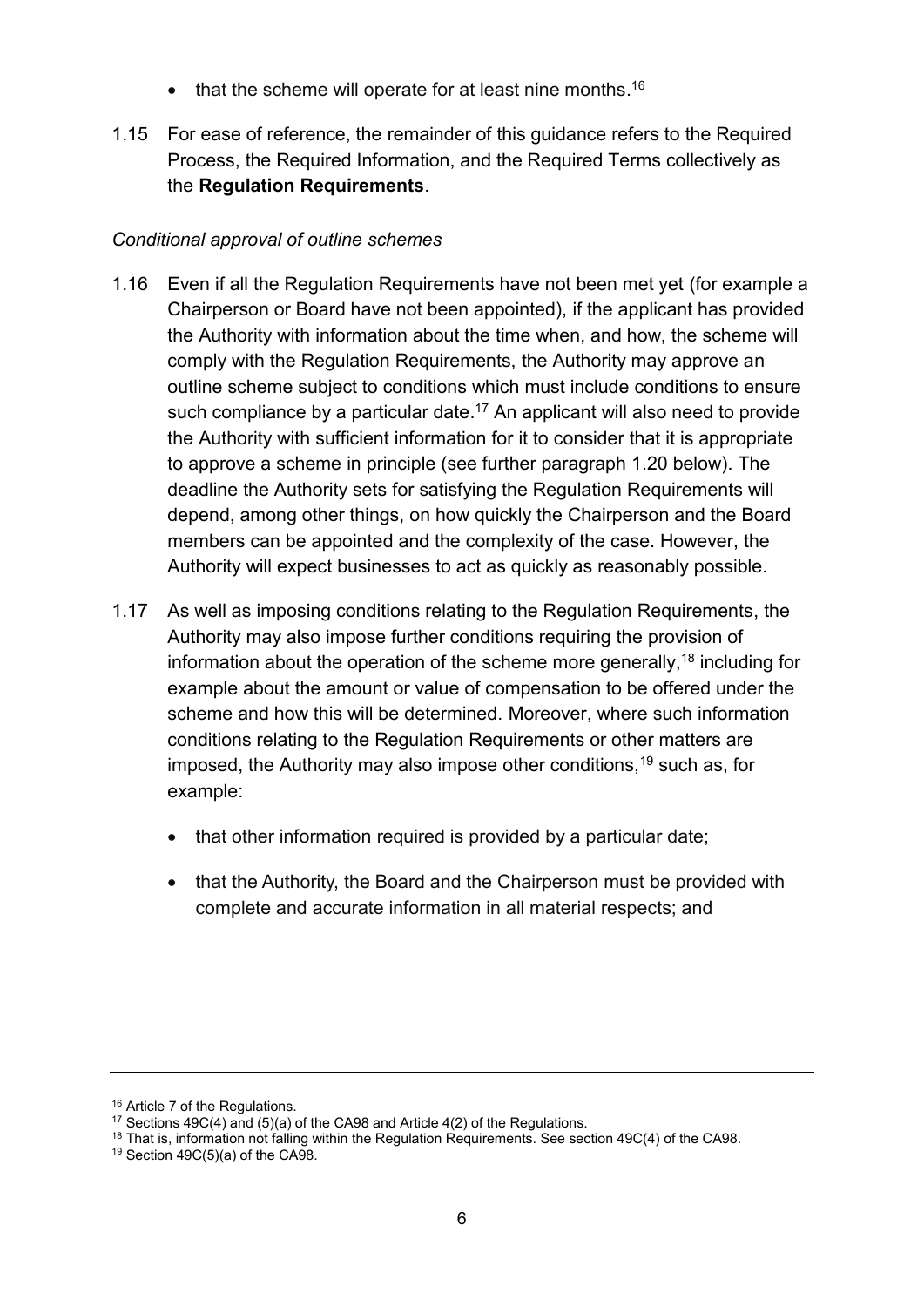- that the scheme will operate for at least nine months.[16]

1.15 For ease of reference, the remainder of this guidance refers to the Required Process, the Required Information, and the Required Terms collectively as the **Regulation Requirements**.

*Conditional approval of outline schemes*

1.16 Even if all the Regulation Requirements have not been met yet (for example a Chairperson or Board have not been appointed), if the applicant has provided the Authority with information about the time when, and how, the scheme will comply with the Regulation Requirements, the Authority may approve an outline scheme subject to conditions which must include conditions to ensure such compliance by a particular date.[17] An applicant will also need to provide the Authority with sufficient information for it to consider that it is appropriate to approve a scheme in principle (see further paragraph 1.20 below). The deadline the Authority sets for satisfying the Regulation Requirements will depend, among other things, on how quickly the Chairperson and the Board members can be appointed and the complexity of the case. However, the Authority will expect businesses to act as quickly as reasonably possible.

1.17 As well as imposing conditions relating to the Regulation Requirements, the Authority may also impose further conditions requiring the provision of information about the operation of the scheme more generally,[18] including for example about the amount or value of compensation to be offered under the scheme and how this will be determined. Moreover, where such information conditions relating to the Regulation Requirements or other matters are imposed, the Authority may also impose other conditions,[19] such as, for example:

- that other information required is provided by a particular date;
- that the Authority, the Board and the Chairperson must be provided with complete and accurate information in all material respects; and

---

[16] Article 7 of the Regulations.

[17] Sections 49C(4) and (5)(a) of the CA98 and Article 4(2) of the Regulations.

[18] That is, information not falling within the Regulation Requirements. See section 49C(4) of the CA98.

[19] Section 49C(5)(a) of the CA98.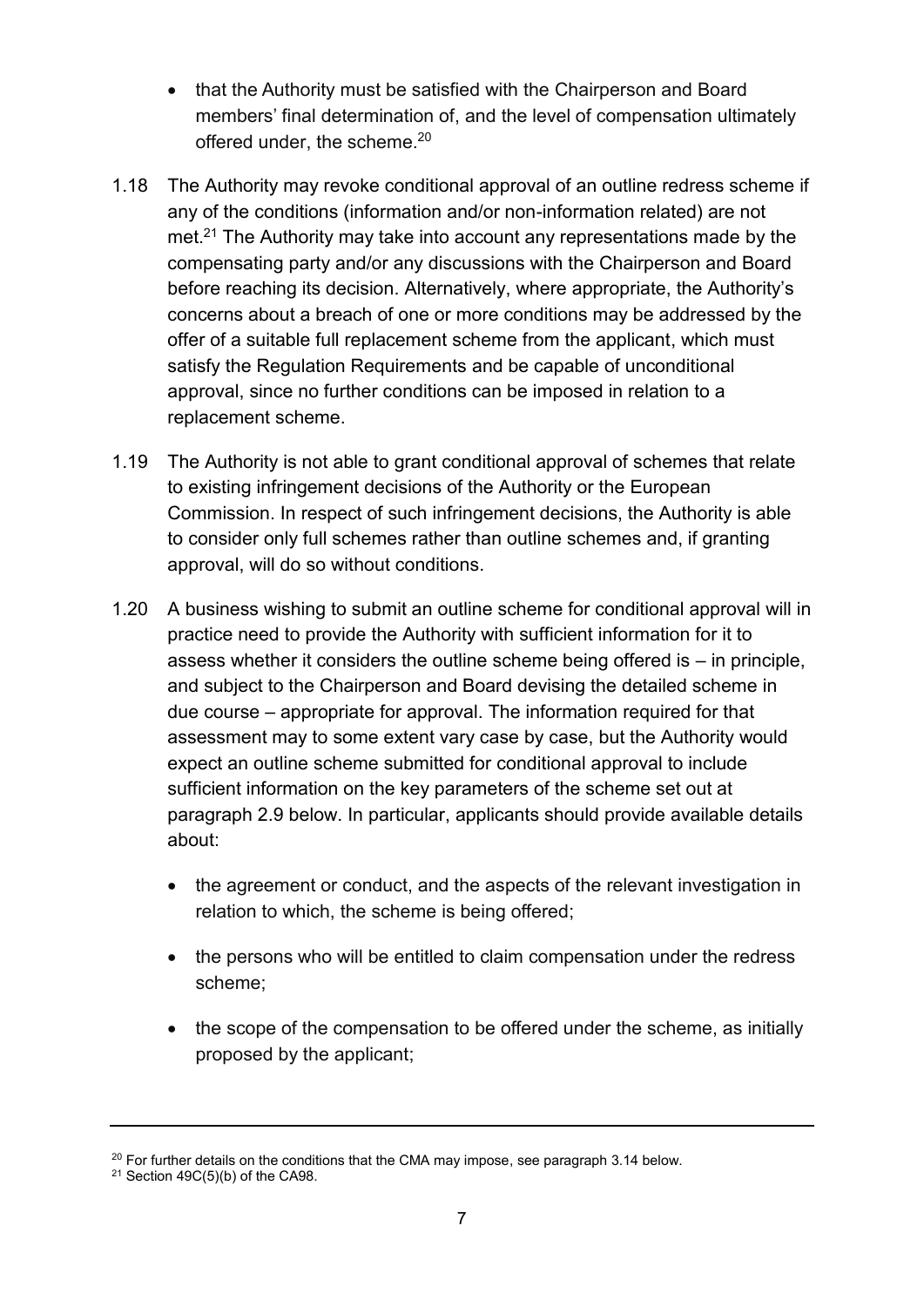- that the Authority must be satisfied with the Chairperson and Board members' final determination of, and the level of compensation ultimately offered under, the scheme.[20]

1.18 The Authority may revoke conditional approval of an outline redress scheme if any of the conditions (information and/or non-information related) are not met.[21] The Authority may take into account any representations made by the compensating party and/or any discussions with the Chairperson and Board before reaching its decision. Alternatively, where appropriate, the Authority's concerns about a breach of one or more conditions may be addressed by the offer of a suitable full replacement scheme from the applicant, which must satisfy the Regulation Requirements and be capable of unconditional approval, since no further conditions can be imposed in relation to a replacement scheme.

1.19 The Authority is not able to grant conditional approval of schemes that relate to existing infringement decisions of the Authority or the European Commission. In respect of such infringement decisions, the Authority is able to consider only full schemes rather than outline schemes and, if granting approval, will do so without conditions.

1.20 A business wishing to submit an outline scheme for conditional approval will in practice need to provide the Authority with sufficient information for it to assess whether it considers the outline scheme being offered is – in principle, and subject to the Chairperson and Board devising the detailed scheme in due course – appropriate for approval. The information required for that assessment may to some extent vary case by case, but the Authority would expect an outline scheme submitted for conditional approval to include sufficient information on the key parameters of the scheme set out at paragraph 2.9 below. In particular, applicants should provide available details about:

- the agreement or conduct, and the aspects of the relevant investigation in relation to which, the scheme is being offered;
- the persons who will be entitled to claim compensation under the redress scheme;
- the scope of the compensation to be offered under the scheme, as initially proposed by the applicant;

---

[20] For further details on the conditions that the CMA may impose, see paragraph 3.14 below.

[21] Section 49C(5)(b) of the CA98.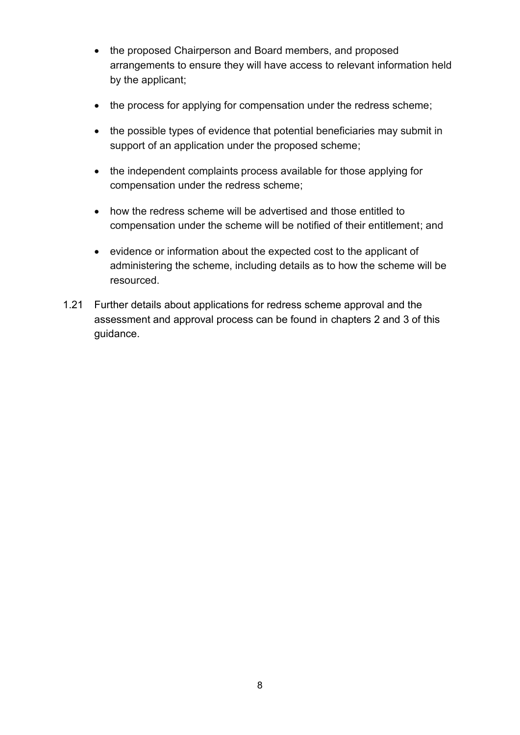- the proposed Chairperson and Board members, and proposed arrangements to ensure they will have access to relevant information held by the applicant;
- the process for applying for compensation under the redress scheme;
- the possible types of evidence that potential beneficiaries may submit in support of an application under the proposed scheme;
- the independent complaints process available for those applying for compensation under the redress scheme;
- how the redress scheme will be advertised and those entitled to compensation under the scheme will be notified of their entitlement; and
- evidence or information about the expected cost to the applicant of administering the scheme, including details as to how the scheme will be resourced.

1.21 Further details about applications for redress scheme approval and the assessment and approval process can be found in chapters 2 and 3 of this guidance.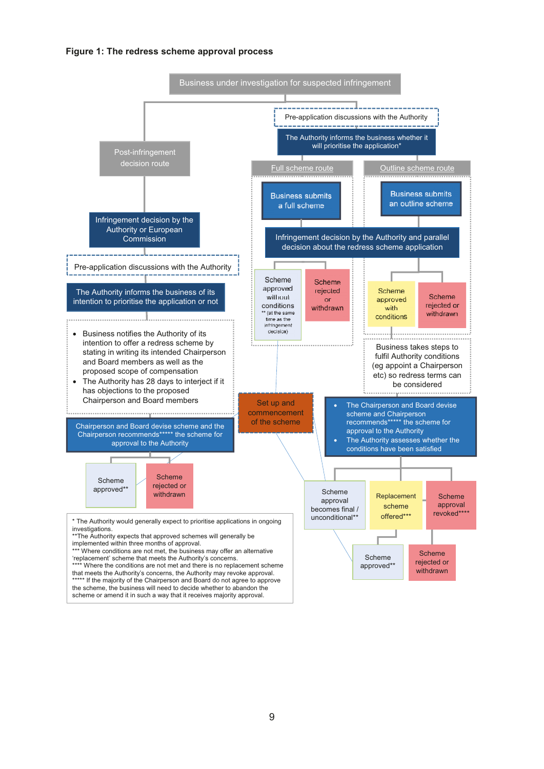**Figure 1: The redress scheme approval process**

Business under investigation for suspected infringement

**Post-infringement decision route**

- Infringement decision by the Authority or European Commission
- Pre-application discussions with the Authority
- The Authority informs the business of its intention to prioritise the application or not
- Business notifies the Authority of its intention to offer a redress scheme by stating in writing its intended Chairperson and Board members as well as the proposed scope of compensation
- The Authority has 28 days to interject if it has objections to the proposed Chairperson and Board members
- Chairperson and Board devise scheme and the Chairperson recommends***** the scheme for approval to the Authority
- Scheme approved** / Scheme rejected or withdrawn

**Pre-application discussions with the Authority**

The Authority informs the business whether it will prioritise the application*

**Full scheme route**

- Business submits a full scheme
- Infringement decision by the Authority and parallel decision about the redress scheme application
- Scheme approved without conditions ** (at the same time as the infringement decision) / Scheme rejected or withdrawn

**Outline scheme route**

- Business submits an outline scheme
- Infringement decision by the Authority and parallel decision about the redress scheme application
- Scheme approved with conditions / Scheme rejected or withdrawn
- Business takes steps to fulfil Authority conditions (eg appoint a Chairperson etc) so redress terms can be considered
- The Chairperson and Board devise scheme and Chairperson recommends***** the scheme for approval to the Authority
- The Authority assesses whether the conditions have been satisfied
- Scheme approval becomes final / unconditional** / Replacement scheme offered*** / Scheme approval revoked****
- Replacement scheme offered*** → Scheme approved** / Scheme rejected or withdrawn

**Set up and commencement of the scheme**

\* The Authority would generally expect to prioritise applications in ongoing investigations.
\*\*The Authority expects that approved schemes will generally be implemented within three months of approval.
\*\*\* Where conditions are not met, the business may offer an alternative 'replacement' scheme that meets the Authority's concerns.
\*\*\*\* Where the conditions are not met and there is no replacement scheme that meets the Authority's concerns, the Authority may revoke approval.
\*\*\*\*\* If the majority of the Chairperson and Board do not agree to approve the scheme, the business will need to decide whether to abandon the scheme or amend it in such a way that it receives majority approval.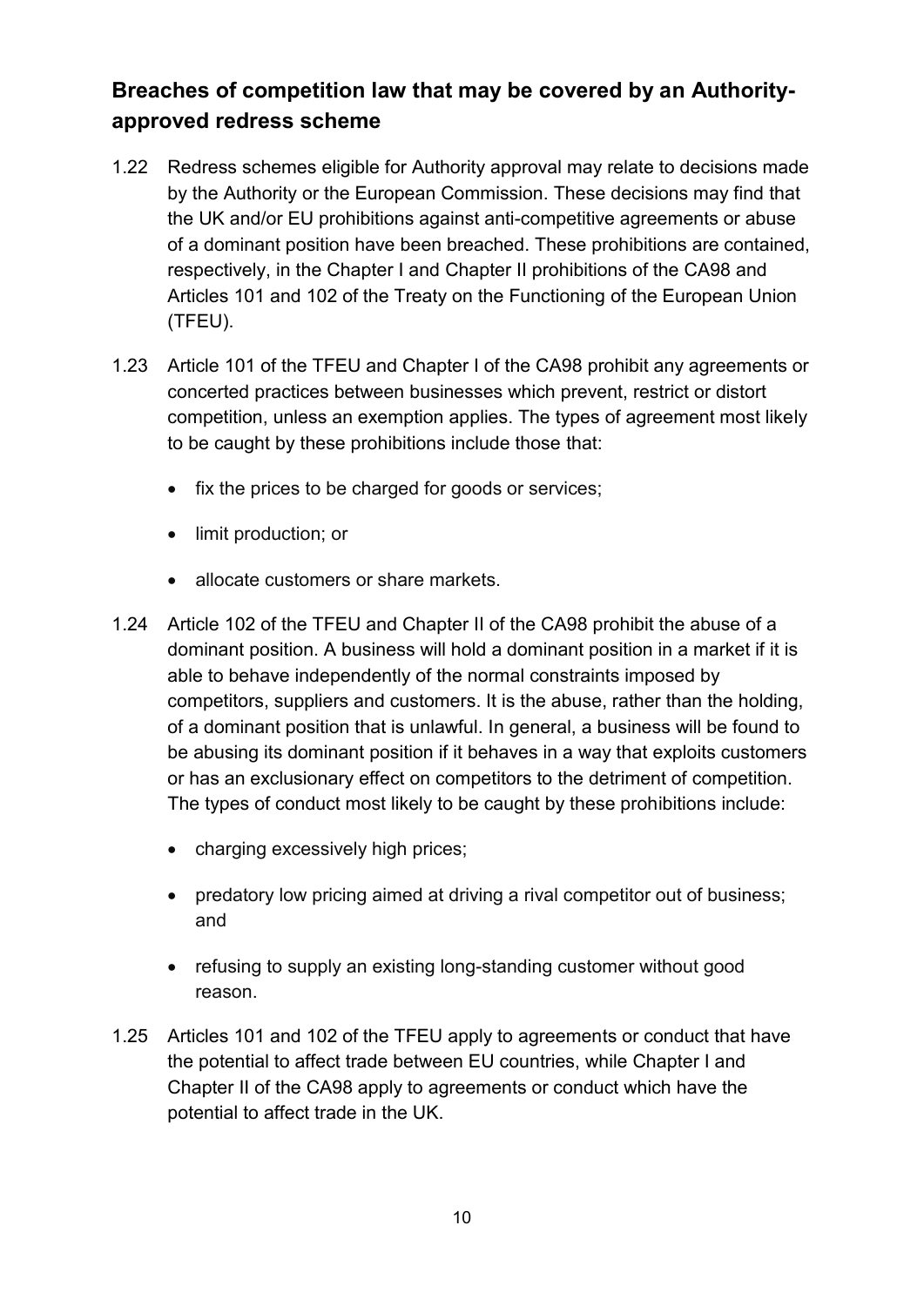## Breaches of competition law that may be covered by an Authority-approved redress scheme

1.22 Redress schemes eligible for Authority approval may relate to decisions made by the Authority or the European Commission. These decisions may find that the UK and/or EU prohibitions against anti-competitive agreements or abuse of a dominant position have been breached. These prohibitions are contained, respectively, in the Chapter I and Chapter II prohibitions of the CA98 and Articles 101 and 102 of the Treaty on the Functioning of the European Union (TFEU).

1.23 Article 101 of the TFEU and Chapter I of the CA98 prohibit any agreements or concerted practices between businesses which prevent, restrict or distort competition, unless an exemption applies. The types of agreement most likely to be caught by these prohibitions include those that:

- fix the prices to be charged for goods or services;
- limit production; or
- allocate customers or share markets.

1.24 Article 102 of the TFEU and Chapter II of the CA98 prohibit the abuse of a dominant position. A business will hold a dominant position in a market if it is able to behave independently of the normal constraints imposed by competitors, suppliers and customers. It is the abuse, rather than the holding, of a dominant position that is unlawful. In general, a business will be found to be abusing its dominant position if it behaves in a way that exploits customers or has an exclusionary effect on competitors to the detriment of competition. The types of conduct most likely to be caught by these prohibitions include:

- charging excessively high prices;
- predatory low pricing aimed at driving a rival competitor out of business; and
- refusing to supply an existing long-standing customer without good reason.

1.25 Articles 101 and 102 of the TFEU apply to agreements or conduct that have the potential to affect trade between EU countries, while Chapter I and Chapter II of the CA98 apply to agreements or conduct which have the potential to affect trade in the UK.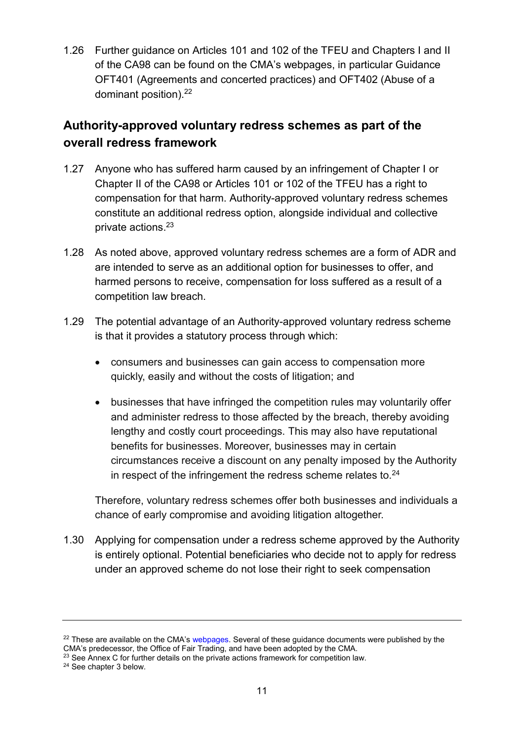1.26 Further guidance on Articles 101 and 102 of the TFEU and Chapters I and II of the CA98 can be found on the CMA's webpages, in particular Guidance OFT401 (Agreements and concerted practices) and OFT402 (Abuse of a dominant position).[22]

## Authority-approved voluntary redress schemes as part of the overall redress framework

1.27 Anyone who has suffered harm caused by an infringement of Chapter I or Chapter II of the CA98 or Articles 101 or 102 of the TFEU has a right to compensation for that harm. Authority-approved voluntary redress schemes constitute an additional redress option, alongside individual and collective private actions.[23]

1.28 As noted above, approved voluntary redress schemes are a form of ADR and are intended to serve as an additional option for businesses to offer, and harmed persons to receive, compensation for loss suffered as a result of a competition law breach.

1.29 The potential advantage of an Authority-approved voluntary redress scheme is that it provides a statutory process through which:

- consumers and businesses can gain access to compensation more quickly, easily and without the costs of litigation; and
- businesses that have infringed the competition rules may voluntarily offer and administer redress to those affected by the breach, thereby avoiding lengthy and costly court proceedings. This may also have reputational benefits for businesses. Moreover, businesses may in certain circumstances receive a discount on any penalty imposed by the Authority in respect of the infringement the redress scheme relates to.[24]

Therefore, voluntary redress schemes offer both businesses and individuals a chance of early compromise and avoiding litigation altogether.

1.30 Applying for compensation under a redress scheme approved by the Authority is entirely optional. Potential beneficiaries who decide not to apply for redress under an approved scheme do not lose their right to seek compensation

---

[22] These are available on the CMA's webpages. Several of these guidance documents were published by the CMA's predecessor, the Office of Fair Trading, and have been adopted by the CMA.

[23] See Annex C for further details on the private actions framework for competition law.

[24] See chapter 3 below.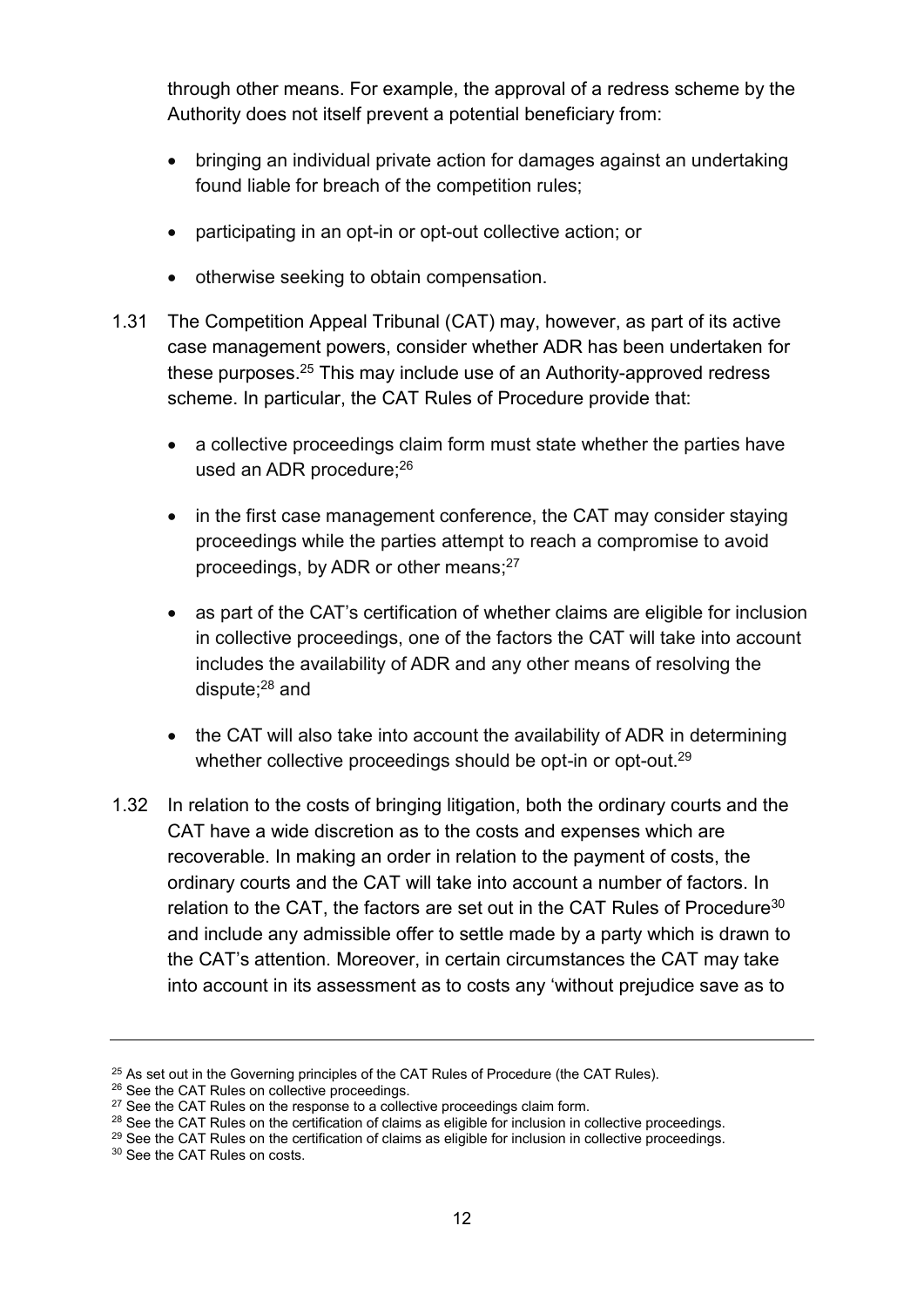through other means. For example, the approval of a redress scheme by the Authority does not itself prevent a potential beneficiary from:

- bringing an individual private action for damages against an undertaking found liable for breach of the competition rules;
- participating in an opt-in or opt-out collective action; or
- otherwise seeking to obtain compensation.

1.31 The Competition Appeal Tribunal (CAT) may, however, as part of its active case management powers, consider whether ADR has been undertaken for these purposes.[25] This may include use of an Authority-approved redress scheme. In particular, the CAT Rules of Procedure provide that:

- a collective proceedings claim form must state whether the parties have used an ADR procedure;[26]
- in the first case management conference, the CAT may consider staying proceedings while the parties attempt to reach a compromise to avoid proceedings, by ADR or other means;[27]
- as part of the CAT's certification of whether claims are eligible for inclusion in collective proceedings, one of the factors the CAT will take into account includes the availability of ADR and any other means of resolving the dispute;[28] and
- the CAT will also take into account the availability of ADR in determining whether collective proceedings should be opt-in or opt-out.[29]

1.32 In relation to the costs of bringing litigation, both the ordinary courts and the CAT have a wide discretion as to the costs and expenses which are recoverable. In making an order in relation to the payment of costs, the ordinary courts and the CAT will take into account a number of factors. In relation to the CAT, the factors are set out in the CAT Rules of Procedure[30] and include any admissible offer to settle made by a party which is drawn to the CAT's attention. Moreover, in certain circumstances the CAT may take into account in its assessment as to costs any 'without prejudice save as to

---

[25] As set out in the Governing principles of the CAT Rules of Procedure (the CAT Rules).

[26] See the CAT Rules on collective proceedings.

[27] See the CAT Rules on the response to a collective proceedings claim form.

[28] See the CAT Rules on the certification of claims as eligible for inclusion in collective proceedings.

[29] See the CAT Rules on the certification of claims as eligible for inclusion in collective proceedings.

[30] See the CAT Rules on costs.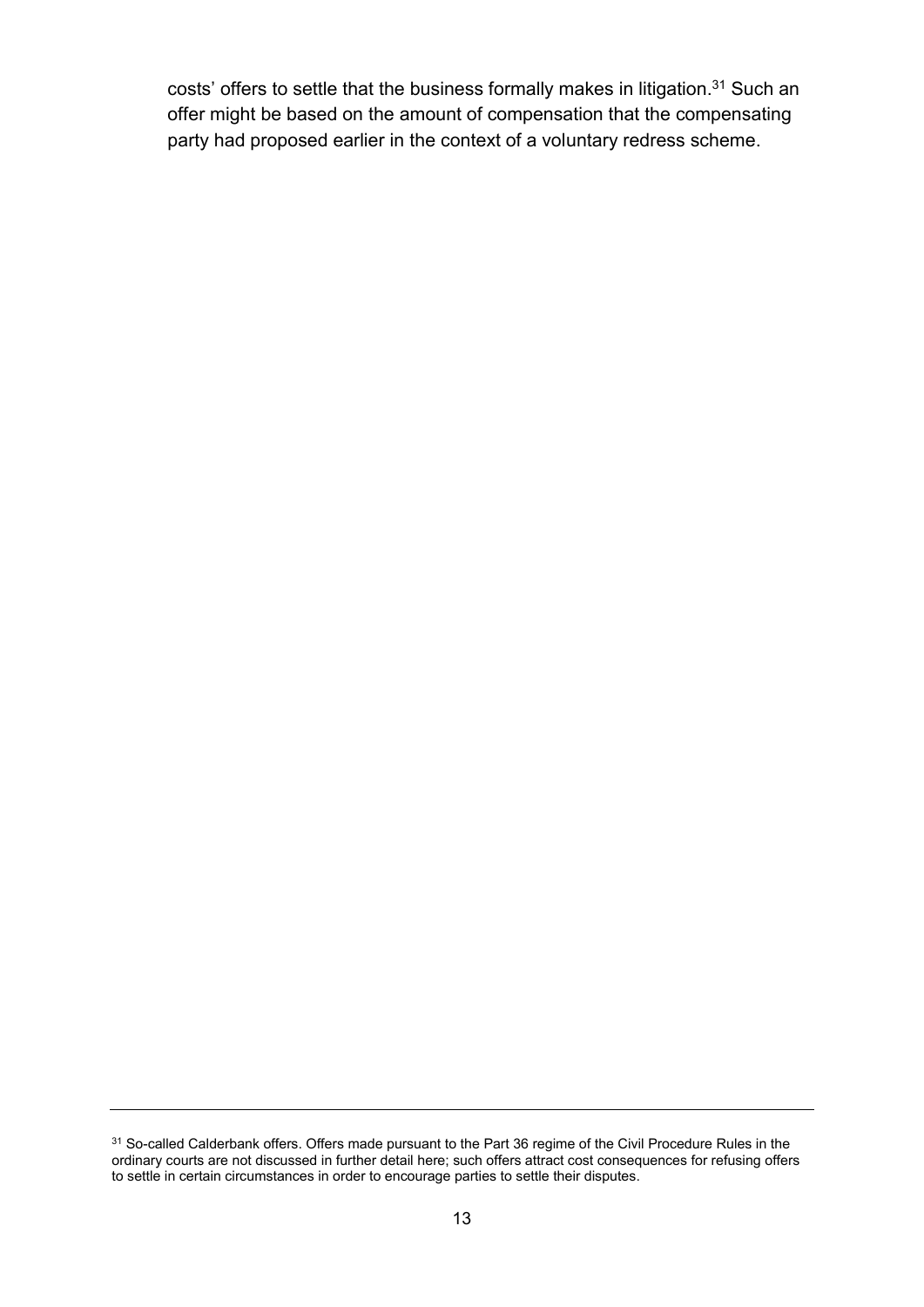costs' offers to settle that the business formally makes in litigation.[31] Such an offer might be based on the amount of compensation that the compensating party had proposed earlier in the context of a voluntary redress scheme.

---

[31] So-called Calderbank offers. Offers made pursuant to the Part 36 regime of the Civil Procedure Rules in the ordinary courts are not discussed in further detail here; such offers attract cost consequences for refusing offers to settle in certain circumstances in order to encourage parties to settle their disputes.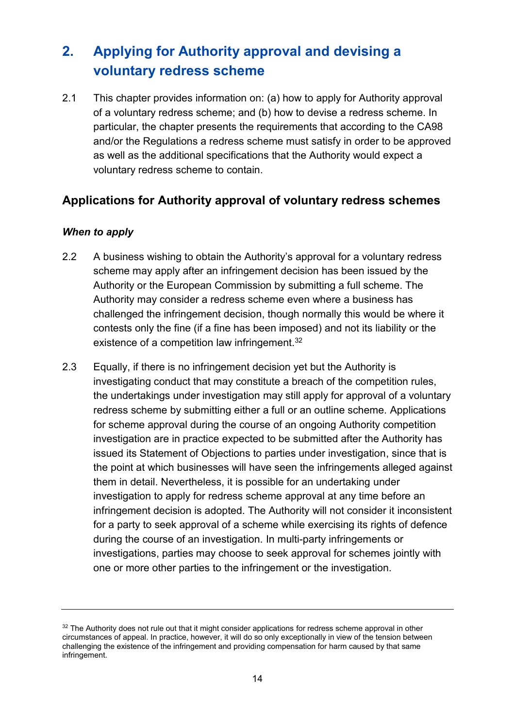# 2. Applying for Authority approval and devising a voluntary redress scheme

2.1 This chapter provides information on: (a) how to apply for Authority approval of a voluntary redress scheme; and (b) how to devise a redress scheme. In particular, the chapter presents the requirements that according to the CA98 and/or the Regulations a redress scheme must satisfy in order to be approved as well as the additional specifications that the Authority would expect a voluntary redress scheme to contain.

## Applications for Authority approval of voluntary redress schemes

### *When to apply*

2.2 A business wishing to obtain the Authority's approval for a voluntary redress scheme may apply after an infringement decision has been issued by the Authority or the European Commission by submitting a full scheme. The Authority may consider a redress scheme even where a business has challenged the infringement decision, though normally this would be where it contests only the fine (if a fine has been imposed) and not its liability or the existence of a competition law infringement.[32]

2.3 Equally, if there is no infringement decision yet but the Authority is investigating conduct that may constitute a breach of the competition rules, the undertakings under investigation may still apply for approval of a voluntary redress scheme by submitting either a full or an outline scheme. Applications for scheme approval during the course of an ongoing Authority competition investigation are in practice expected to be submitted after the Authority has issued its Statement of Objections to parties under investigation, since that is the point at which businesses will have seen the infringements alleged against them in detail. Nevertheless, it is possible for an undertaking under investigation to apply for redress scheme approval at any time before an infringement decision is adopted. The Authority will not consider it inconsistent for a party to seek approval of a scheme while exercising its rights of defence during the course of an investigation. In multi-party infringements or investigations, parties may choose to seek approval for schemes jointly with one or more other parties to the infringement or the investigation.

---

[32] The Authority does not rule out that it might consider applications for redress scheme approval in other circumstances of appeal. In practice, however, it will do so only exceptionally in view of the tension between challenging the existence of the infringement and providing compensation for harm caused by that same infringement.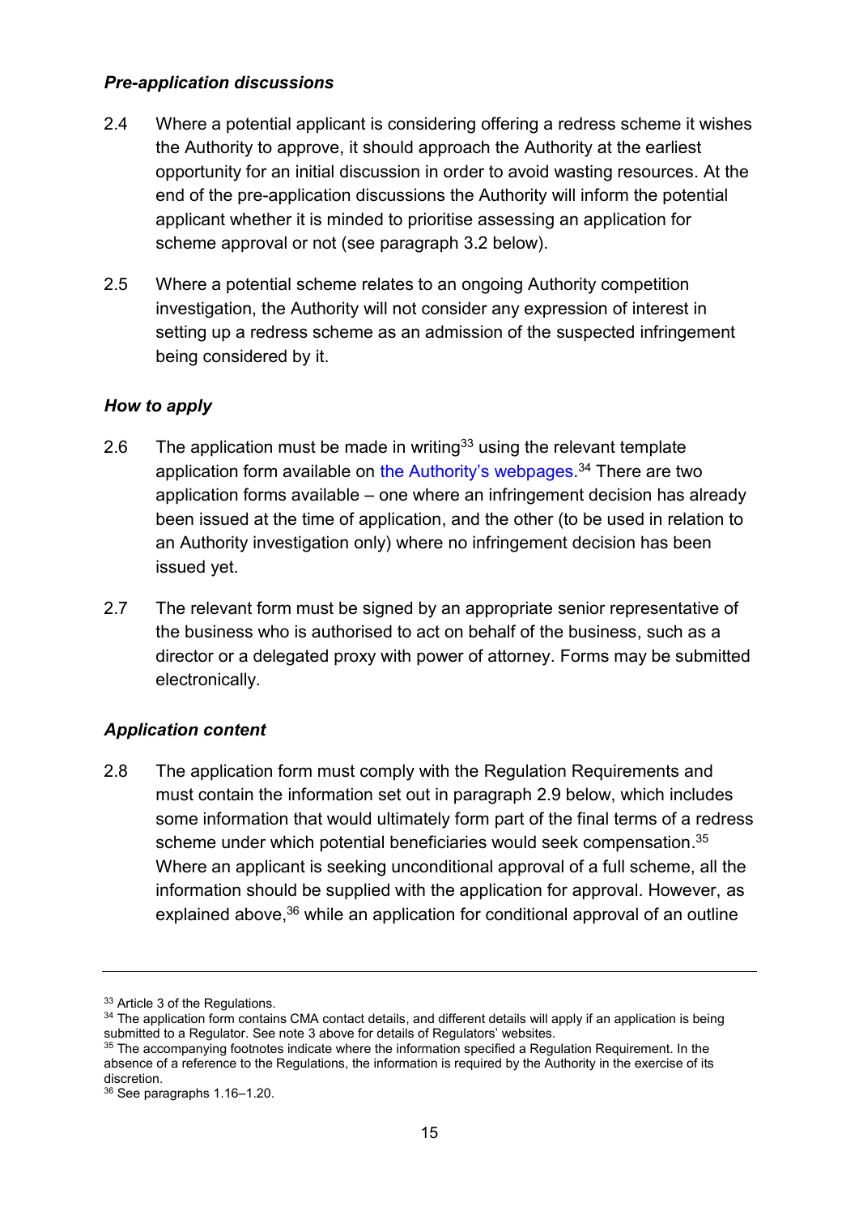*Pre-application discussions*

2.4 Where a potential applicant is considering offering a redress scheme it wishes the Authority to approve, it should approach the Authority at the earliest opportunity for an initial discussion in order to avoid wasting resources. At the end of the pre-application discussions the Authority will inform the potential applicant whether it is minded to prioritise assessing an application for scheme approval or not (see paragraph 3.2 below).

2.5 Where a potential scheme relates to an ongoing Authority competition investigation, the Authority will not consider any expression of interest in setting up a redress scheme as an admission of the suspected infringement being considered by it.

*How to apply*

2.6 The application must be made in writing[33] using the relevant template application form available on the Authority's webpages.[34] There are two application forms available – one where an infringement decision has already been issued at the time of application, and the other (to be used in relation to an Authority investigation only) where no infringement decision has been issued yet.

2.7 The relevant form must be signed by an appropriate senior representative of the business who is authorised to act on behalf of the business, such as a director or a delegated proxy with power of attorney. Forms may be submitted electronically.

*Application content*

2.8 The application form must comply with the Regulation Requirements and must contain the information set out in paragraph 2.9 below, which includes some information that would ultimately form part of the final terms of a redress scheme under which potential beneficiaries would seek compensation.[35] Where an applicant is seeking unconditional approval of a full scheme, all the information should be supplied with the application for approval. However, as explained above,[36] while an application for conditional approval of an outline

---

[33] Article 3 of the Regulations.

[34] The application form contains CMA contact details, and different details will apply if an application is being submitted to a Regulator. See note 3 above for details of Regulators' websites.

[35] The accompanying footnotes indicate where the information specified a Regulation Requirement. In the absence of a reference to the Regulations, the information is required by the Authority in the exercise of its discretion.

[36] See paragraphs 1.16–1.20.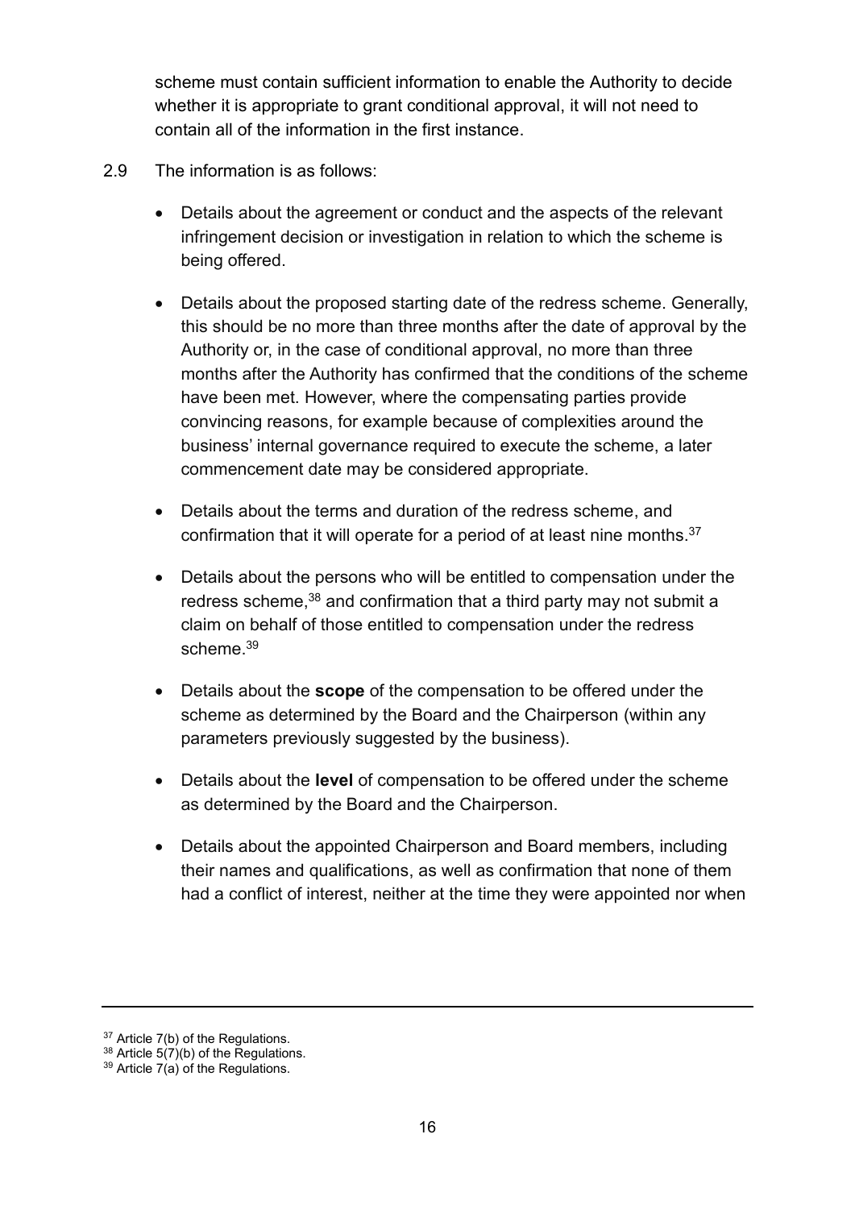scheme must contain sufficient information to enable the Authority to decide whether it is appropriate to grant conditional approval, it will not need to contain all of the information in the first instance.

2.9 The information is as follows:

- Details about the agreement or conduct and the aspects of the relevant infringement decision or investigation in relation to which the scheme is being offered.
- Details about the proposed starting date of the redress scheme. Generally, this should be no more than three months after the date of approval by the Authority or, in the case of conditional approval, no more than three months after the Authority has confirmed that the conditions of the scheme have been met. However, where the compensating parties provide convincing reasons, for example because of complexities around the business' internal governance required to execute the scheme, a later commencement date may be considered appropriate.
- Details about the terms and duration of the redress scheme, and confirmation that it will operate for a period of at least nine months.[37]
- Details about the persons who will be entitled to compensation under the redress scheme,[38] and confirmation that a third party may not submit a claim on behalf of those entitled to compensation under the redress scheme.[39]
- Details about the **scope** of the compensation to be offered under the scheme as determined by the Board and the Chairperson (within any parameters previously suggested by the business).
- Details about the **level** of compensation to be offered under the scheme as determined by the Board and the Chairperson.
- Details about the appointed Chairperson and Board members, including their names and qualifications, as well as confirmation that none of them had a conflict of interest, neither at the time they were appointed nor when

---

[37] Article 7(b) of the Regulations.

[38] Article 5(7)(b) of the Regulations.

[39] Article 7(a) of the Regulations.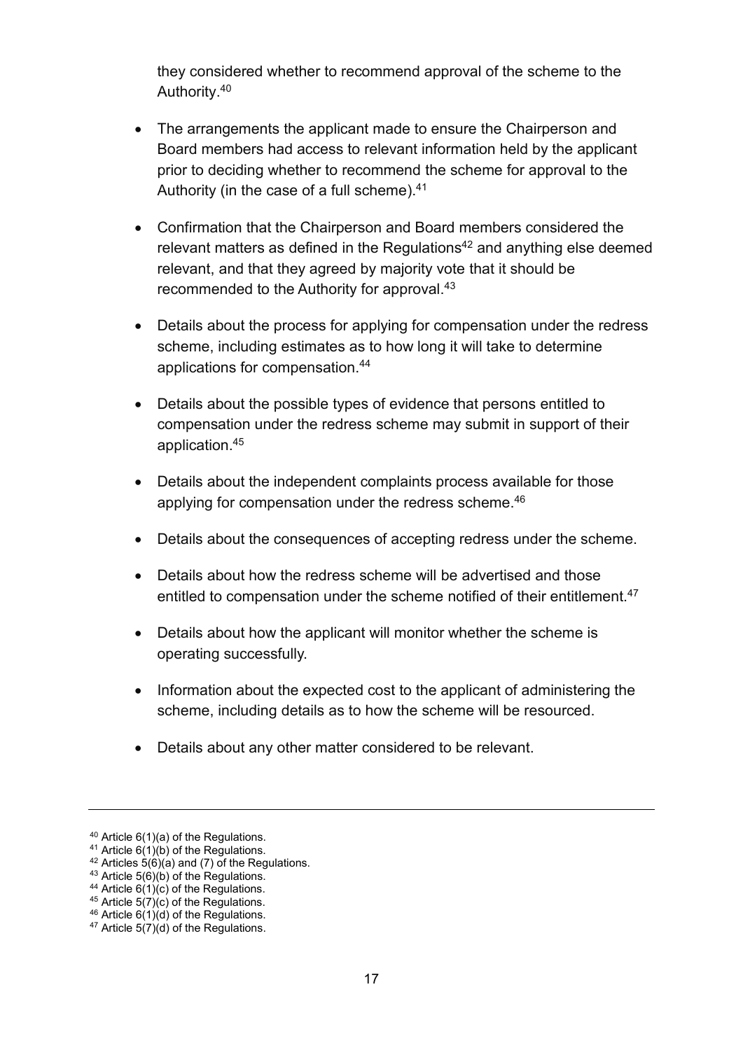they considered whether to recommend approval of the scheme to the Authority.[40]

- The arrangements the applicant made to ensure the Chairperson and Board members had access to relevant information held by the applicant prior to deciding whether to recommend the scheme for approval to the Authority (in the case of a full scheme).[41]

- Confirmation that the Chairperson and Board members considered the relevant matters as defined in the Regulations[42] and anything else deemed relevant, and that they agreed by majority vote that it should be recommended to the Authority for approval.[43]

- Details about the process for applying for compensation under the redress scheme, including estimates as to how long it will take to determine applications for compensation.[44]

- Details about the possible types of evidence that persons entitled to compensation under the redress scheme may submit in support of their application.[45]

- Details about the independent complaints process available for those applying for compensation under the redress scheme.[46]

- Details about the consequences of accepting redress under the scheme.

- Details about how the redress scheme will be advertised and those entitled to compensation under the scheme notified of their entitlement.[47]

- Details about how the applicant will monitor whether the scheme is operating successfully.

- Information about the expected cost to the applicant of administering the scheme, including details as to how the scheme will be resourced.

- Details about any other matter considered to be relevant.

---

[40] Article 6(1)(a) of the Regulations.
[41] Article 6(1)(b) of the Regulations.
[42] Articles 5(6)(a) and (7) of the Regulations.
[43] Article 5(6)(b) of the Regulations.
[44] Article 6(1)(c) of the Regulations.
[45] Article 5(7)(c) of the Regulations.
[46] Article 6(1)(d) of the Regulations.
[47] Article 5(7)(d) of the Regulations.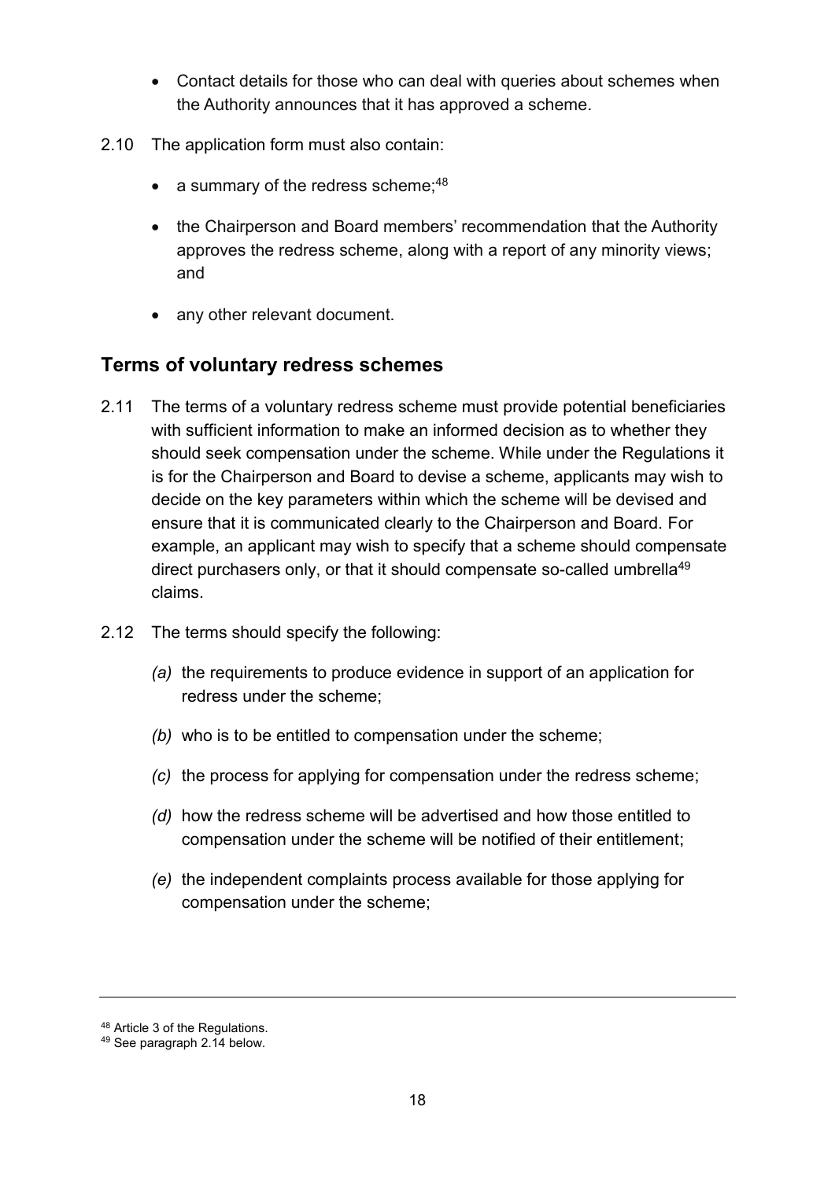- Contact details for those who can deal with queries about schemes when the Authority announces that it has approved a scheme.

2.10 The application form must also contain:

- a summary of the redress scheme;[48]
- the Chairperson and Board members' recommendation that the Authority approves the redress scheme, along with a report of any minority views; and
- any other relevant document.

## Terms of voluntary redress schemes

2.11 The terms of a voluntary redress scheme must provide potential beneficiaries with sufficient information to make an informed decision as to whether they should seek compensation under the scheme. While under the Regulations it is for the Chairperson and Board to devise a scheme, applicants may wish to decide on the key parameters within which the scheme will be devised and ensure that it is communicated clearly to the Chairperson and Board. For example, an applicant may wish to specify that a scheme should compensate direct purchasers only, or that it should compensate so-called umbrella[49] claims.

2.12 The terms should specify the following:

*(a)* the requirements to produce evidence in support of an application for redress under the scheme;

*(b)* who is to be entitled to compensation under the scheme;

*(c)* the process for applying for compensation under the redress scheme;

*(d)* how the redress scheme will be advertised and how those entitled to compensation under the scheme will be notified of their entitlement;

*(e)* the independent complaints process available for those applying for compensation under the scheme;

---

[48] Article 3 of the Regulations.

[49] See paragraph 2.14 below.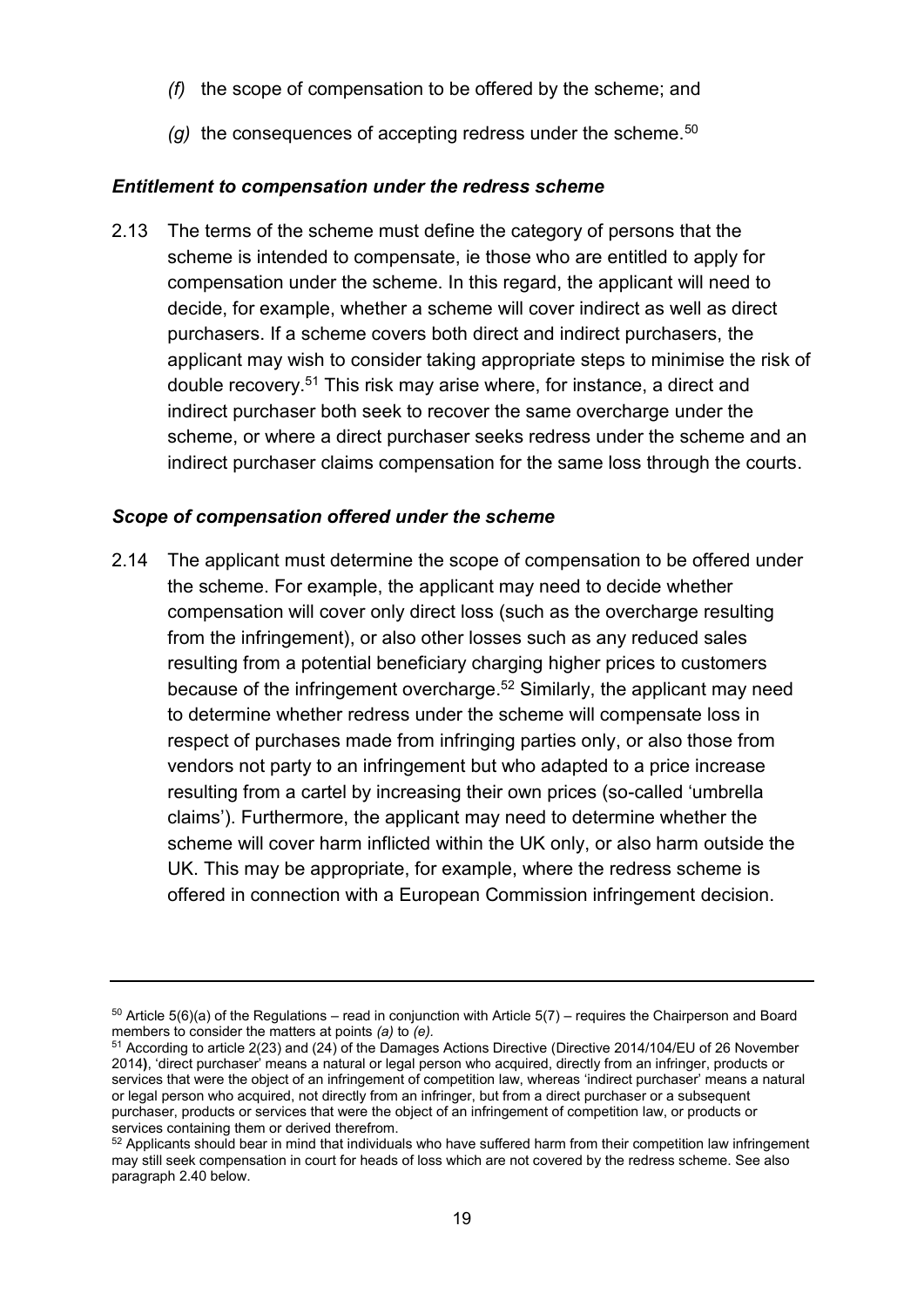*(f)* the scope of compensation to be offered by the scheme; and

*(g)* the consequences of accepting redress under the scheme.[50]

### *Entitlement to compensation under the redress scheme*

2.13 The terms of the scheme must define the category of persons that the scheme is intended to compensate, ie those who are entitled to apply for compensation under the scheme. In this regard, the applicant will need to decide, for example, whether a scheme will cover indirect as well as direct purchasers. If a scheme covers both direct and indirect purchasers, the applicant may wish to consider taking appropriate steps to minimise the risk of double recovery.[51] This risk may arise where, for instance, a direct and indirect purchaser both seek to recover the same overcharge under the scheme, or where a direct purchaser seeks redress under the scheme and an indirect purchaser claims compensation for the same loss through the courts.

### *Scope of compensation offered under the scheme*

2.14 The applicant must determine the scope of compensation to be offered under the scheme. For example, the applicant may need to decide whether compensation will cover only direct loss (such as the overcharge resulting from the infringement), or also other losses such as any reduced sales resulting from a potential beneficiary charging higher prices to customers because of the infringement overcharge.[52] Similarly, the applicant may need to determine whether redress under the scheme will compensate loss in respect of purchases made from infringing parties only, or also those from vendors not party to an infringement but who adapted to a price increase resulting from a cartel by increasing their own prices (so-called 'umbrella claims'). Furthermore, the applicant may need to determine whether the scheme will cover harm inflicted within the UK only, or also harm outside the UK. This may be appropriate, for example, where the redress scheme is offered in connection with a European Commission infringement decision.

---

[50] Article 5(6)(a) of the Regulations – read in conjunction with Article 5(7) – requires the Chairperson and Board members to consider the matters at points *(a)* to *(e).*

[51] According to article 2(23) and (24) of the Damages Actions Directive (Directive 2014/104/EU of 26 November 2014**)**, 'direct purchaser' means a natural or legal person who acquired, directly from an infringer, products or services that were the object of an infringement of competition law, whereas 'indirect purchaser' means a natural or legal person who acquired, not directly from an infringer, but from a direct purchaser or a subsequent purchaser, products or services that were the object of an infringement of competition law, or products or services containing them or derived therefrom.

[52] Applicants should bear in mind that individuals who have suffered harm from their competition law infringement may still seek compensation in court for heads of loss which are not covered by the redress scheme. See also paragraph 2.40 below.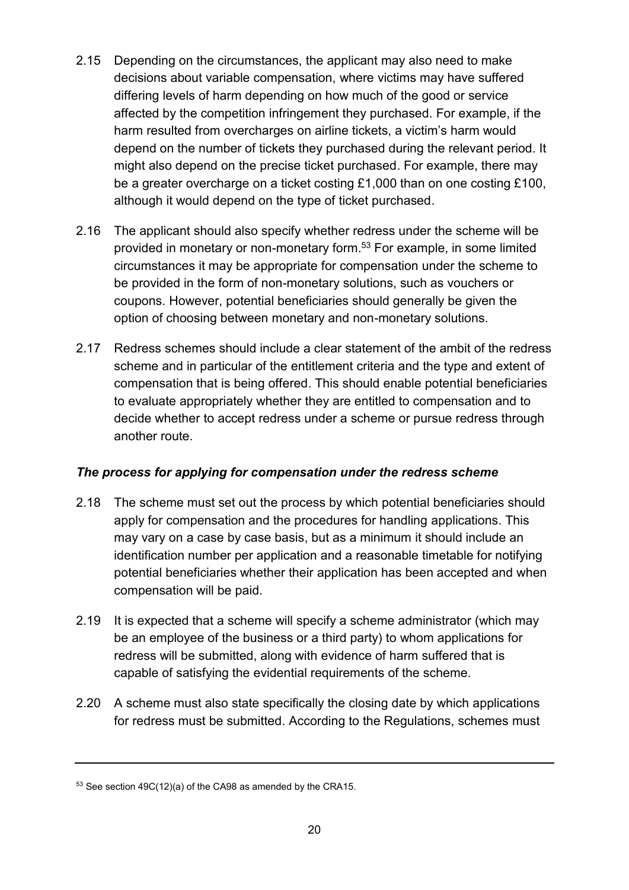2.15 Depending on the circumstances, the applicant may also need to make decisions about variable compensation, where victims may have suffered differing levels of harm depending on how much of the good or service affected by the competition infringement they purchased. For example, if the harm resulted from overcharges on airline tickets, a victim's harm would depend on the number of tickets they purchased during the relevant period. It might also depend on the precise ticket purchased. For example, there may be a greater overcharge on a ticket costing £1,000 than on one costing £100, although it would depend on the type of ticket purchased.

2.16 The applicant should also specify whether redress under the scheme will be provided in monetary or non-monetary form.[53] For example, in some limited circumstances it may be appropriate for compensation under the scheme to be provided in the form of non-monetary solutions, such as vouchers or coupons. However, potential beneficiaries should generally be given the option of choosing between monetary and non-monetary solutions.

2.17 Redress schemes should include a clear statement of the ambit of the redress scheme and in particular of the entitlement criteria and the type and extent of compensation that is being offered. This should enable potential beneficiaries to evaluate appropriately whether they are entitled to compensation and to decide whether to accept redress under a scheme or pursue redress through another route.

### *The process for applying for compensation under the redress scheme*

2.18 The scheme must set out the process by which potential beneficiaries should apply for compensation and the procedures for handling applications. This may vary on a case by case basis, but as a minimum it should include an identification number per application and a reasonable timetable for notifying potential beneficiaries whether their application has been accepted and when compensation will be paid.

2.19 It is expected that a scheme will specify a scheme administrator (which may be an employee of the business or a third party) to whom applications for redress will be submitted, along with evidence of harm suffered that is capable of satisfying the evidential requirements of the scheme.

2.20 A scheme must also state specifically the closing date by which applications for redress must be submitted. According to the Regulations, schemes must

---

[53] See section 49C(12)(a) of the CA98 as amended by the CRA15.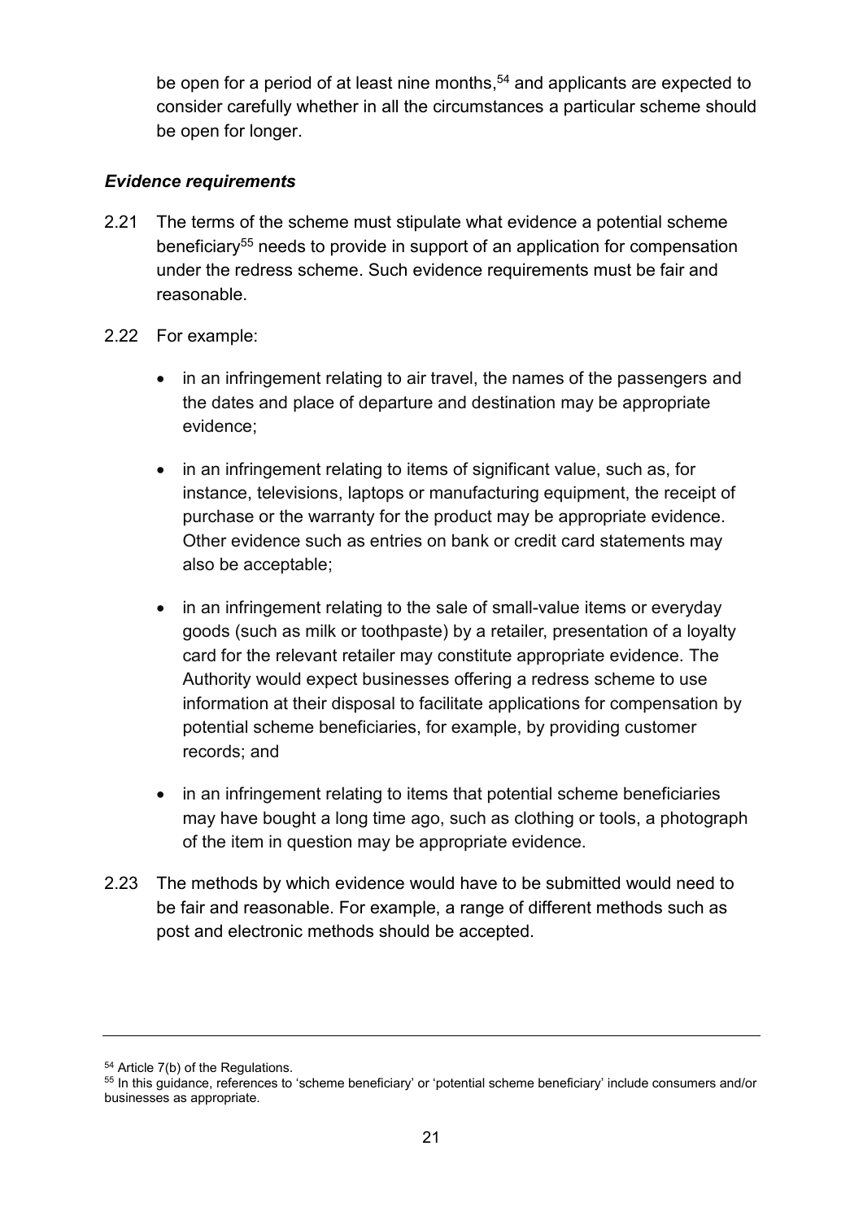be open for a period of at least nine months,[54] and applicants are expected to consider carefully whether in all the circumstances a particular scheme should be open for longer.

***Evidence requirements***

2.21 The terms of the scheme must stipulate what evidence a potential scheme beneficiary[55] needs to provide in support of an application for compensation under the redress scheme. Such evidence requirements must be fair and reasonable.

2.22 For example:

- in an infringement relating to air travel, the names of the passengers and the dates and place of departure and destination may be appropriate evidence;
- in an infringement relating to items of significant value, such as, for instance, televisions, laptops or manufacturing equipment, the receipt of purchase or the warranty for the product may be appropriate evidence. Other evidence such as entries on bank or credit card statements may also be acceptable;
- in an infringement relating to the sale of small-value items or everyday goods (such as milk or toothpaste) by a retailer, presentation of a loyalty card for the relevant retailer may constitute appropriate evidence. The Authority would expect businesses offering a redress scheme to use information at their disposal to facilitate applications for compensation by potential scheme beneficiaries, for example, by providing customer records; and
- in an infringement relating to items that potential scheme beneficiaries may have bought a long time ago, such as clothing or tools, a photograph of the item in question may be appropriate evidence.

2.23 The methods by which evidence would have to be submitted would need to be fair and reasonable. For example, a range of different methods such as post and electronic methods should be accepted.

---

[54] Article 7(b) of the Regulations.

[55] In this guidance, references to 'scheme beneficiary' or 'potential scheme beneficiary' include consumers and/or businesses as appropriate.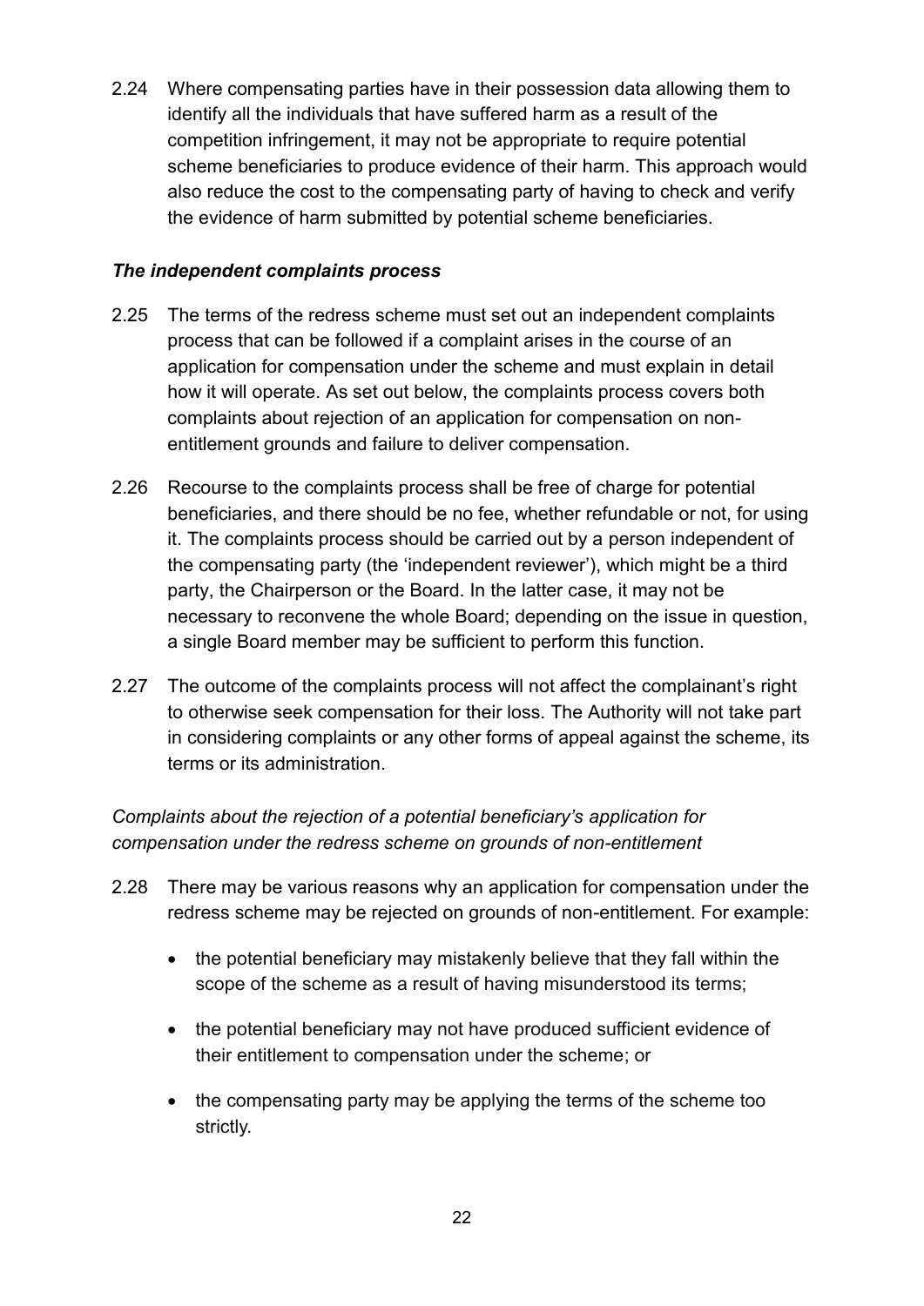2.24 Where compensating parties have in their possession data allowing them to identify all the individuals that have suffered harm as a result of the competition infringement, it may not be appropriate to require potential scheme beneficiaries to produce evidence of their harm. This approach would also reduce the cost to the compensating party of having to check and verify the evidence of harm submitted by potential scheme beneficiaries.

### *The independent complaints process*

2.25 The terms of the redress scheme must set out an independent complaints process that can be followed if a complaint arises in the course of an application for compensation under the scheme and must explain in detail how it will operate. As set out below, the complaints process covers both complaints about rejection of an application for compensation on non-entitlement grounds and failure to deliver compensation.

2.26 Recourse to the complaints process shall be free of charge for potential beneficiaries, and there should be no fee, whether refundable or not, for using it. The complaints process should be carried out by a person independent of the compensating party (the 'independent reviewer'), which might be a third party, the Chairperson or the Board. In the latter case, it may not be necessary to reconvene the whole Board; depending on the issue in question, a single Board member may be sufficient to perform this function.

2.27 The outcome of the complaints process will not affect the complainant's right to otherwise seek compensation for their loss. The Authority will not take part in considering complaints or any other forms of appeal against the scheme, its terms or its administration.

*Complaints about the rejection of a potential beneficiary's application for compensation under the redress scheme on grounds of non-entitlement*

2.28 There may be various reasons why an application for compensation under the redress scheme may be rejected on grounds of non-entitlement. For example:

- the potential beneficiary may mistakenly believe that they fall within the scope of the scheme as a result of having misunderstood its terms;
- the potential beneficiary may not have produced sufficient evidence of their entitlement to compensation under the scheme; or
- the compensating party may be applying the terms of the scheme too strictly.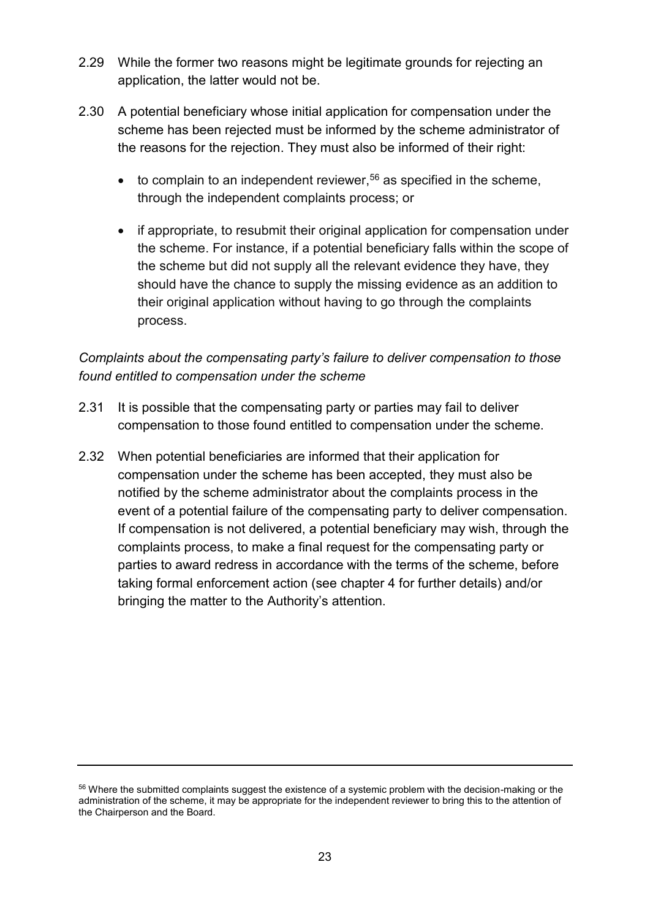2.29 While the former two reasons might be legitimate grounds for rejecting an application, the latter would not be.

2.30 A potential beneficiary whose initial application for compensation under the scheme has been rejected must be informed by the scheme administrator of the reasons for the rejection. They must also be informed of their right:

- to complain to an independent reviewer,[56] as specified in the scheme, through the independent complaints process; or
- if appropriate, to resubmit their original application for compensation under the scheme. For instance, if a potential beneficiary falls within the scope of the scheme but did not supply all the relevant evidence they have, they should have the chance to supply the missing evidence as an addition to their original application without having to go through the complaints process.

*Complaints about the compensating party's failure to deliver compensation to those found entitled to compensation under the scheme*

2.31 It is possible that the compensating party or parties may fail to deliver compensation to those found entitled to compensation under the scheme.

2.32 When potential beneficiaries are informed that their application for compensation under the scheme has been accepted, they must also be notified by the scheme administrator about the complaints process in the event of a potential failure of the compensating party to deliver compensation. If compensation is not delivered, a potential beneficiary may wish, through the complaints process, to make a final request for the compensating party or parties to award redress in accordance with the terms of the scheme, before taking formal enforcement action (see chapter 4 for further details) and/or bringing the matter to the Authority's attention.

---

[56] Where the submitted complaints suggest the existence of a systemic problem with the decision-making or the administration of the scheme, it may be appropriate for the independent reviewer to bring this to the attention of the Chairperson and the Board.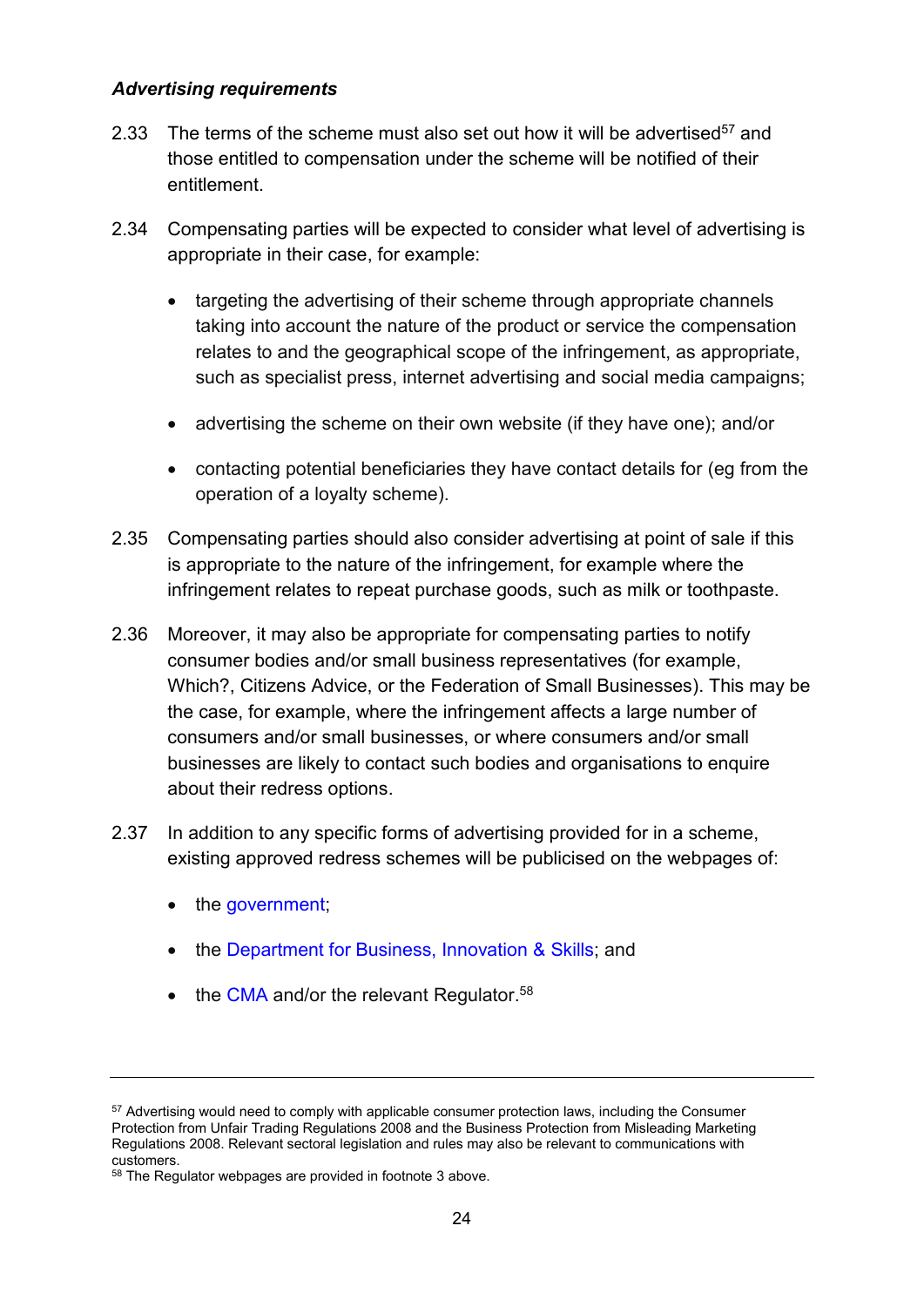***Advertising requirements***

2.33 The terms of the scheme must also set out how it will be advertised[57] and those entitled to compensation under the scheme will be notified of their entitlement.

2.34 Compensating parties will be expected to consider what level of advertising is appropriate in their case, for example:

- targeting the advertising of their scheme through appropriate channels taking into account the nature of the product or service the compensation relates to and the geographical scope of the infringement, as appropriate, such as specialist press, internet advertising and social media campaigns;
- advertising the scheme on their own website (if they have one); and/or
- contacting potential beneficiaries they have contact details for (eg from the operation of a loyalty scheme).

2.35 Compensating parties should also consider advertising at point of sale if this is appropriate to the nature of the infringement, for example where the infringement relates to repeat purchase goods, such as milk or toothpaste.

2.36 Moreover, it may also be appropriate for compensating parties to notify consumer bodies and/or small business representatives (for example, Which?, Citizens Advice, or the Federation of Small Businesses). This may be the case, for example, where the infringement affects a large number of consumers and/or small businesses, or where consumers and/or small businesses are likely to contact such bodies and organisations to enquire about their redress options.

2.37 In addition to any specific forms of advertising provided for in a scheme, existing approved redress schemes will be publicised on the webpages of:

- the government;
- the Department for Business, Innovation & Skills; and
- the CMA and/or the relevant Regulator.[58]

---

[57] Advertising would need to comply with applicable consumer protection laws, including the Consumer Protection from Unfair Trading Regulations 2008 and the Business Protection from Misleading Marketing Regulations 2008. Relevant sectoral legislation and rules may also be relevant to communications with customers.

[58] The Regulator webpages are provided in footnote 3 above.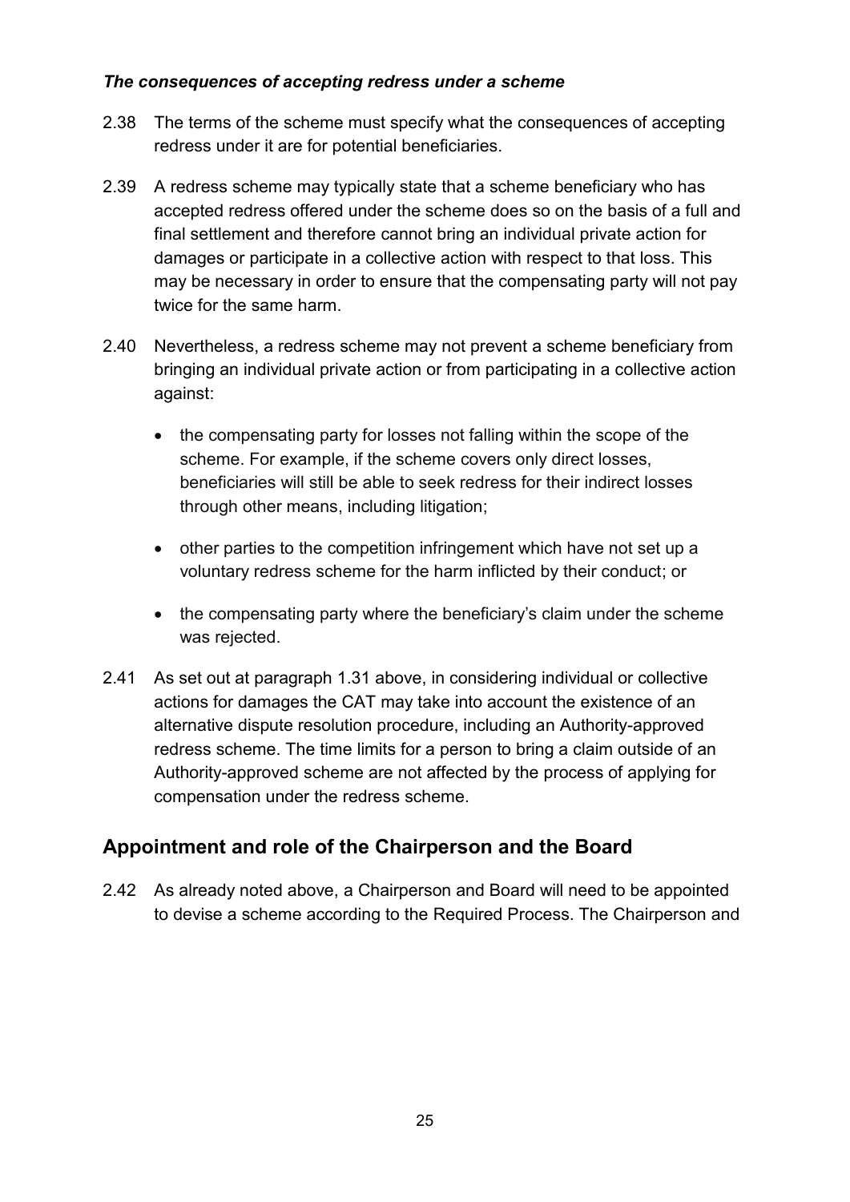### *The consequences of accepting redress under a scheme*

2.38 The terms of the scheme must specify what the consequences of accepting redress under it are for potential beneficiaries.

2.39 A redress scheme may typically state that a scheme beneficiary who has accepted redress offered under the scheme does so on the basis of a full and final settlement and therefore cannot bring an individual private action for damages or participate in a collective action with respect to that loss. This may be necessary in order to ensure that the compensating party will not pay twice for the same harm.

2.40 Nevertheless, a redress scheme may not prevent a scheme beneficiary from bringing an individual private action or from participating in a collective action against:

- the compensating party for losses not falling within the scope of the scheme. For example, if the scheme covers only direct losses, beneficiaries will still be able to seek redress for their indirect losses through other means, including litigation;
- other parties to the competition infringement which have not set up a voluntary redress scheme for the harm inflicted by their conduct; or
- the compensating party where the beneficiary's claim under the scheme was rejected.

2.41 As set out at paragraph 1.31 above, in considering individual or collective actions for damages the CAT may take into account the existence of an alternative dispute resolution procedure, including an Authority-approved redress scheme. The time limits for a person to bring a claim outside of an Authority-approved scheme are not affected by the process of applying for compensation under the redress scheme.

## Appointment and role of the Chairperson and the Board

2.42 As already noted above, a Chairperson and Board will need to be appointed to devise a scheme according to the Required Process. The Chairperson and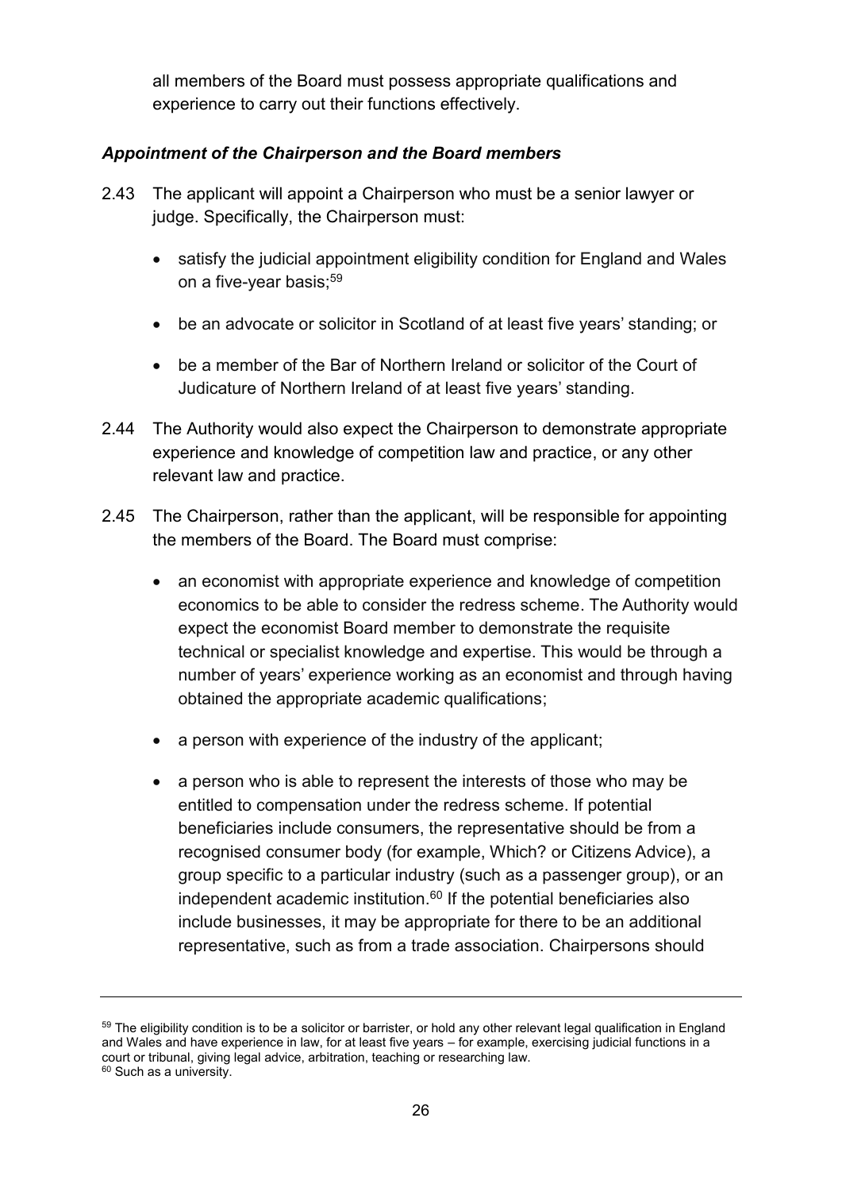all members of the Board must possess appropriate qualifications and experience to carry out their functions effectively.

***Appointment of the Chairperson and the Board members***

2.43 The applicant will appoint a Chairperson who must be a senior lawyer or judge. Specifically, the Chairperson must:

- satisfy the judicial appointment eligibility condition for England and Wales on a five-year basis;[59]
- be an advocate or solicitor in Scotland of at least five years' standing; or
- be a member of the Bar of Northern Ireland or solicitor of the Court of Judicature of Northern Ireland of at least five years' standing.

2.44 The Authority would also expect the Chairperson to demonstrate appropriate experience and knowledge of competition law and practice, or any other relevant law and practice.

2.45 The Chairperson, rather than the applicant, will be responsible for appointing the members of the Board. The Board must comprise:

- an economist with appropriate experience and knowledge of competition economics to be able to consider the redress scheme. The Authority would expect the economist Board member to demonstrate the requisite technical or specialist knowledge and expertise. This would be through a number of years' experience working as an economist and through having obtained the appropriate academic qualifications;
- a person with experience of the industry of the applicant;
- a person who is able to represent the interests of those who may be entitled to compensation under the redress scheme. If potential beneficiaries include consumers, the representative should be from a recognised consumer body (for example, Which? or Citizens Advice), a group specific to a particular industry (such as a passenger group), or an independent academic institution.[60] If the potential beneficiaries also include businesses, it may be appropriate for there to be an additional representative, such as from a trade association. Chairpersons should

---

[59] The eligibility condition is to be a solicitor or barrister, or hold any other relevant legal qualification in England and Wales and have experience in law, for at least five years – for example, exercising judicial functions in a court or tribunal, giving legal advice, arbitration, teaching or researching law.

[60] Such as a university.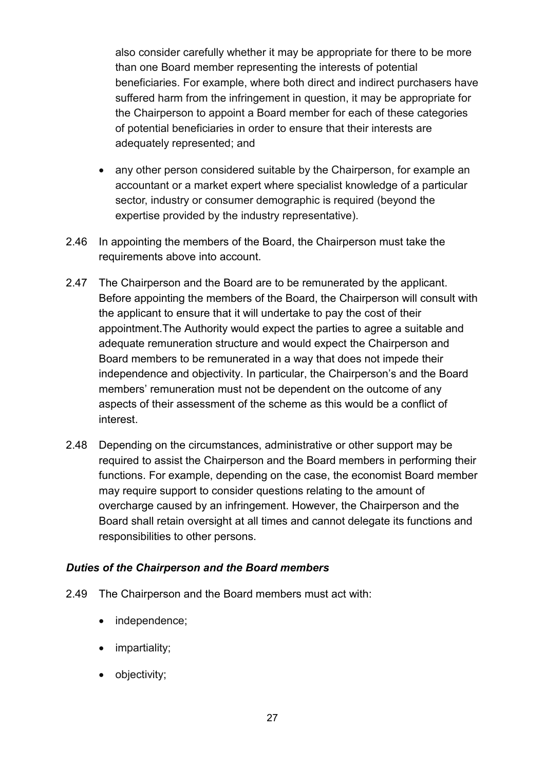also consider carefully whether it may be appropriate for there to be more than one Board member representing the interests of potential beneficiaries. For example, where both direct and indirect purchasers have suffered harm from the infringement in question, it may be appropriate for the Chairperson to appoint a Board member for each of these categories of potential beneficiaries in order to ensure that their interests are adequately represented; and

- any other person considered suitable by the Chairperson, for example an accountant or a market expert where specialist knowledge of a particular sector, industry or consumer demographic is required (beyond the expertise provided by the industry representative).

2.46 In appointing the members of the Board, the Chairperson must take the requirements above into account.

2.47 The Chairperson and the Board are to be remunerated by the applicant. Before appointing the members of the Board, the Chairperson will consult with the applicant to ensure that it will undertake to pay the cost of their appointment.The Authority would expect the parties to agree a suitable and adequate remuneration structure and would expect the Chairperson and Board members to be remunerated in a way that does not impede their independence and objectivity. In particular, the Chairperson's and the Board members' remuneration must not be dependent on the outcome of any aspects of their assessment of the scheme as this would be a conflict of interest.

2.48 Depending on the circumstances, administrative or other support may be required to assist the Chairperson and the Board members in performing their functions. For example, depending on the case, the economist Board member may require support to consider questions relating to the amount of overcharge caused by an infringement. However, the Chairperson and the Board shall retain oversight at all times and cannot delegate its functions and responsibilities to other persons.

### *Duties of the Chairperson and the Board members*

2.49 The Chairperson and the Board members must act with:

- independence;
- impartiality;
- objectivity;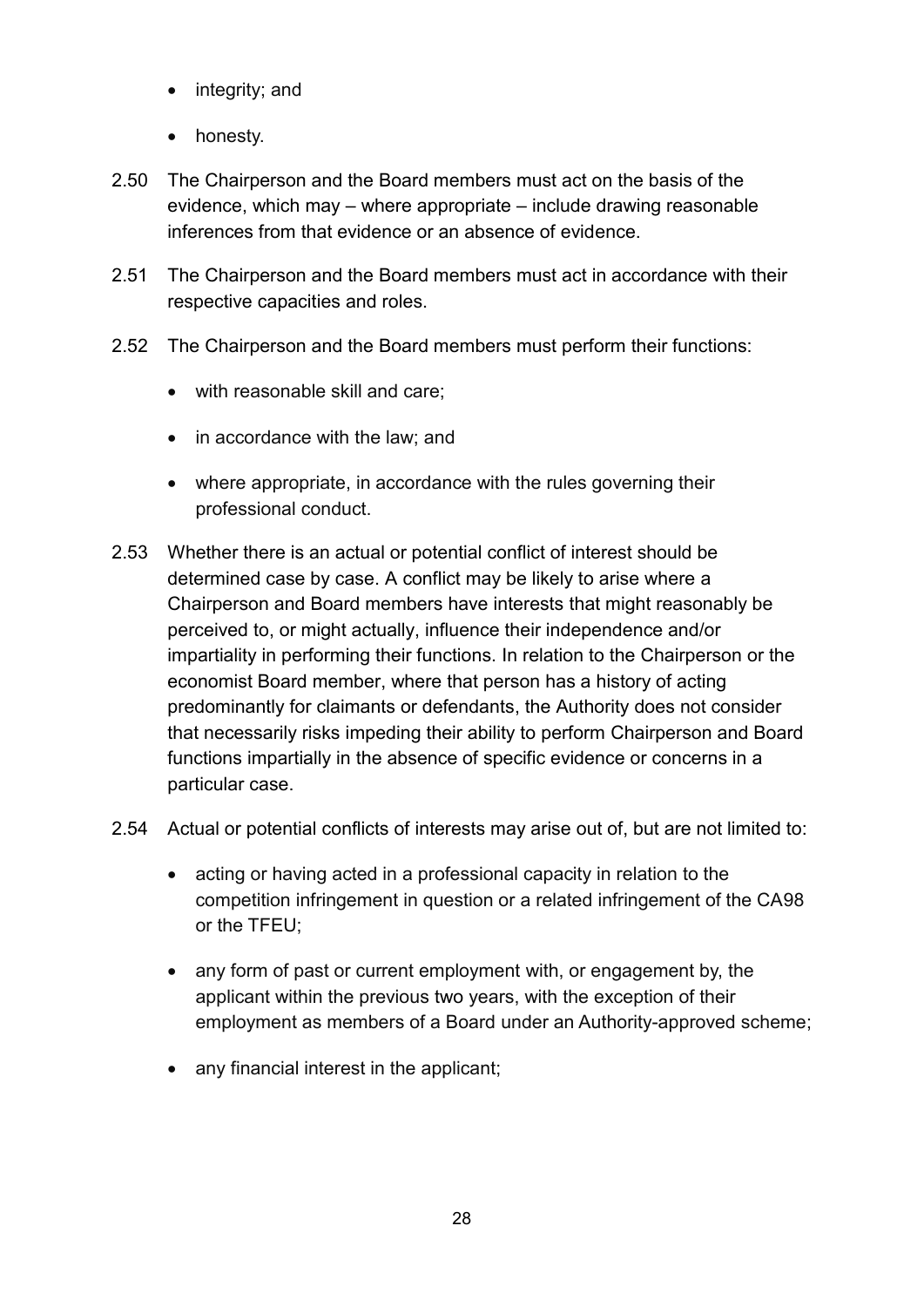- integrity; and
- honesty.

2.50 The Chairperson and the Board members must act on the basis of the evidence, which may – where appropriate – include drawing reasonable inferences from that evidence or an absence of evidence.

2.51 The Chairperson and the Board members must act in accordance with their respective capacities and roles.

2.52 The Chairperson and the Board members must perform their functions:

- with reasonable skill and care;
- in accordance with the law; and
- where appropriate, in accordance with the rules governing their professional conduct.

2.53 Whether there is an actual or potential conflict of interest should be determined case by case. A conflict may be likely to arise where a Chairperson and Board members have interests that might reasonably be perceived to, or might actually, influence their independence and/or impartiality in performing their functions. In relation to the Chairperson or the economist Board member, where that person has a history of acting predominantly for claimants or defendants, the Authority does not consider that necessarily risks impeding their ability to perform Chairperson and Board functions impartially in the absence of specific evidence or concerns in a particular case.

2.54 Actual or potential conflicts of interests may arise out of, but are not limited to:

- acting or having acted in a professional capacity in relation to the competition infringement in question or a related infringement of the CA98 or the TFEU;
- any form of past or current employment with, or engagement by, the applicant within the previous two years, with the exception of their employment as members of a Board under an Authority-approved scheme;
- any financial interest in the applicant;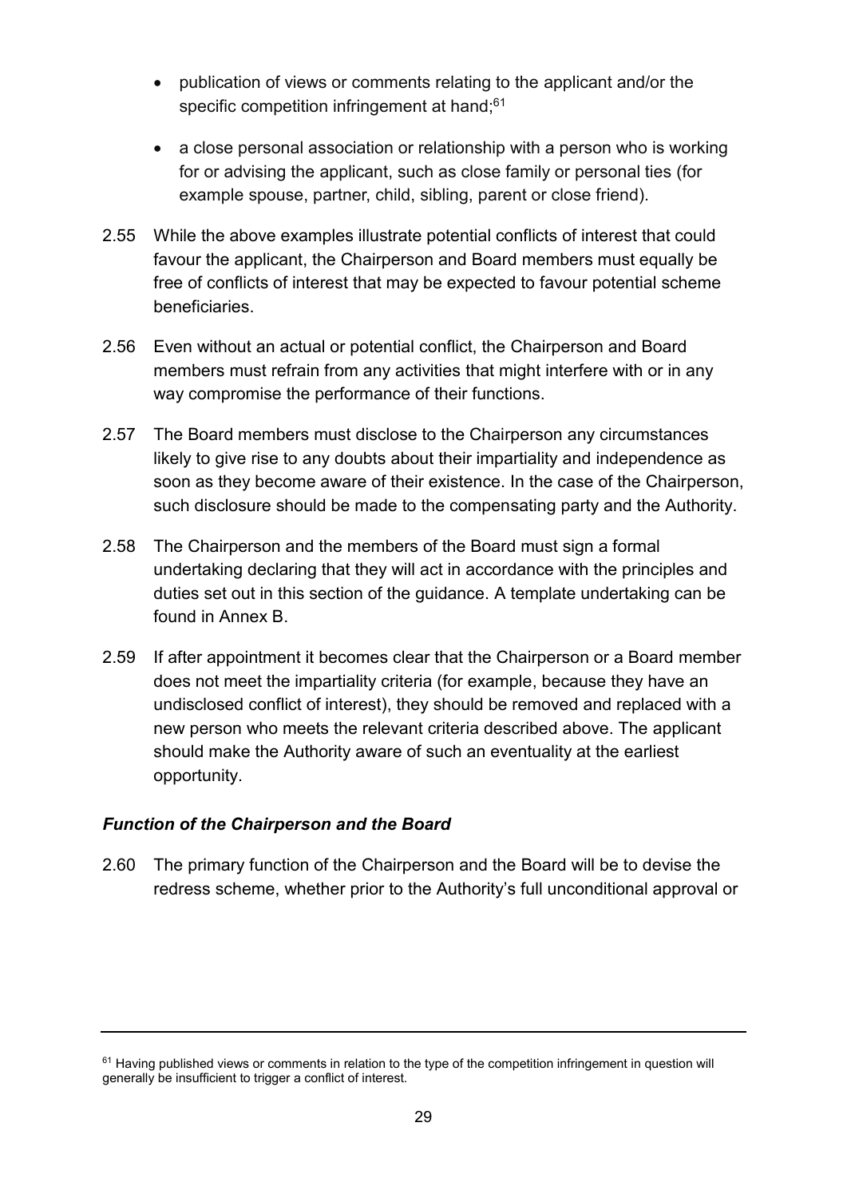- publication of views or comments relating to the applicant and/or the specific competition infringement at hand;[61]
- a close personal association or relationship with a person who is working for or advising the applicant, such as close family or personal ties (for example spouse, partner, child, sibling, parent or close friend).

2.55 While the above examples illustrate potential conflicts of interest that could favour the applicant, the Chairperson and Board members must equally be free of conflicts of interest that may be expected to favour potential scheme beneficiaries.

2.56 Even without an actual or potential conflict, the Chairperson and Board members must refrain from any activities that might interfere with or in any way compromise the performance of their functions.

2.57 The Board members must disclose to the Chairperson any circumstances likely to give rise to any doubts about their impartiality and independence as soon as they become aware of their existence. In the case of the Chairperson, such disclosure should be made to the compensating party and the Authority.

2.58 The Chairperson and the members of the Board must sign a formal undertaking declaring that they will act in accordance with the principles and duties set out in this section of the guidance. A template undertaking can be found in Annex B.

2.59 If after appointment it becomes clear that the Chairperson or a Board member does not meet the impartiality criteria (for example, because they have an undisclosed conflict of interest), they should be removed and replaced with a new person who meets the relevant criteria described above. The applicant should make the Authority aware of such an eventuality at the earliest opportunity.

### *Function of the Chairperson and the Board*

2.60 The primary function of the Chairperson and the Board will be to devise the redress scheme, whether prior to the Authority's full unconditional approval or

---

[61] Having published views or comments in relation to the type of the competition infringement in question will generally be insufficient to trigger a conflict of interest.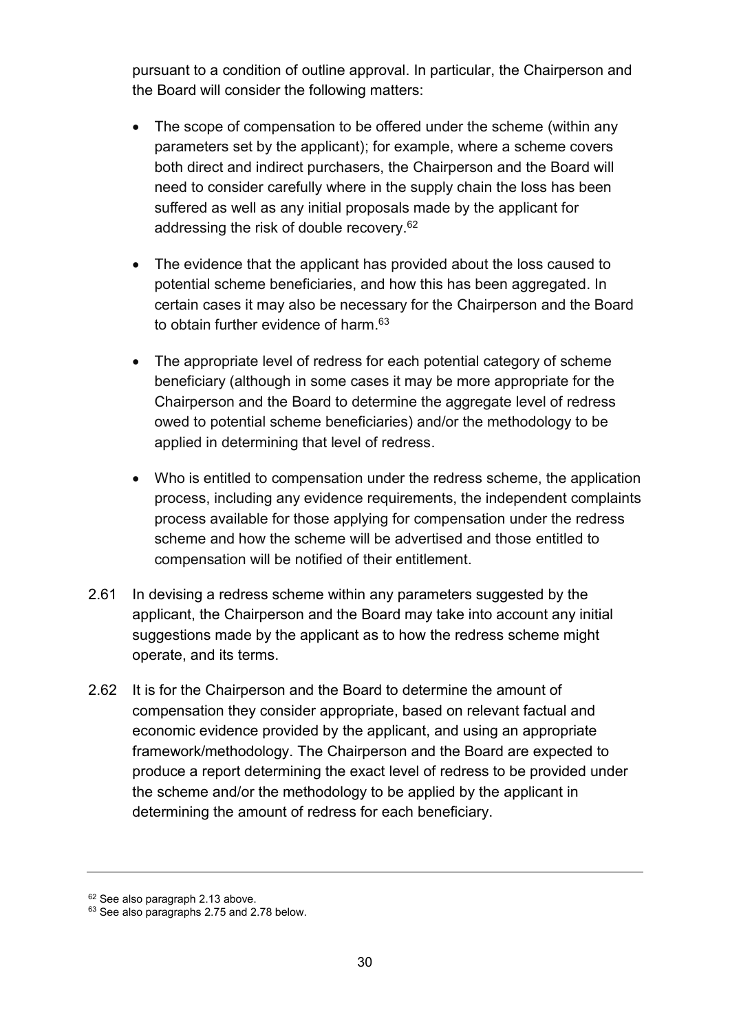pursuant to a condition of outline approval. In particular, the Chairperson and the Board will consider the following matters:

- The scope of compensation to be offered under the scheme (within any parameters set by the applicant); for example, where a scheme covers both direct and indirect purchasers, the Chairperson and the Board will need to consider carefully where in the supply chain the loss has been suffered as well as any initial proposals made by the applicant for addressing the risk of double recovery.[62]

- The evidence that the applicant has provided about the loss caused to potential scheme beneficiaries, and how this has been aggregated. In certain cases it may also be necessary for the Chairperson and the Board to obtain further evidence of harm.[63]

- The appropriate level of redress for each potential category of scheme beneficiary (although in some cases it may be more appropriate for the Chairperson and the Board to determine the aggregate level of redress owed to potential scheme beneficiaries) and/or the methodology to be applied in determining that level of redress.

- Who is entitled to compensation under the redress scheme, the application process, including any evidence requirements, the independent complaints process available for those applying for compensation under the redress scheme and how the scheme will be advertised and those entitled to compensation will be notified of their entitlement.

2.61 In devising a redress scheme within any parameters suggested by the applicant, the Chairperson and the Board may take into account any initial suggestions made by the applicant as to how the redress scheme might operate, and its terms.

2.62 It is for the Chairperson and the Board to determine the amount of compensation they consider appropriate, based on relevant factual and economic evidence provided by the applicant, and using an appropriate framework/methodology. The Chairperson and the Board are expected to produce a report determining the exact level of redress to be provided under the scheme and/or the methodology to be applied by the applicant in determining the amount of redress for each beneficiary.

---

[62] See also paragraph 2.13 above.

[63] See also paragraphs 2.75 and 2.78 below.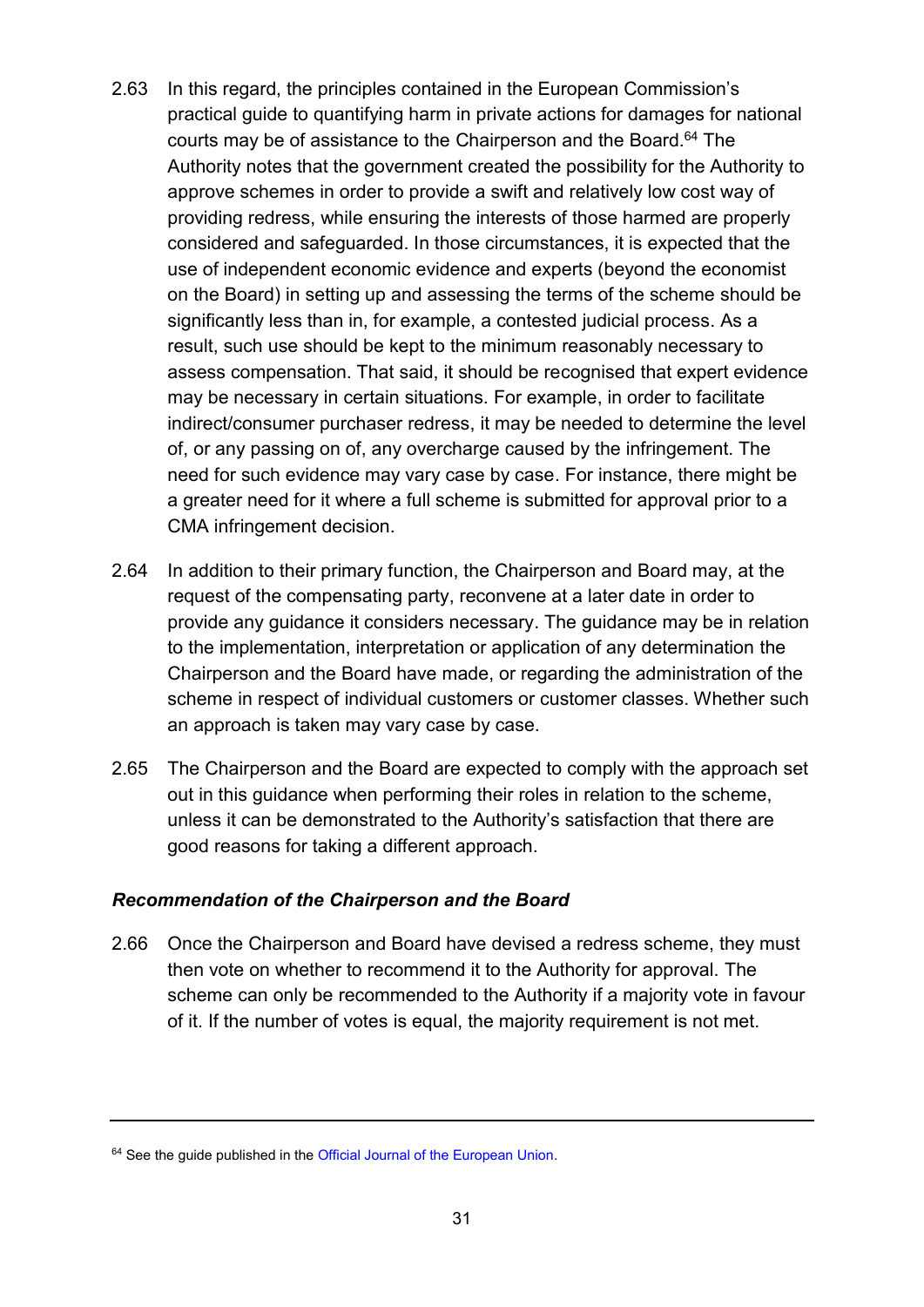2.63 In this regard, the principles contained in the European Commission's practical guide to quantifying harm in private actions for damages for national courts may be of assistance to the Chairperson and the Board.[64] The Authority notes that the government created the possibility for the Authority to approve schemes in order to provide a swift and relatively low cost way of providing redress, while ensuring the interests of those harmed are properly considered and safeguarded. In those circumstances, it is expected that the use of independent economic evidence and experts (beyond the economist on the Board) in setting up and assessing the terms of the scheme should be significantly less than in, for example, a contested judicial process. As a result, such use should be kept to the minimum reasonably necessary to assess compensation. That said, it should be recognised that expert evidence may be necessary in certain situations. For example, in order to facilitate indirect/consumer purchaser redress, it may be needed to determine the level of, or any passing on of, any overcharge caused by the infringement. The need for such evidence may vary case by case. For instance, there might be a greater need for it where a full scheme is submitted for approval prior to a CMA infringement decision.

2.64 In addition to their primary function, the Chairperson and Board may, at the request of the compensating party, reconvene at a later date in order to provide any guidance it considers necessary. The guidance may be in relation to the implementation, interpretation or application of any determination the Chairperson and the Board have made, or regarding the administration of the scheme in respect of individual customers or customer classes. Whether such an approach is taken may vary case by case.

2.65 The Chairperson and the Board are expected to comply with the approach set out in this guidance when performing their roles in relation to the scheme, unless it can be demonstrated to the Authority's satisfaction that there are good reasons for taking a different approach.

### *Recommendation of the Chairperson and the Board*

2.66 Once the Chairperson and Board have devised a redress scheme, they must then vote on whether to recommend it to the Authority for approval. The scheme can only be recommended to the Authority if a majority vote in favour of it. If the number of votes is equal, the majority requirement is not met.

---

[64] See the guide published in the Official Journal of the European Union.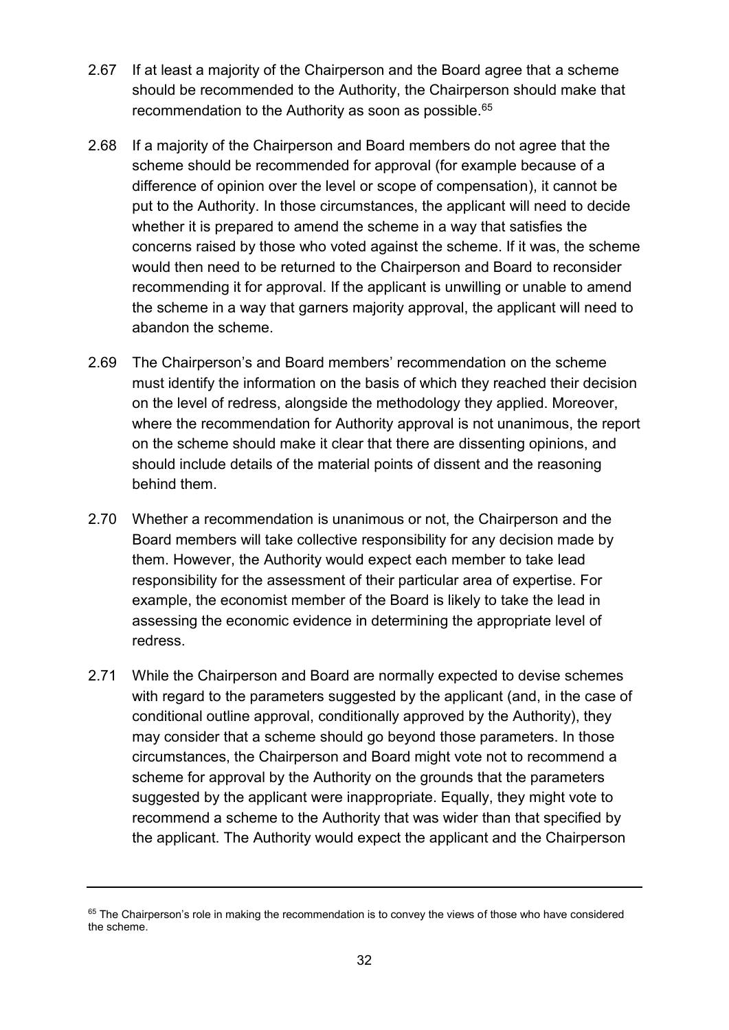2.67 If at least a majority of the Chairperson and the Board agree that a scheme should be recommended to the Authority, the Chairperson should make that recommendation to the Authority as soon as possible.[65]

2.68 If a majority of the Chairperson and Board members do not agree that the scheme should be recommended for approval (for example because of a difference of opinion over the level or scope of compensation), it cannot be put to the Authority. In those circumstances, the applicant will need to decide whether it is prepared to amend the scheme in a way that satisfies the concerns raised by those who voted against the scheme. If it was, the scheme would then need to be returned to the Chairperson and Board to reconsider recommending it for approval. If the applicant is unwilling or unable to amend the scheme in a way that garners majority approval, the applicant will need to abandon the scheme.

2.69 The Chairperson's and Board members' recommendation on the scheme must identify the information on the basis of which they reached their decision on the level of redress, alongside the methodology they applied. Moreover, where the recommendation for Authority approval is not unanimous, the report on the scheme should make it clear that there are dissenting opinions, and should include details of the material points of dissent and the reasoning behind them.

2.70 Whether a recommendation is unanimous or not, the Chairperson and the Board members will take collective responsibility for any decision made by them. However, the Authority would expect each member to take lead responsibility for the assessment of their particular area of expertise. For example, the economist member of the Board is likely to take the lead in assessing the economic evidence in determining the appropriate level of redress.

2.71 While the Chairperson and Board are normally expected to devise schemes with regard to the parameters suggested by the applicant (and, in the case of conditional outline approval, conditionally approved by the Authority), they may consider that a scheme should go beyond those parameters. In those circumstances, the Chairperson and Board might vote not to recommend a scheme for approval by the Authority on the grounds that the parameters suggested by the applicant were inappropriate. Equally, they might vote to recommend a scheme to the Authority that was wider than that specified by the applicant. The Authority would expect the applicant and the Chairperson

---

[65] The Chairperson's role in making the recommendation is to convey the views of those who have considered the scheme.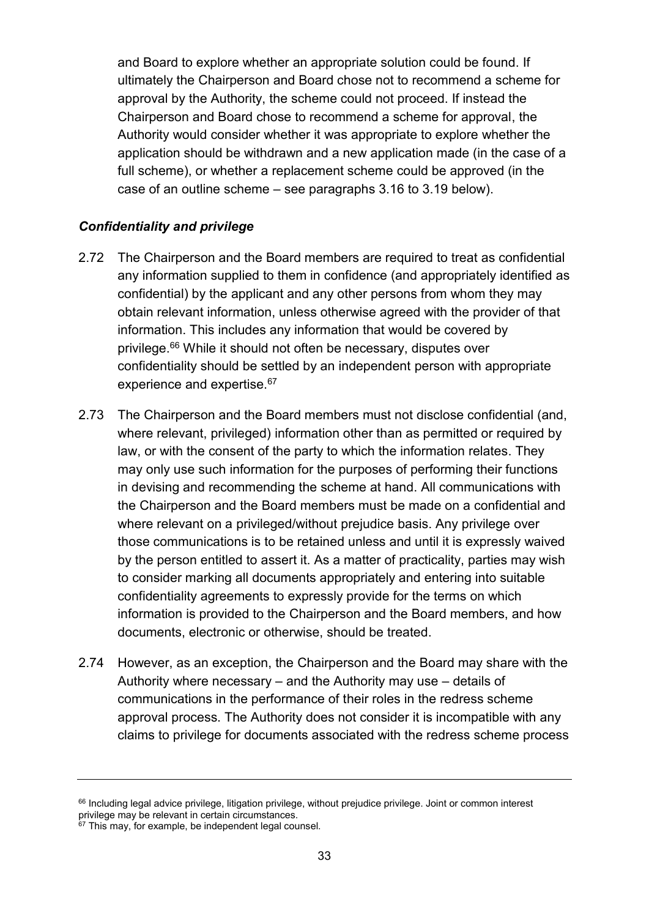and Board to explore whether an appropriate solution could be found. If ultimately the Chairperson and Board chose not to recommend a scheme for approval by the Authority, the scheme could not proceed. If instead the Chairperson and Board chose to recommend a scheme for approval, the Authority would consider whether it was appropriate to explore whether the application should be withdrawn and a new application made (in the case of a full scheme), or whether a replacement scheme could be approved (in the case of an outline scheme – see paragraphs 3.16 to 3.19 below).

### *Confidentiality and privilege*

2.72 The Chairperson and the Board members are required to treat as confidential any information supplied to them in confidence (and appropriately identified as confidential) by the applicant and any other persons from whom they may obtain relevant information, unless otherwise agreed with the provider of that information. This includes any information that would be covered by privilege.[66] While it should not often be necessary, disputes over confidentiality should be settled by an independent person with appropriate experience and expertise.[67]

2.73 The Chairperson and the Board members must not disclose confidential (and, where relevant, privileged) information other than as permitted or required by law, or with the consent of the party to which the information relates. They may only use such information for the purposes of performing their functions in devising and recommending the scheme at hand. All communications with the Chairperson and the Board members must be made on a confidential and where relevant on a privileged/without prejudice basis. Any privilege over those communications is to be retained unless and until it is expressly waived by the person entitled to assert it. As a matter of practicality, parties may wish to consider marking all documents appropriately and entering into suitable confidentiality agreements to expressly provide for the terms on which information is provided to the Chairperson and the Board members, and how documents, electronic or otherwise, should be treated.

2.74 However, as an exception, the Chairperson and the Board may share with the Authority where necessary – and the Authority may use – details of communications in the performance of their roles in the redress scheme approval process. The Authority does not consider it is incompatible with any claims to privilege for documents associated with the redress scheme process

---

[66] Including legal advice privilege, litigation privilege, without prejudice privilege. Joint or common interest privilege may be relevant in certain circumstances.

[67] This may, for example, be independent legal counsel.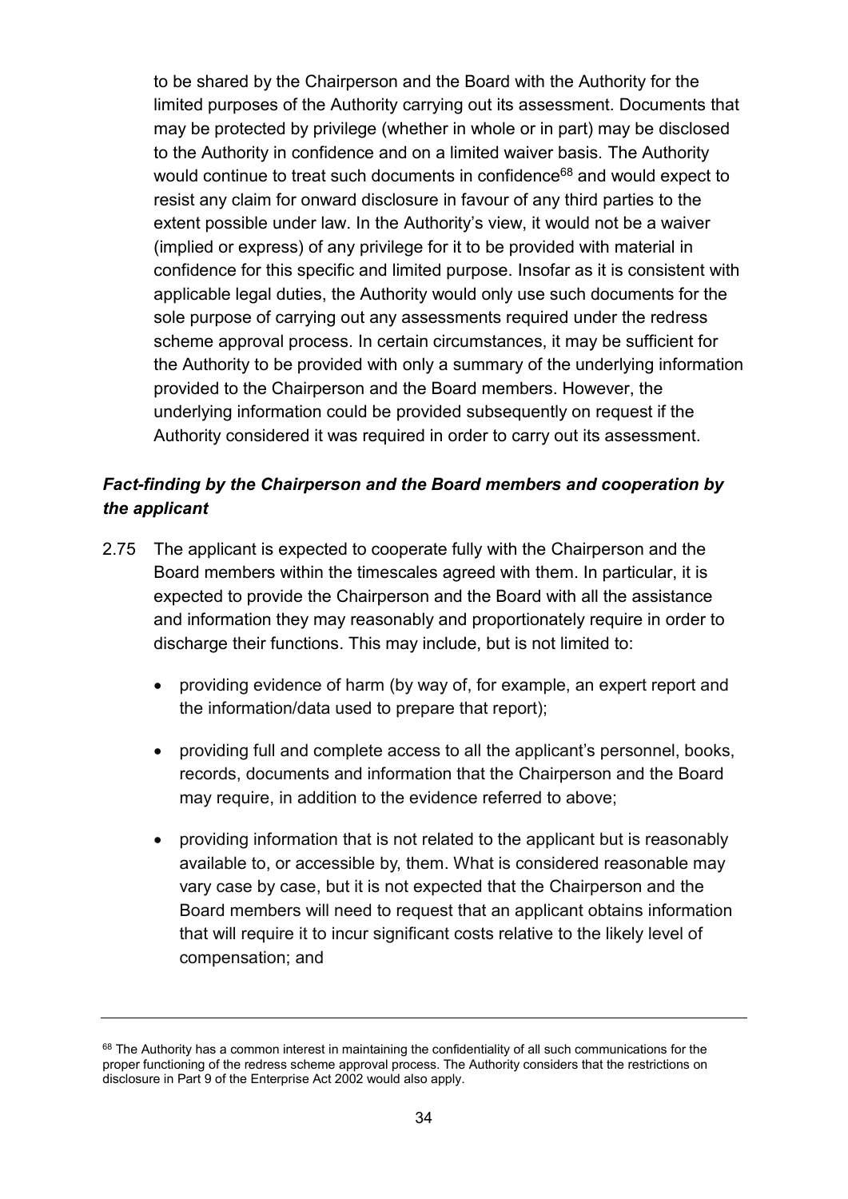to be shared by the Chairperson and the Board with the Authority for the limited purposes of the Authority carrying out its assessment. Documents that may be protected by privilege (whether in whole or in part) may be disclosed to the Authority in confidence and on a limited waiver basis. The Authority would continue to treat such documents in confidence[68] and would expect to resist any claim for onward disclosure in favour of any third parties to the extent possible under law. In the Authority's view, it would not be a waiver (implied or express) of any privilege for it to be provided with material in confidence for this specific and limited purpose. Insofar as it is consistent with applicable legal duties, the Authority would only use such documents for the sole purpose of carrying out any assessments required under the redress scheme approval process. In certain circumstances, it may be sufficient for the Authority to be provided with only a summary of the underlying information provided to the Chairperson and the Board members. However, the underlying information could be provided subsequently on request if the Authority considered it was required in order to carry out its assessment.

### *Fact-finding by the Chairperson and the Board members and cooperation by the applicant*

2.75 The applicant is expected to cooperate fully with the Chairperson and the Board members within the timescales agreed with them. In particular, it is expected to provide the Chairperson and the Board with all the assistance and information they may reasonably and proportionately require in order to discharge their functions. This may include, but is not limited to:

- providing evidence of harm (by way of, for example, an expert report and the information/data used to prepare that report);
- providing full and complete access to all the applicant's personnel, books, records, documents and information that the Chairperson and the Board may require, in addition to the evidence referred to above;
- providing information that is not related to the applicant but is reasonably available to, or accessible by, them. What is considered reasonable may vary case by case, but it is not expected that the Chairperson and the Board members will need to request that an applicant obtains information that will require it to incur significant costs relative to the likely level of compensation; and

---

[68] The Authority has a common interest in maintaining the confidentiality of all such communications for the proper functioning of the redress scheme approval process. The Authority considers that the restrictions on disclosure in Part 9 of the Enterprise Act 2002 would also apply.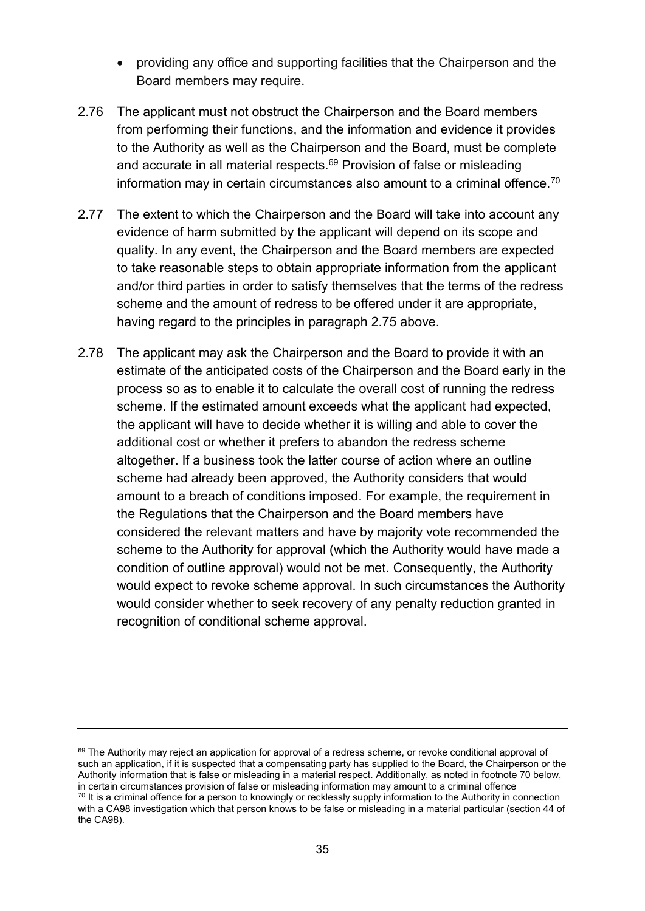- providing any office and supporting facilities that the Chairperson and the Board members may require.

2.76 The applicant must not obstruct the Chairperson and the Board members from performing their functions, and the information and evidence it provides to the Authority as well as the Chairperson and the Board, must be complete and accurate in all material respects.[69] Provision of false or misleading information may in certain circumstances also amount to a criminal offence.[70]

2.77 The extent to which the Chairperson and the Board will take into account any evidence of harm submitted by the applicant will depend on its scope and quality. In any event, the Chairperson and the Board members are expected to take reasonable steps to obtain appropriate information from the applicant and/or third parties in order to satisfy themselves that the terms of the redress scheme and the amount of redress to be offered under it are appropriate, having regard to the principles in paragraph 2.75 above.

2.78 The applicant may ask the Chairperson and the Board to provide it with an estimate of the anticipated costs of the Chairperson and the Board early in the process so as to enable it to calculate the overall cost of running the redress scheme. If the estimated amount exceeds what the applicant had expected, the applicant will have to decide whether it is willing and able to cover the additional cost or whether it prefers to abandon the redress scheme altogether. If a business took the latter course of action where an outline scheme had already been approved, the Authority considers that would amount to a breach of conditions imposed. For example, the requirement in the Regulations that the Chairperson and the Board members have considered the relevant matters and have by majority vote recommended the scheme to the Authority for approval (which the Authority would have made a condition of outline approval) would not be met. Consequently, the Authority would expect to revoke scheme approval. In such circumstances the Authority would consider whether to seek recovery of any penalty reduction granted in recognition of conditional scheme approval.

---

[69] The Authority may reject an application for approval of a redress scheme, or revoke conditional approval of such an application, if it is suspected that a compensating party has supplied to the Board, the Chairperson or the Authority information that is false or misleading in a material respect. Additionally, as noted in footnote 70 below, in certain circumstances provision of false or misleading information may amount to a criminal offence

[70] It is a criminal offence for a person to knowingly or recklessly supply information to the Authority in connection with a CA98 investigation which that person knows to be false or misleading in a material particular (section 44 of the CA98).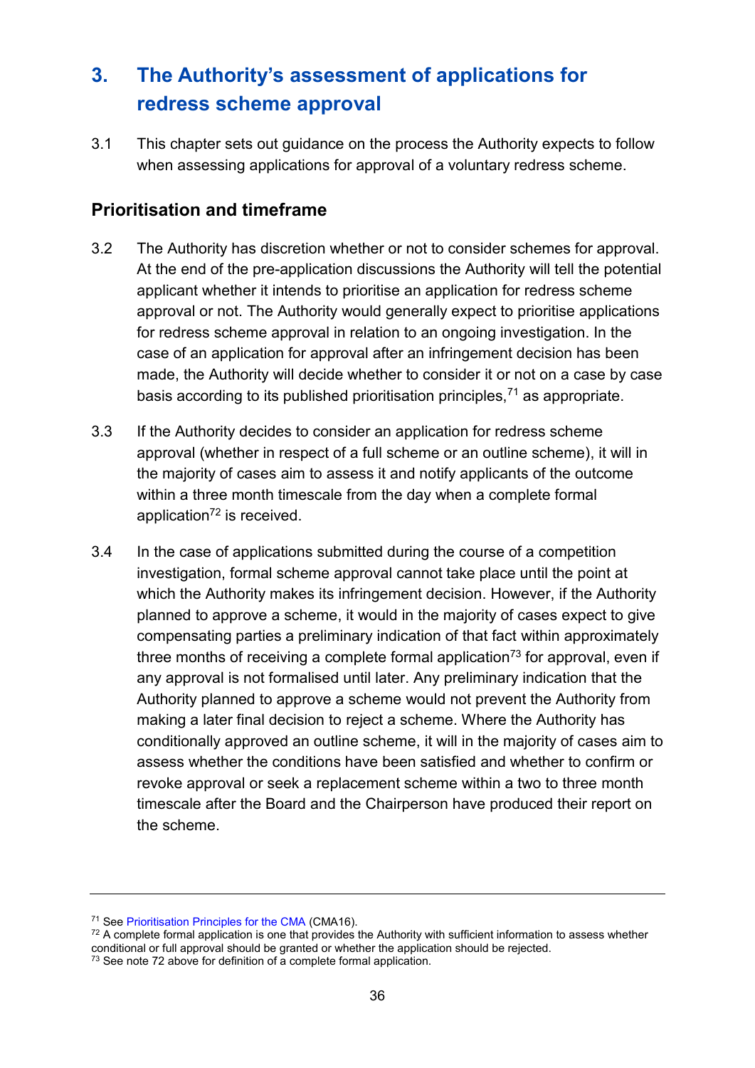# 3. The Authority's assessment of applications for redress scheme approval

3.1 This chapter sets out guidance on the process the Authority expects to follow when assessing applications for approval of a voluntary redress scheme.

## Prioritisation and timeframe

3.2 The Authority has discretion whether or not to consider schemes for approval. At the end of the pre-application discussions the Authority will tell the potential applicant whether it intends to prioritise an application for redress scheme approval or not. The Authority would generally expect to prioritise applications for redress scheme approval in relation to an ongoing investigation. In the case of an application for approval after an infringement decision has been made, the Authority will decide whether to consider it or not on a case by case basis according to its published prioritisation principles,[71] as appropriate.

3.3 If the Authority decides to consider an application for redress scheme approval (whether in respect of a full scheme or an outline scheme), it will in the majority of cases aim to assess it and notify applicants of the outcome within a three month timescale from the day when a complete formal application[72] is received.

3.4 In the case of applications submitted during the course of a competition investigation, formal scheme approval cannot take place until the point at which the Authority makes its infringement decision. However, if the Authority planned to approve a scheme, it would in the majority of cases expect to give compensating parties a preliminary indication of that fact within approximately three months of receiving a complete formal application[73] for approval, even if any approval is not formalised until later. Any preliminary indication that the Authority planned to approve a scheme would not prevent the Authority from making a later final decision to reject a scheme. Where the Authority has conditionally approved an outline scheme, it will in the majority of cases aim to assess whether the conditions have been satisfied and whether to confirm or revoke approval or seek a replacement scheme within a two to three month timescale after the Board and the Chairperson have produced their report on the scheme.

---

[71] See Prioritisation Principles for the CMA (CMA16).

[72] A complete formal application is one that provides the Authority with sufficient information to assess whether conditional or full approval should be granted or whether the application should be rejected.

[73] See note 72 above for definition of a complete formal application.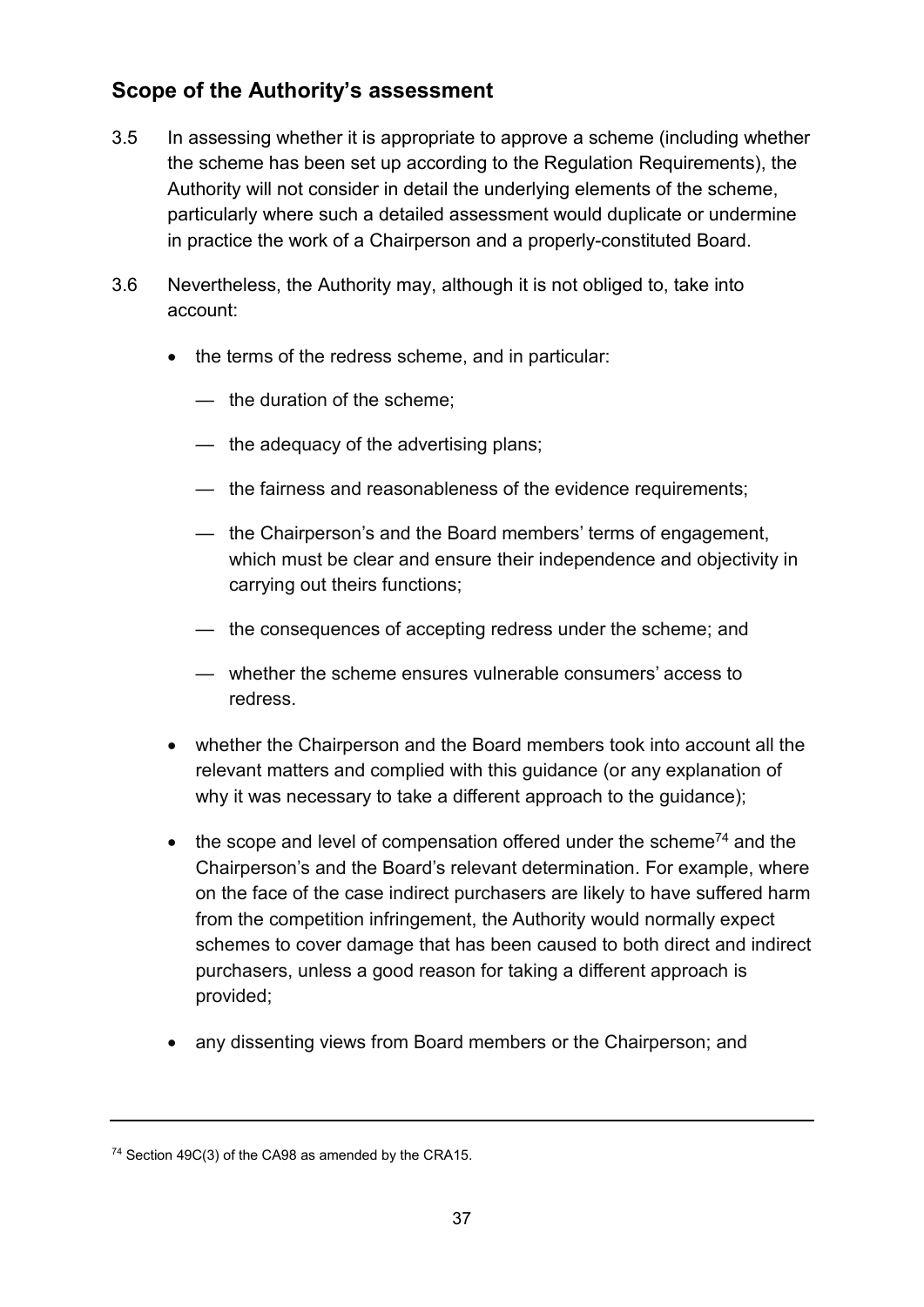## Scope of the Authority's assessment

3.5 In assessing whether it is appropriate to approve a scheme (including whether the scheme has been set up according to the Regulation Requirements), the Authority will not consider in detail the underlying elements of the scheme, particularly where such a detailed assessment would duplicate or undermine in practice the work of a Chairperson and a properly-constituted Board.

3.6 Nevertheless, the Authority may, although it is not obliged to, take into account:

- the terms of the redress scheme, and in particular:
  - the duration of the scheme;
  - the adequacy of the advertising plans;
  - the fairness and reasonableness of the evidence requirements;
  - the Chairperson's and the Board members' terms of engagement, which must be clear and ensure their independence and objectivity in carrying out theirs functions;
  - the consequences of accepting redress under the scheme; and
  - whether the scheme ensures vulnerable consumers' access to redress.
- whether the Chairperson and the Board members took into account all the relevant matters and complied with this guidance (or any explanation of why it was necessary to take a different approach to the guidance);
- the scope and level of compensation offered under the scheme[74] and the Chairperson's and the Board's relevant determination. For example, where on the face of the case indirect purchasers are likely to have suffered harm from the competition infringement, the Authority would normally expect schemes to cover damage that has been caused to both direct and indirect purchasers, unless a good reason for taking a different approach is provided;
- any dissenting views from Board members or the Chairperson; and

---

[74] Section 49C(3) of the CA98 as amended by the CRA15.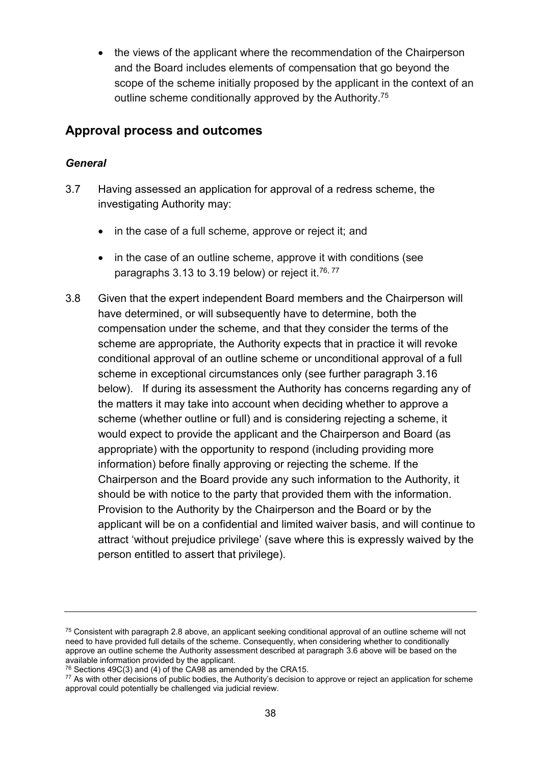- the views of the applicant where the recommendation of the Chairperson and the Board includes elements of compensation that go beyond the scope of the scheme initially proposed by the applicant in the context of an outline scheme conditionally approved by the Authority.[75]

## Approval process and outcomes

### *General*

3.7 Having assessed an application for approval of a redress scheme, the investigating Authority may:

- in the case of a full scheme, approve or reject it; and
- in the case of an outline scheme, approve it with conditions (see paragraphs 3.13 to 3.19 below) or reject it.[76, 77]

3.8 Given that the expert independent Board members and the Chairperson will have determined, or will subsequently have to determine, both the compensation under the scheme, and that they consider the terms of the scheme are appropriate, the Authority expects that in practice it will revoke conditional approval of an outline scheme or unconditional approval of a full scheme in exceptional circumstances only (see further paragraph 3.16 below). If during its assessment the Authority has concerns regarding any of the matters it may take into account when deciding whether to approve a scheme (whether outline or full) and is considering rejecting a scheme, it would expect to provide the applicant and the Chairperson and Board (as appropriate) with the opportunity to respond (including providing more information) before finally approving or rejecting the scheme. If the Chairperson and the Board provide any such information to the Authority, it should be with notice to the party that provided them with the information. Provision to the Authority by the Chairperson and the Board or by the applicant will be on a confidential and limited waiver basis, and will continue to attract 'without prejudice privilege' (save where this is expressly waived by the person entitled to assert that privilege).

---

[75] Consistent with paragraph 2.8 above, an applicant seeking conditional approval of an outline scheme will not need to have provided full details of the scheme. Consequently, when considering whether to conditionally approve an outline scheme the Authority assessment described at paragraph 3.6 above will be based on the available information provided by the applicant.

[76] Sections 49C(3) and (4) of the CA98 as amended by the CRA15.

[77] As with other decisions of public bodies, the Authority's decision to approve or reject an application for scheme approval could potentially be challenged via judicial review.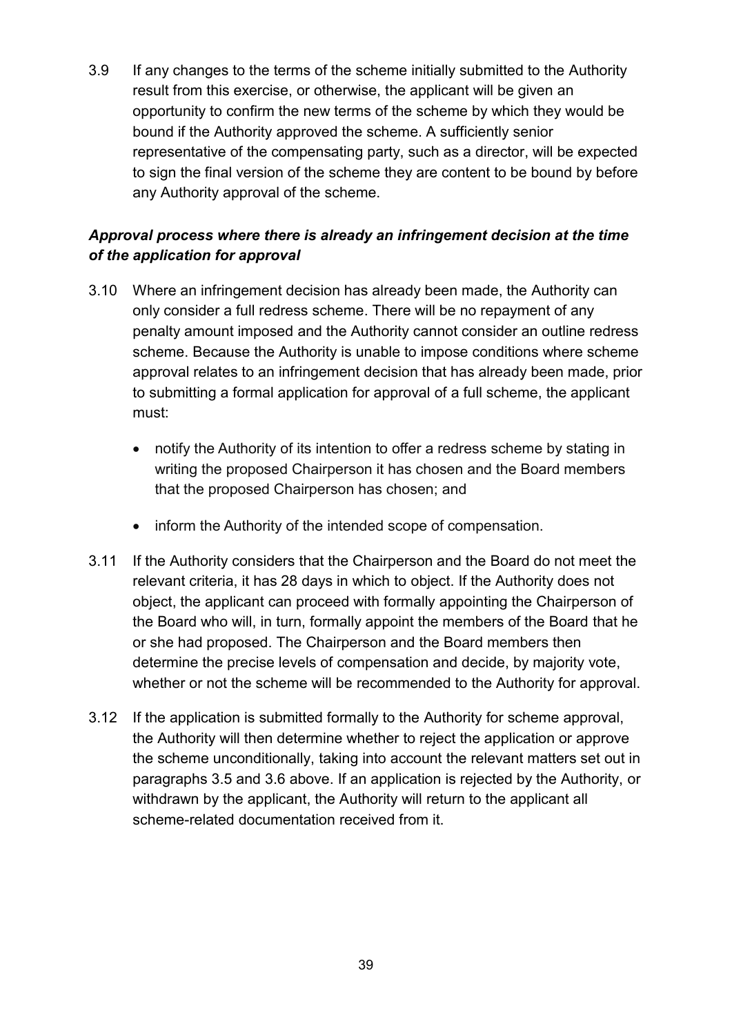3.9 If any changes to the terms of the scheme initially submitted to the Authority result from this exercise, or otherwise, the applicant will be given an opportunity to confirm the new terms of the scheme by which they would be bound if the Authority approved the scheme. A sufficiently senior representative of the compensating party, such as a director, will be expected to sign the final version of the scheme they are content to be bound by before any Authority approval of the scheme.

### *Approval process where there is already an infringement decision at the time of the application for approval*

3.10 Where an infringement decision has already been made, the Authority can only consider a full redress scheme. There will be no repayment of any penalty amount imposed and the Authority cannot consider an outline redress scheme. Because the Authority is unable to impose conditions where scheme approval relates to an infringement decision that has already been made, prior to submitting a formal application for approval of a full scheme, the applicant must:

- notify the Authority of its intention to offer a redress scheme by stating in writing the proposed Chairperson it has chosen and the Board members that the proposed Chairperson has chosen; and
- inform the Authority of the intended scope of compensation.

3.11 If the Authority considers that the Chairperson and the Board do not meet the relevant criteria, it has 28 days in which to object. If the Authority does not object, the applicant can proceed with formally appointing the Chairperson of the Board who will, in turn, formally appoint the members of the Board that he or she had proposed. The Chairperson and the Board members then determine the precise levels of compensation and decide, by majority vote, whether or not the scheme will be recommended to the Authority for approval.

3.12 If the application is submitted formally to the Authority for scheme approval, the Authority will then determine whether to reject the application or approve the scheme unconditionally, taking into account the relevant matters set out in paragraphs 3.5 and 3.6 above. If an application is rejected by the Authority, or withdrawn by the applicant, the Authority will return to the applicant all scheme-related documentation received from it.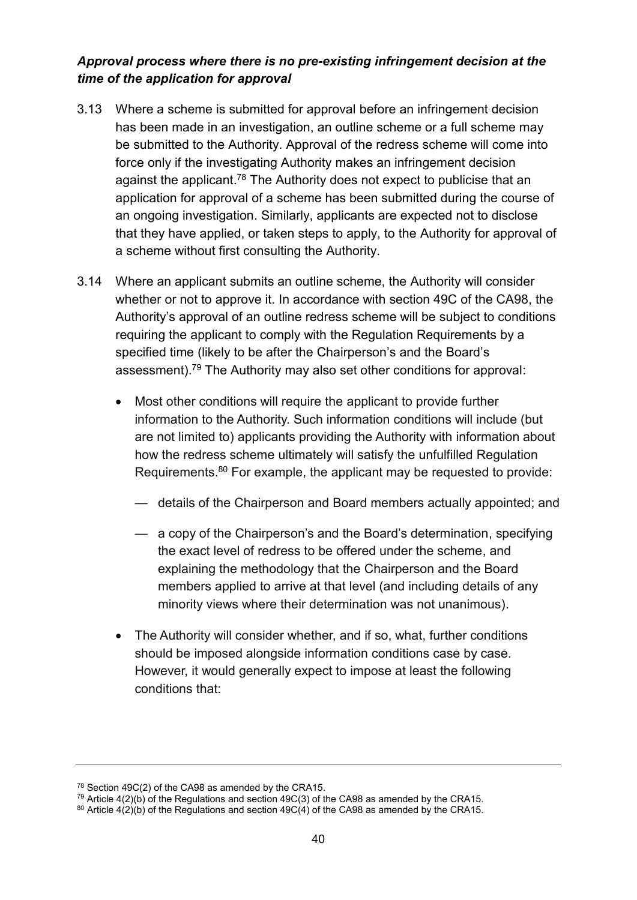***Approval process where there is no pre-existing infringement decision at the time of the application for approval***

3.13 Where a scheme is submitted for approval before an infringement decision has been made in an investigation, an outline scheme or a full scheme may be submitted to the Authority. Approval of the redress scheme will come into force only if the investigating Authority makes an infringement decision against the applicant.[78] The Authority does not expect to publicise that an application for approval of a scheme has been submitted during the course of an ongoing investigation. Similarly, applicants are expected not to disclose that they have applied, or taken steps to apply, to the Authority for approval of a scheme without first consulting the Authority.

3.14 Where an applicant submits an outline scheme, the Authority will consider whether or not to approve it. In accordance with section 49C of the CA98, the Authority's approval of an outline redress scheme will be subject to conditions requiring the applicant to comply with the Regulation Requirements by a specified time (likely to be after the Chairperson's and the Board's assessment).[79] The Authority may also set other conditions for approval:

- Most other conditions will require the applicant to provide further information to the Authority. Such information conditions will include (but are not limited to) applicants providing the Authority with information about how the redress scheme ultimately will satisfy the unfulfilled Regulation Requirements.[80] For example, the applicant may be requested to provide:
  - details of the Chairperson and Board members actually appointed; and
  - a copy of the Chairperson's and the Board's determination, specifying the exact level of redress to be offered under the scheme, and explaining the methodology that the Chairperson and the Board members applied to arrive at that level (and including details of any minority views where their determination was not unanimous).
- The Authority will consider whether, and if so, what, further conditions should be imposed alongside information conditions case by case. However, it would generally expect to impose at least the following conditions that:

[78] Section 49C(2) of the CA98 as amended by the CRA15.

[79] Article 4(2)(b) of the Regulations and section 49C(3) of the CA98 as amended by the CRA15.

[80] Article 4(2)(b) of the Regulations and section 49C(4) of the CA98 as amended by the CRA15.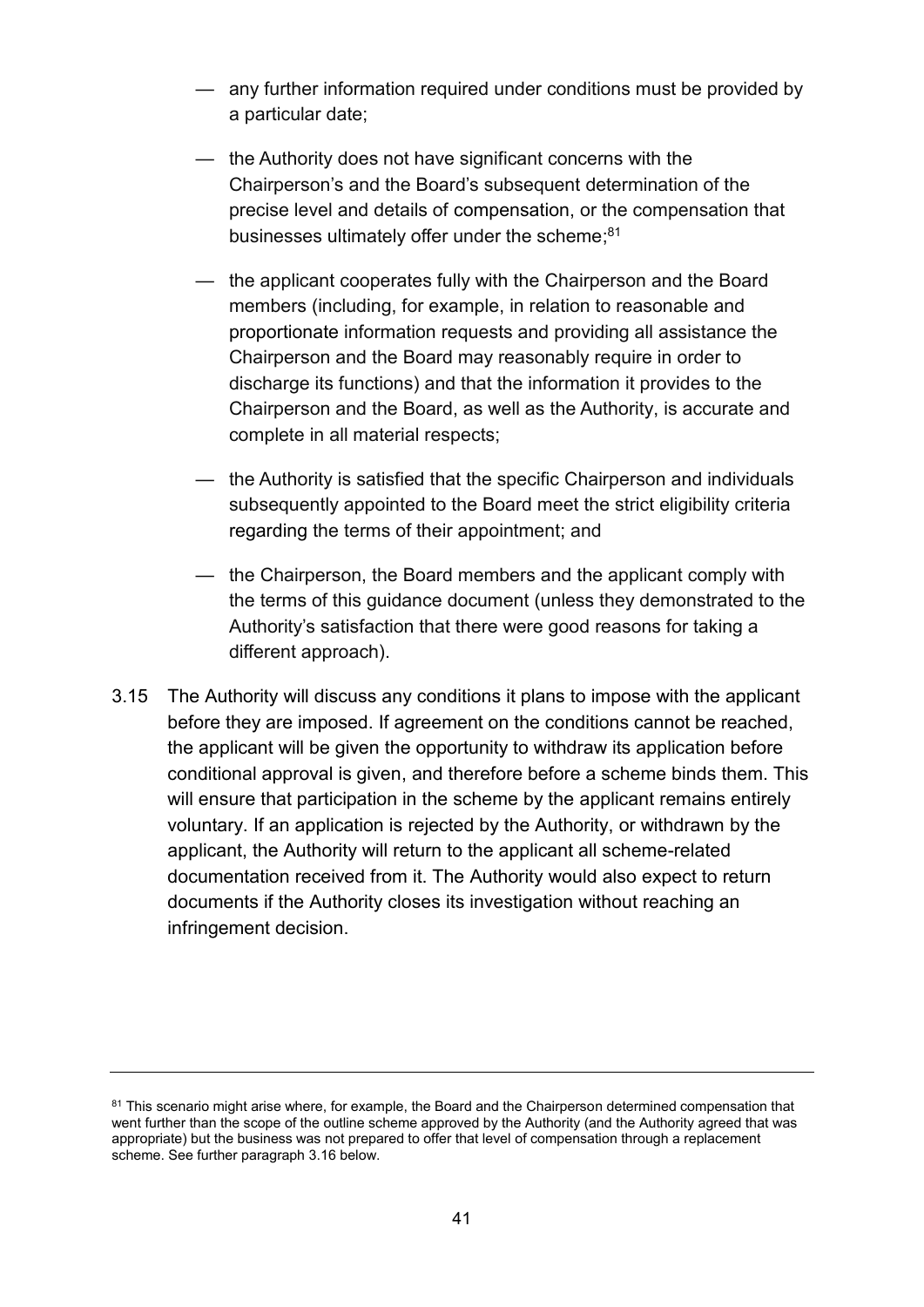- any further information required under conditions must be provided by a particular date;
- the Authority does not have significant concerns with the Chairperson's and the Board's subsequent determination of the precise level and details of compensation, or the compensation that businesses ultimately offer under the scheme;[81]
- the applicant cooperates fully with the Chairperson and the Board members (including, for example, in relation to reasonable and proportionate information requests and providing all assistance the Chairperson and the Board may reasonably require in order to discharge its functions) and that the information it provides to the Chairperson and the Board, as well as the Authority, is accurate and complete in all material respects;
- the Authority is satisfied that the specific Chairperson and individuals subsequently appointed to the Board meet the strict eligibility criteria regarding the terms of their appointment; and
- the Chairperson, the Board members and the applicant comply with the terms of this guidance document (unless they demonstrated to the Authority's satisfaction that there were good reasons for taking a different approach).

3.15 The Authority will discuss any conditions it plans to impose with the applicant before they are imposed. If agreement on the conditions cannot be reached, the applicant will be given the opportunity to withdraw its application before conditional approval is given, and therefore before a scheme binds them. This will ensure that participation in the scheme by the applicant remains entirely voluntary. If an application is rejected by the Authority, or withdrawn by the applicant, the Authority will return to the applicant all scheme-related documentation received from it. The Authority would also expect to return documents if the Authority closes its investigation without reaching an infringement decision.

---

[81] This scenario might arise where, for example, the Board and the Chairperson determined compensation that went further than the scope of the outline scheme approved by the Authority (and the Authority agreed that was appropriate) but the business was not prepared to offer that level of compensation through a replacement scheme. See further paragraph 3.16 below.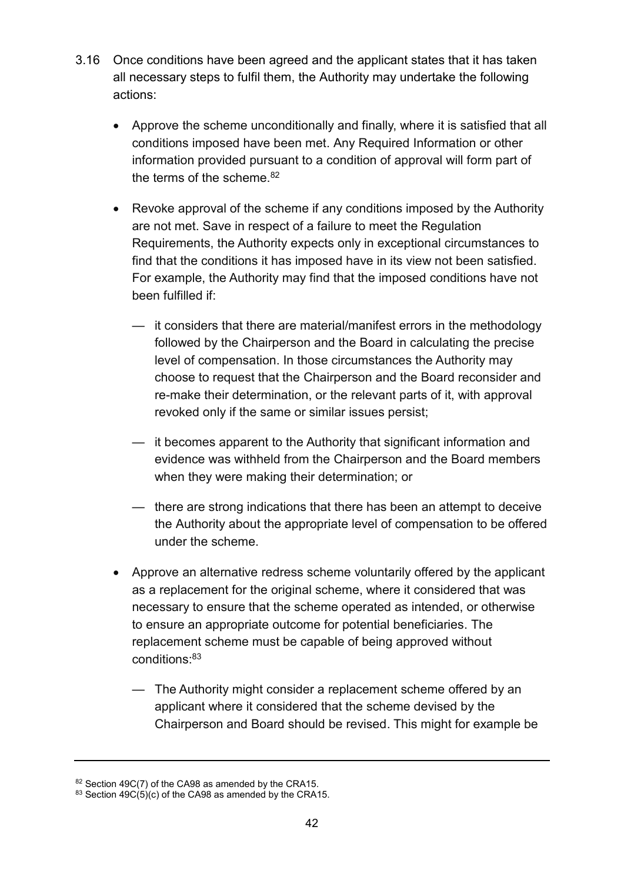3.16 Once conditions have been agreed and the applicant states that it has taken all necessary steps to fulfil them, the Authority may undertake the following actions:

- Approve the scheme unconditionally and finally, where it is satisfied that all conditions imposed have been met. Any Required Information or other information provided pursuant to a condition of approval will form part of the terms of the scheme.[82]

- Revoke approval of the scheme if any conditions imposed by the Authority are not met. Save in respect of a failure to meet the Regulation Requirements, the Authority expects only in exceptional circumstances to find that the conditions it has imposed have in its view not been satisfied. For example, the Authority may find that the imposed conditions have not been fulfilled if:

  — it considers that there are material/manifest errors in the methodology followed by the Chairperson and the Board in calculating the precise level of compensation. In those circumstances the Authority may choose to request that the Chairperson and the Board reconsider and re-make their determination, or the relevant parts of it, with approval revoked only if the same or similar issues persist;

  — it becomes apparent to the Authority that significant information and evidence was withheld from the Chairperson and the Board members when they were making their determination; or

  — there are strong indications that there has been an attempt to deceive the Authority about the appropriate level of compensation to be offered under the scheme.

- Approve an alternative redress scheme voluntarily offered by the applicant as a replacement for the original scheme, where it considered that was necessary to ensure that the scheme operated as intended, or otherwise to ensure an appropriate outcome for potential beneficiaries. The replacement scheme must be capable of being approved without conditions:[83]

  — The Authority might consider a replacement scheme offered by an applicant where it considered that the scheme devised by the Chairperson and Board should be revised. This might for example be

---

[82] Section 49C(7) of the CA98 as amended by the CRA15.

[83] Section 49C(5)(c) of the CA98 as amended by the CRA15.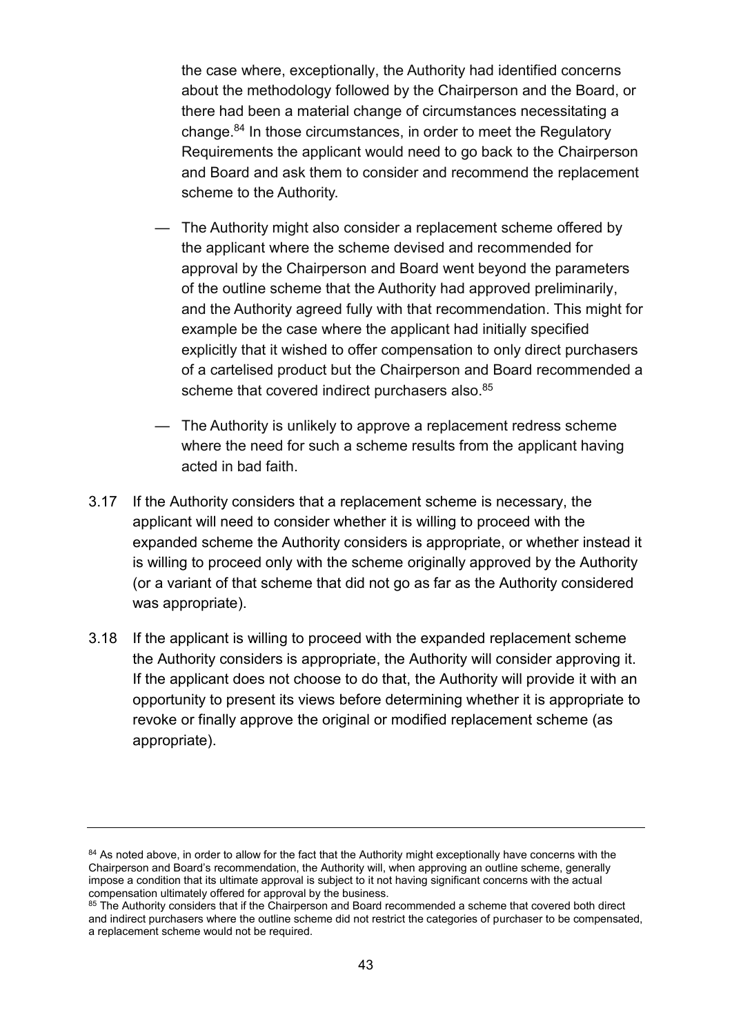the case where, exceptionally, the Authority had identified concerns about the methodology followed by the Chairperson and the Board, or there had been a material change of circumstances necessitating a change.[84] In those circumstances, in order to meet the Regulatory Requirements the applicant would need to go back to the Chairperson and Board and ask them to consider and recommend the replacement scheme to the Authority.

— The Authority might also consider a replacement scheme offered by the applicant where the scheme devised and recommended for approval by the Chairperson and Board went beyond the parameters of the outline scheme that the Authority had approved preliminarily, and the Authority agreed fully with that recommendation. This might for example be the case where the applicant had initially specified explicitly that it wished to offer compensation to only direct purchasers of a cartelised product but the Chairperson and Board recommended a scheme that covered indirect purchasers also.[85]

— The Authority is unlikely to approve a replacement redress scheme where the need for such a scheme results from the applicant having acted in bad faith.

3.17 If the Authority considers that a replacement scheme is necessary, the applicant will need to consider whether it is willing to proceed with the expanded scheme the Authority considers is appropriate, or whether instead it is willing to proceed only with the scheme originally approved by the Authority (or a variant of that scheme that did not go as far as the Authority considered was appropriate).

3.18 If the applicant is willing to proceed with the expanded replacement scheme the Authority considers is appropriate, the Authority will consider approving it. If the applicant does not choose to do that, the Authority will provide it with an opportunity to present its views before determining whether it is appropriate to revoke or finally approve the original or modified replacement scheme (as appropriate).

---

[84] As noted above, in order to allow for the fact that the Authority might exceptionally have concerns with the Chairperson and Board's recommendation, the Authority will, when approving an outline scheme, generally impose a condition that its ultimate approval is subject to it not having significant concerns with the actual compensation ultimately offered for approval by the business.

[85] The Authority considers that if the Chairperson and Board recommended a scheme that covered both direct and indirect purchasers where the outline scheme did not restrict the categories of purchaser to be compensated, a replacement scheme would not be required.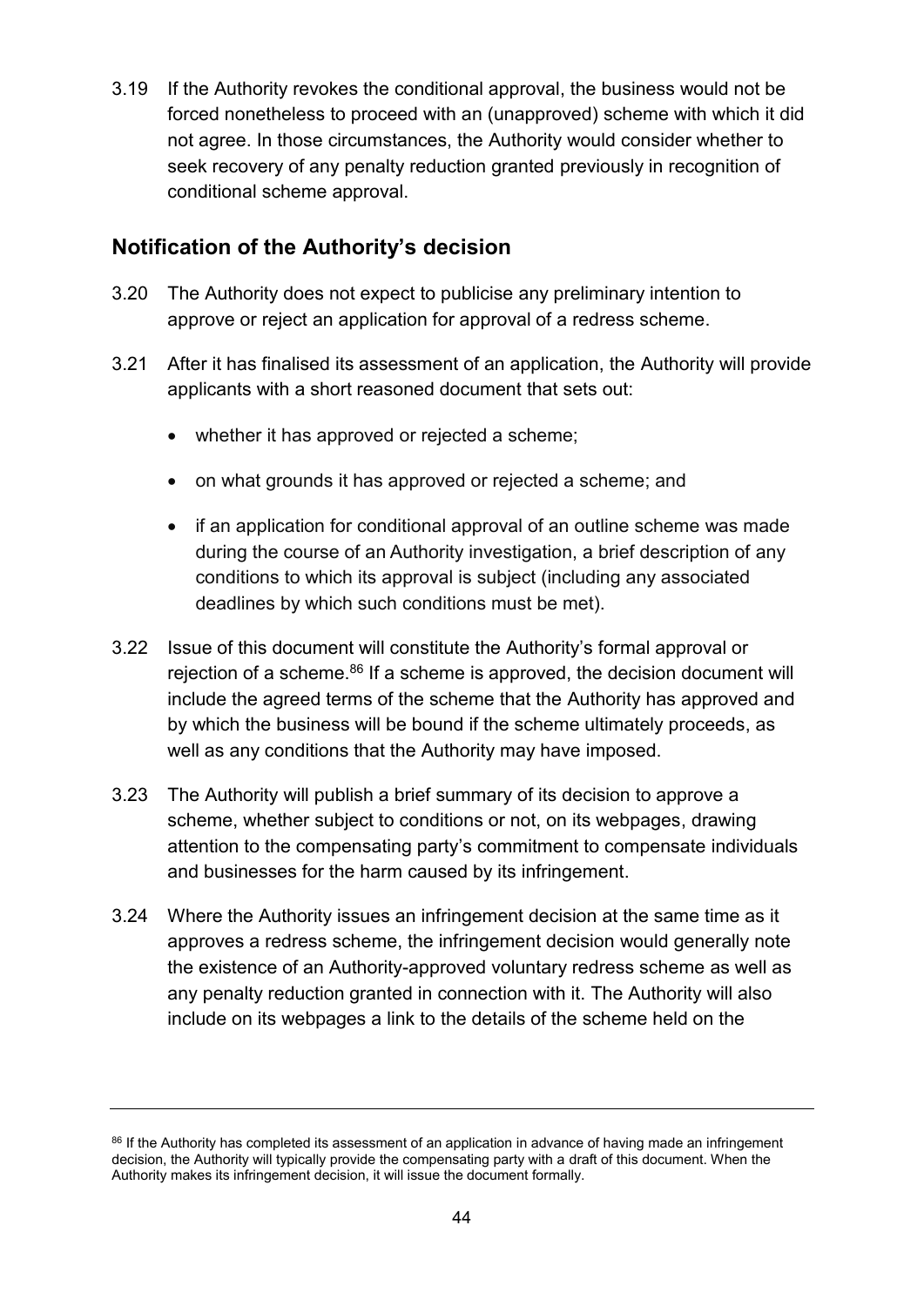3.19 If the Authority revokes the conditional approval, the business would not be forced nonetheless to proceed with an (unapproved) scheme with which it did not agree. In those circumstances, the Authority would consider whether to seek recovery of any penalty reduction granted previously in recognition of conditional scheme approval.

## Notification of the Authority's decision

3.20 The Authority does not expect to publicise any preliminary intention to approve or reject an application for approval of a redress scheme.

3.21 After it has finalised its assessment of an application, the Authority will provide applicants with a short reasoned document that sets out:

- whether it has approved or rejected a scheme;
- on what grounds it has approved or rejected a scheme; and
- if an application for conditional approval of an outline scheme was made during the course of an Authority investigation, a brief description of any conditions to which its approval is subject (including any associated deadlines by which such conditions must be met).

3.22 Issue of this document will constitute the Authority's formal approval or rejection of a scheme.[86] If a scheme is approved, the decision document will include the agreed terms of the scheme that the Authority has approved and by which the business will be bound if the scheme ultimately proceeds, as well as any conditions that the Authority may have imposed.

3.23 The Authority will publish a brief summary of its decision to approve a scheme, whether subject to conditions or not, on its webpages, drawing attention to the compensating party's commitment to compensate individuals and businesses for the harm caused by its infringement.

3.24 Where the Authority issues an infringement decision at the same time as it approves a redress scheme, the infringement decision would generally note the existence of an Authority-approved voluntary redress scheme as well as any penalty reduction granted in connection with it. The Authority will also include on its webpages a link to the details of the scheme held on the

---

[86] If the Authority has completed its assessment of an application in advance of having made an infringement decision, the Authority will typically provide the compensating party with a draft of this document. When the Authority makes its infringement decision, it will issue the document formally.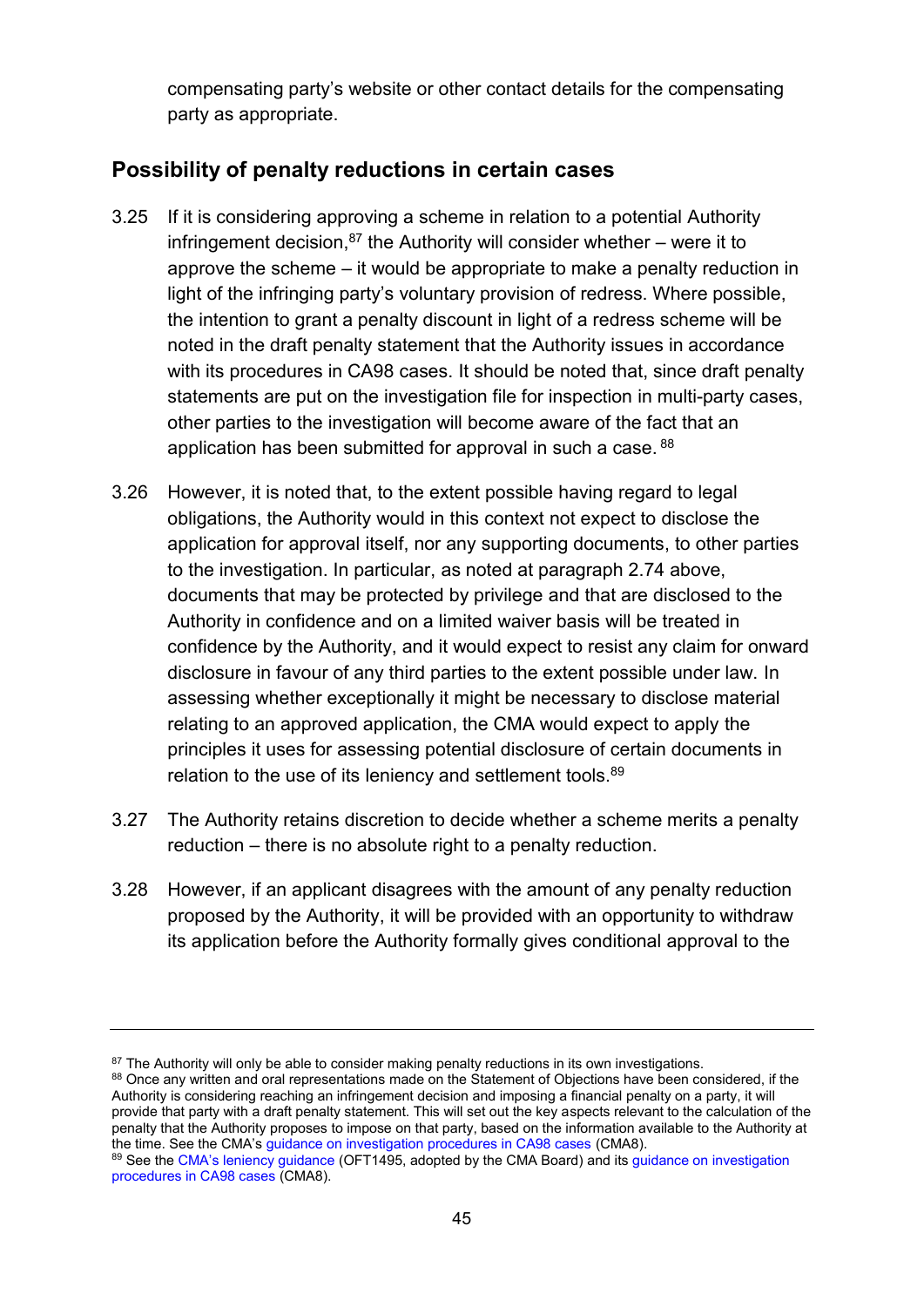compensating party's website or other contact details for the compensating party as appropriate.

## Possibility of penalty reductions in certain cases

3.25 If it is considering approving a scheme in relation to a potential Authority infringement decision,[87] the Authority will consider whether – were it to approve the scheme – it would be appropriate to make a penalty reduction in light of the infringing party's voluntary provision of redress. Where possible, the intention to grant a penalty discount in light of a redress scheme will be noted in the draft penalty statement that the Authority issues in accordance with its procedures in CA98 cases. It should be noted that, since draft penalty statements are put on the investigation file for inspection in multi-party cases, other parties to the investigation will become aware of the fact that an application has been submitted for approval in such a case.[88]

3.26 However, it is noted that, to the extent possible having regard to legal obligations, the Authority would in this context not expect to disclose the application for approval itself, nor any supporting documents, to other parties to the investigation. In particular, as noted at paragraph 2.74 above, documents that may be protected by privilege and that are disclosed to the Authority in confidence and on a limited waiver basis will be treated in confidence by the Authority, and it would expect to resist any claim for onward disclosure in favour of any third parties to the extent possible under law. In assessing whether exceptionally it might be necessary to disclose material relating to an approved application, the CMA would expect to apply the principles it uses for assessing potential disclosure of certain documents in relation to the use of its leniency and settlement tools.[89]

3.27 The Authority retains discretion to decide whether a scheme merits a penalty reduction – there is no absolute right to a penalty reduction.

3.28 However, if an applicant disagrees with the amount of any penalty reduction proposed by the Authority, it will be provided with an opportunity to withdraw its application before the Authority formally gives conditional approval to the

---

[87] The Authority will only be able to consider making penalty reductions in its own investigations.

[88] Once any written and oral representations made on the Statement of Objections have been considered, if the Authority is considering reaching an infringement decision and imposing a financial penalty on a party, it will provide that party with a draft penalty statement. This will set out the key aspects relevant to the calculation of the penalty that the Authority proposes to impose on that party, based on the information available to the Authority at the time. See the CMA's guidance on investigation procedures in CA98 cases (CMA8).

[89] See the CMA's leniency guidance (OFT1495, adopted by the CMA Board) and its guidance on investigation procedures in CA98 cases (CMA8).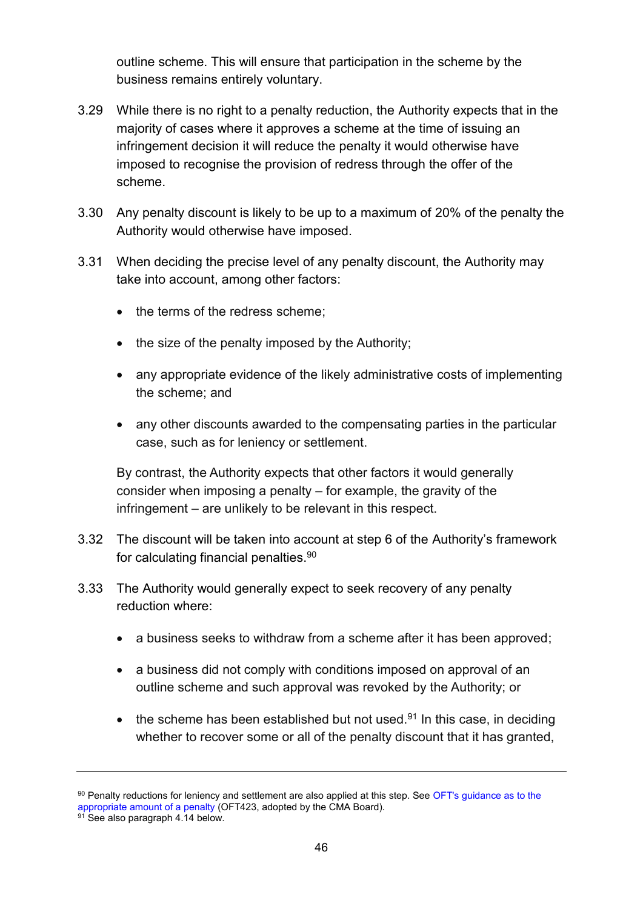outline scheme. This will ensure that participation in the scheme by the business remains entirely voluntary.

3.29 While there is no right to a penalty reduction, the Authority expects that in the majority of cases where it approves a scheme at the time of issuing an infringement decision it will reduce the penalty it would otherwise have imposed to recognise the provision of redress through the offer of the scheme.

3.30 Any penalty discount is likely to be up to a maximum of 20% of the penalty the Authority would otherwise have imposed.

3.31 When deciding the precise level of any penalty discount, the Authority may take into account, among other factors:

- the terms of the redress scheme;
- the size of the penalty imposed by the Authority;
- any appropriate evidence of the likely administrative costs of implementing the scheme; and
- any other discounts awarded to the compensating parties in the particular case, such as for leniency or settlement.

By contrast, the Authority expects that other factors it would generally consider when imposing a penalty – for example, the gravity of the infringement – are unlikely to be relevant in this respect.

3.32 The discount will be taken into account at step 6 of the Authority's framework for calculating financial penalties.[90]

3.33 The Authority would generally expect to seek recovery of any penalty reduction where:

- a business seeks to withdraw from a scheme after it has been approved;
- a business did not comply with conditions imposed on approval of an outline scheme and such approval was revoked by the Authority; or
- the scheme has been established but not used.[91] In this case, in deciding whether to recover some or all of the penalty discount that it has granted,

---

[90] Penalty reductions for leniency and settlement are also applied at this step. See OFT's guidance as to the appropriate amount of a penalty (OFT423, adopted by the CMA Board).

[91] See also paragraph 4.14 below.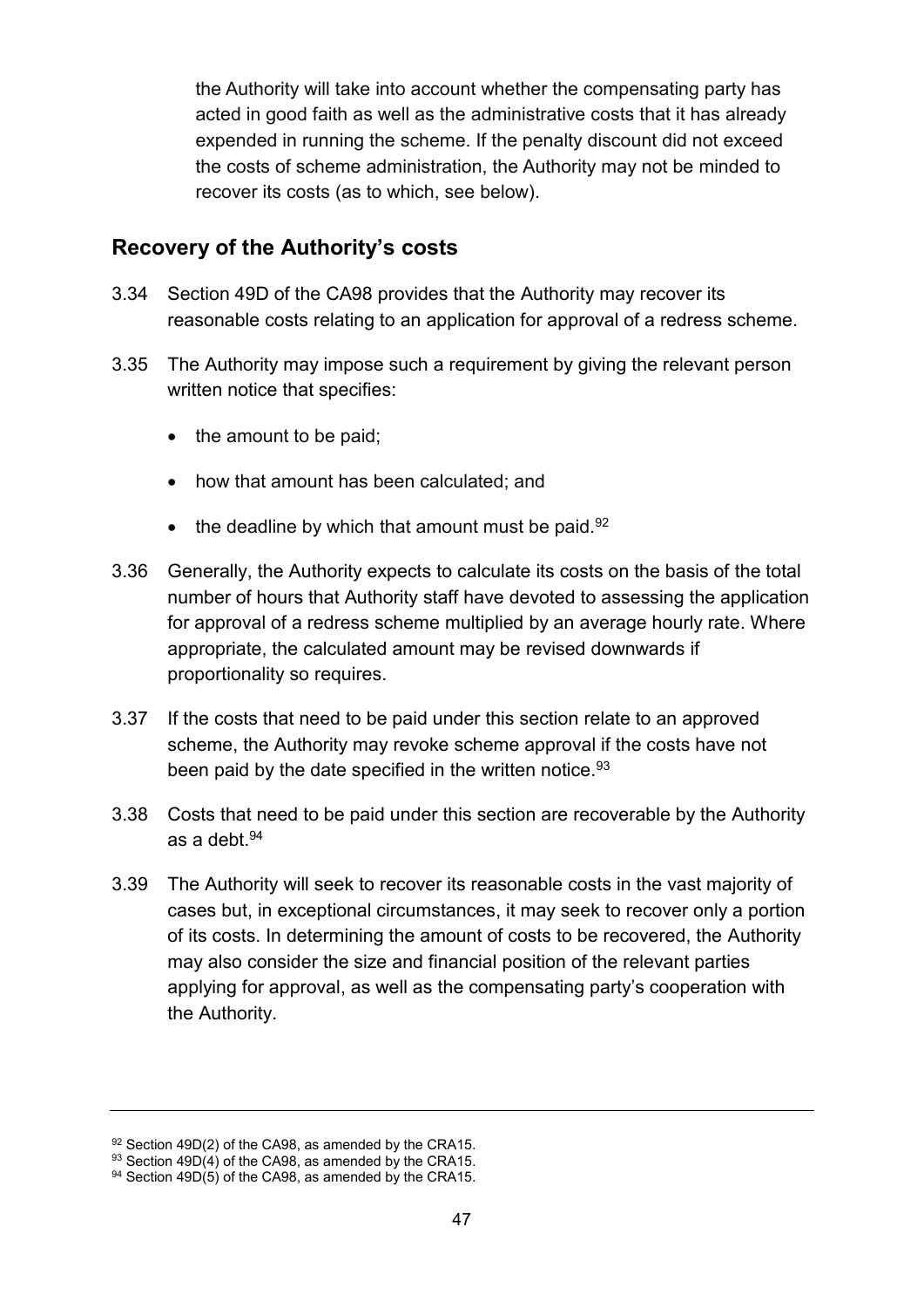the Authority will take into account whether the compensating party has acted in good faith as well as the administrative costs that it has already expended in running the scheme. If the penalty discount did not exceed the costs of scheme administration, the Authority may not be minded to recover its costs (as to which, see below).

## Recovery of the Authority's costs

3.34 Section 49D of the CA98 provides that the Authority may recover its reasonable costs relating to an application for approval of a redress scheme.

3.35 The Authority may impose such a requirement by giving the relevant person written notice that specifies:

- the amount to be paid;
- how that amount has been calculated; and
- the deadline by which that amount must be paid.[92]

3.36 Generally, the Authority expects to calculate its costs on the basis of the total number of hours that Authority staff have devoted to assessing the application for approval of a redress scheme multiplied by an average hourly rate. Where appropriate, the calculated amount may be revised downwards if proportionality so requires.

3.37 If the costs that need to be paid under this section relate to an approved scheme, the Authority may revoke scheme approval if the costs have not been paid by the date specified in the written notice.[93]

3.38 Costs that need to be paid under this section are recoverable by the Authority as a debt.[94]

3.39 The Authority will seek to recover its reasonable costs in the vast majority of cases but, in exceptional circumstances, it may seek to recover only a portion of its costs. In determining the amount of costs to be recovered, the Authority may also consider the size and financial position of the relevant parties applying for approval, as well as the compensating party's cooperation with the Authority.

---

[92] Section 49D(2) of the CA98, as amended by the CRA15.

[93] Section 49D(4) of the CA98, as amended by the CRA15.

[94] Section 49D(5) of the CA98, as amended by the CRA15.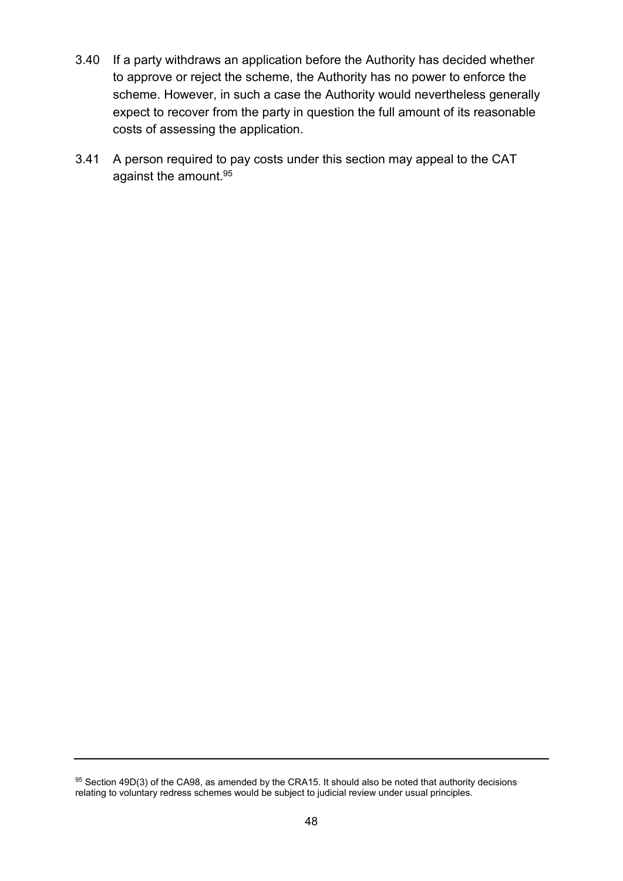3.40 If a party withdraws an application before the Authority has decided whether to approve or reject the scheme, the Authority has no power to enforce the scheme. However, in such a case the Authority would nevertheless generally expect to recover from the party in question the full amount of its reasonable costs of assessing the application.

3.41 A person required to pay costs under this section may appeal to the CAT against the amount.[95]

---

[95] Section 49D(3) of the CA98, as amended by the CRA15. It should also be noted that authority decisions relating to voluntary redress schemes would be subject to judicial review under usual principles.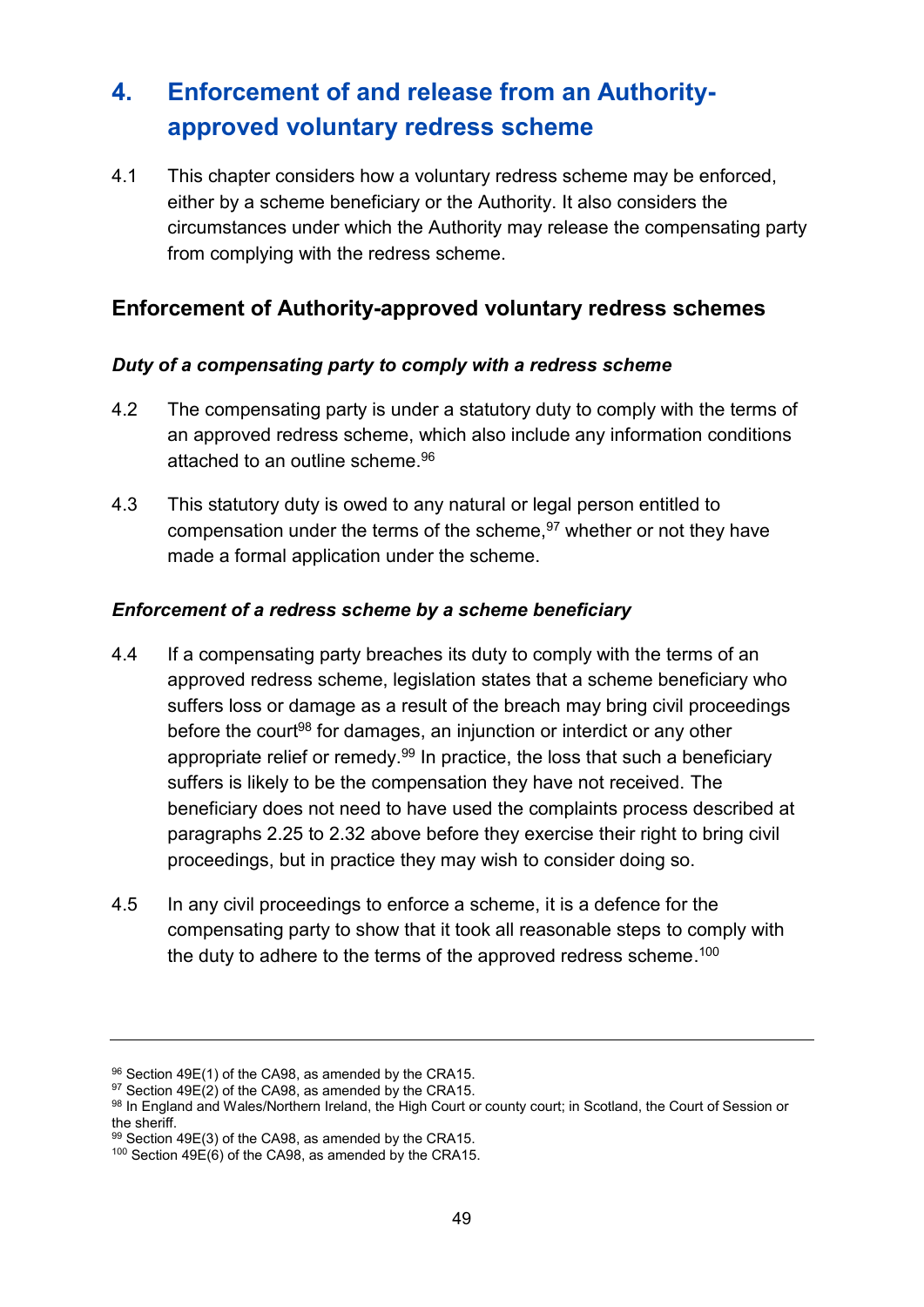# 4. Enforcement of and release from an Authority-approved voluntary redress scheme

4.1 This chapter considers how a voluntary redress scheme may be enforced, either by a scheme beneficiary or the Authority. It also considers the circumstances under which the Authority may release the compensating party from complying with the redress scheme.

## Enforcement of Authority-approved voluntary redress schemes

### *Duty of a compensating party to comply with a redress scheme*

4.2 The compensating party is under a statutory duty to comply with the terms of an approved redress scheme, which also include any information conditions attached to an outline scheme.[96]

4.3 This statutory duty is owed to any natural or legal person entitled to compensation under the terms of the scheme,[97] whether or not they have made a formal application under the scheme.

### *Enforcement of a redress scheme by a scheme beneficiary*

4.4 If a compensating party breaches its duty to comply with the terms of an approved redress scheme, legislation states that a scheme beneficiary who suffers loss or damage as a result of the breach may bring civil proceedings before the court[98] for damages, an injunction or interdict or any other appropriate relief or remedy.[99] In practice, the loss that such a beneficiary suffers is likely to be the compensation they have not received. The beneficiary does not need to have used the complaints process described at paragraphs 2.25 to 2.32 above before they exercise their right to bring civil proceedings, but in practice they may wish to consider doing so.

4.5 In any civil proceedings to enforce a scheme, it is a defence for the compensating party to show that it took all reasonable steps to comply with the duty to adhere to the terms of the approved redress scheme.[100]

---

[96] Section 49E(1) of the CA98, as amended by the CRA15.
[97] Section 49E(2) of the CA98, as amended by the CRA15.
[98] In England and Wales/Northern Ireland, the High Court or county court; in Scotland, the Court of Session or the sheriff.
[99] Section 49E(3) of the CA98, as amended by the CRA15.
[100] Section 49E(6) of the CA98, as amended by the CRA15.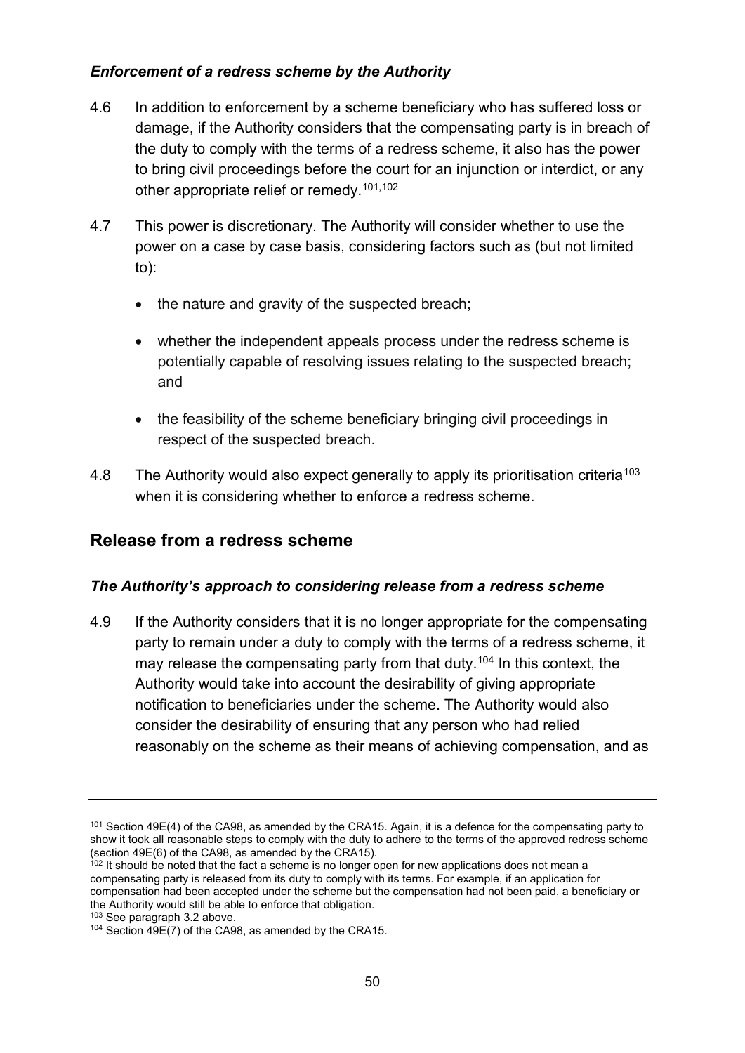### *Enforcement of a redress scheme by the Authority*

4.6 In addition to enforcement by a scheme beneficiary who has suffered loss or damage, if the Authority considers that the compensating party is in breach of the duty to comply with the terms of a redress scheme, it also has the power to bring civil proceedings before the court for an injunction or interdict, or any other appropriate relief or remedy.[101,102]

4.7 This power is discretionary. The Authority will consider whether to use the power on a case by case basis, considering factors such as (but not limited to):

- the nature and gravity of the suspected breach;
- whether the independent appeals process under the redress scheme is potentially capable of resolving issues relating to the suspected breach; and
- the feasibility of the scheme beneficiary bringing civil proceedings in respect of the suspected breach.

4.8 The Authority would also expect generally to apply its prioritisation criteria[103] when it is considering whether to enforce a redress scheme.

## Release from a redress scheme

### *The Authority's approach to considering release from a redress scheme*

4.9 If the Authority considers that it is no longer appropriate for the compensating party to remain under a duty to comply with the terms of a redress scheme, it may release the compensating party from that duty.[104] In this context, the Authority would take into account the desirability of giving appropriate notification to beneficiaries under the scheme. The Authority would also consider the desirability of ensuring that any person who had relied reasonably on the scheme as their means of achieving compensation, and as

---

[101] Section 49E(4) of the CA98, as amended by the CRA15. Again, it is a defence for the compensating party to show it took all reasonable steps to comply with the duty to adhere to the terms of the approved redress scheme (section 49E(6) of the CA98, as amended by the CRA15).

[102] It should be noted that the fact a scheme is no longer open for new applications does not mean a compensating party is released from its duty to comply with its terms. For example, if an application for compensation had been accepted under the scheme but the compensation had not been paid, a beneficiary or the Authority would still be able to enforce that obligation.

[103] See paragraph 3.2 above.

[104] Section 49E(7) of the CA98, as amended by the CRA15.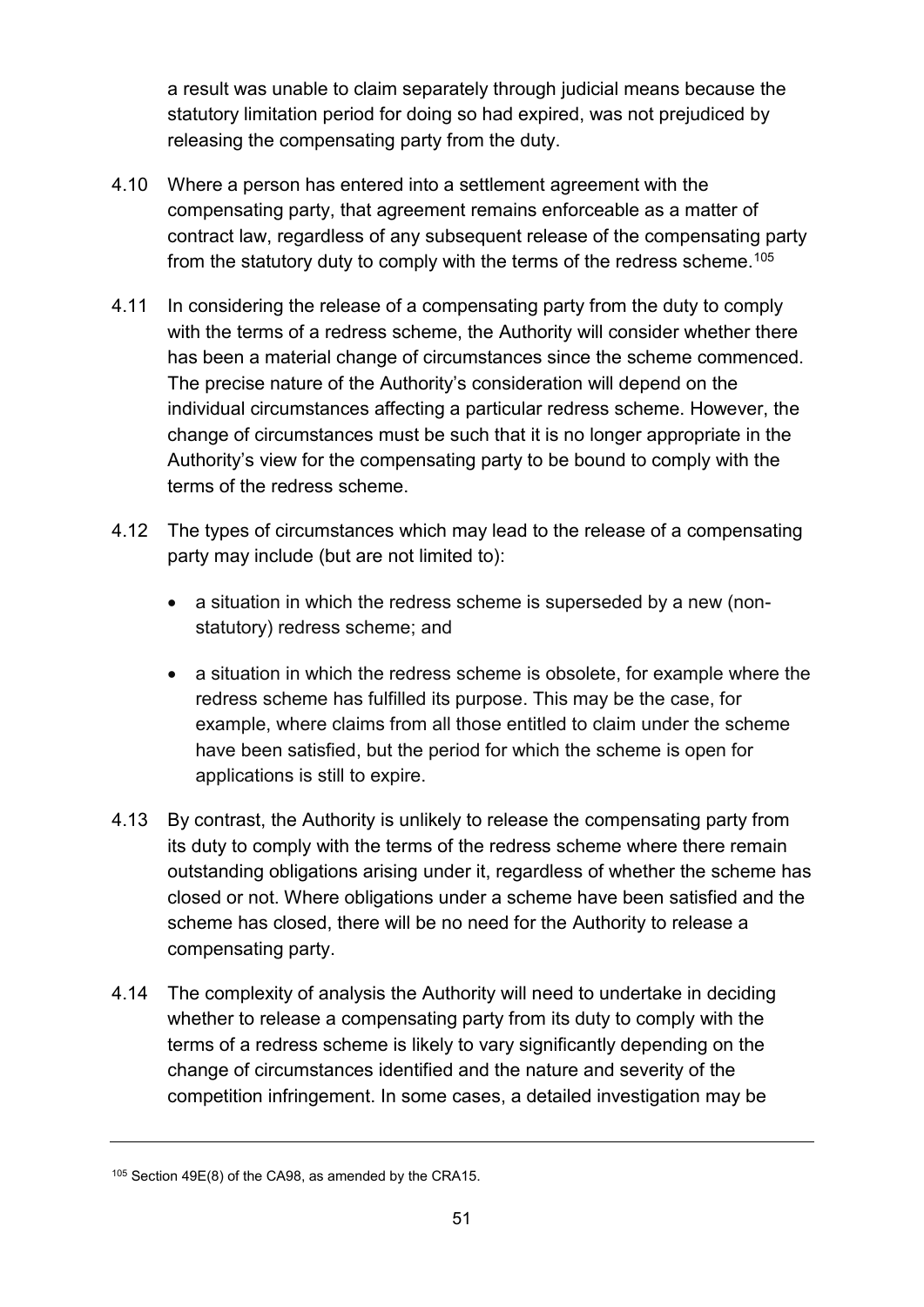a result was unable to claim separately through judicial means because the statutory limitation period for doing so had expired, was not prejudiced by releasing the compensating party from the duty.

4.10 Where a person has entered into a settlement agreement with the compensating party, that agreement remains enforceable as a matter of contract law, regardless of any subsequent release of the compensating party from the statutory duty to comply with the terms of the redress scheme.[105]

4.11 In considering the release of a compensating party from the duty to comply with the terms of a redress scheme, the Authority will consider whether there has been a material change of circumstances since the scheme commenced. The precise nature of the Authority's consideration will depend on the individual circumstances affecting a particular redress scheme. However, the change of circumstances must be such that it is no longer appropriate in the Authority's view for the compensating party to be bound to comply with the terms of the redress scheme.

4.12 The types of circumstances which may lead to the release of a compensating party may include (but are not limited to):

- a situation in which the redress scheme is superseded by a new (non-statutory) redress scheme; and
- a situation in which the redress scheme is obsolete, for example where the redress scheme has fulfilled its purpose. This may be the case, for example, where claims from all those entitled to claim under the scheme have been satisfied, but the period for which the scheme is open for applications is still to expire.

4.13 By contrast, the Authority is unlikely to release the compensating party from its duty to comply with the terms of the redress scheme where there remain outstanding obligations arising under it, regardless of whether the scheme has closed or not. Where obligations under a scheme have been satisfied and the scheme has closed, there will be no need for the Authority to release a compensating party.

4.14 The complexity of analysis the Authority will need to undertake in deciding whether to release a compensating party from its duty to comply with the terms of a redress scheme is likely to vary significantly depending on the change of circumstances identified and the nature and severity of the competition infringement. In some cases, a detailed investigation may be

---

[105] Section 49E(8) of the CA98, as amended by the CRA15.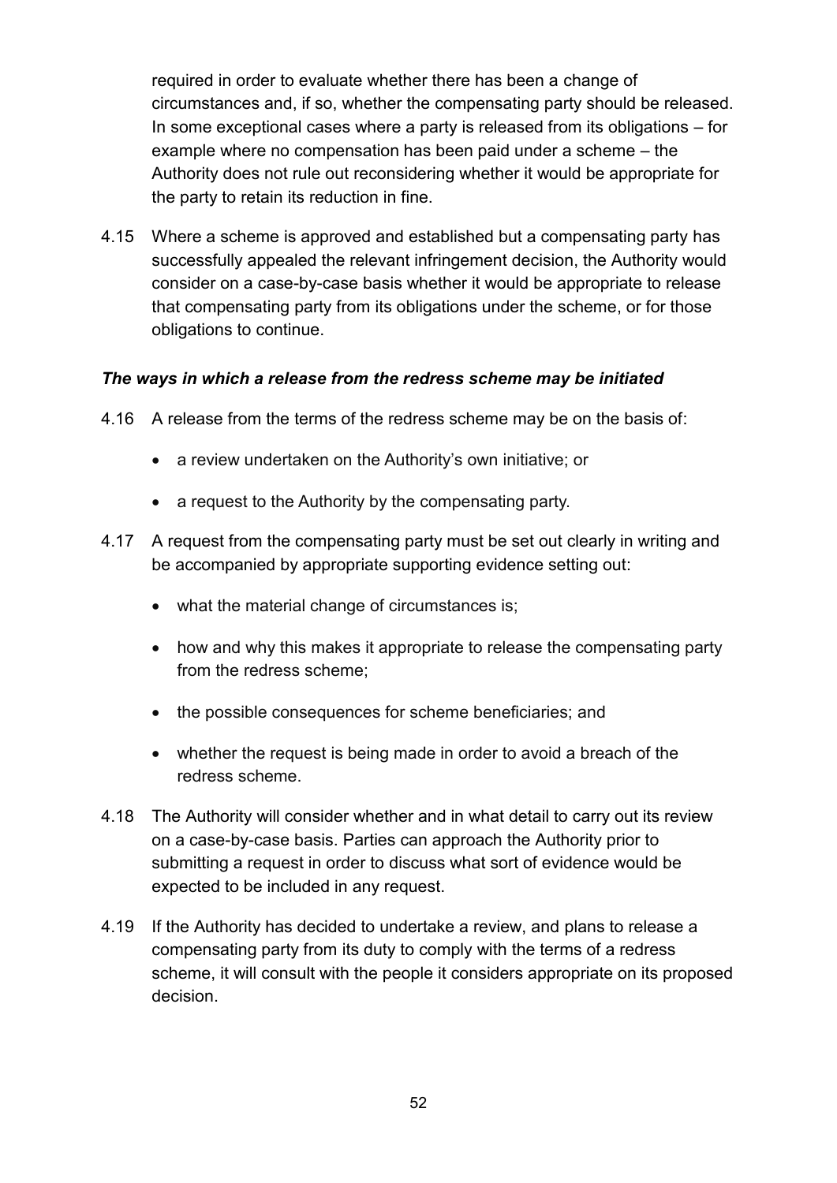required in order to evaluate whether there has been a change of circumstances and, if so, whether the compensating party should be released. In some exceptional cases where a party is released from its obligations – for example where no compensation has been paid under a scheme – the Authority does not rule out reconsidering whether it would be appropriate for the party to retain its reduction in fine.

4.15 Where a scheme is approved and established but a compensating party has successfully appealed the relevant infringement decision, the Authority would consider on a case-by-case basis whether it would be appropriate to release that compensating party from its obligations under the scheme, or for those obligations to continue.

***The ways in which a release from the redress scheme may be initiated***

4.16 A release from the terms of the redress scheme may be on the basis of:

- a review undertaken on the Authority's own initiative; or
- a request to the Authority by the compensating party.

4.17 A request from the compensating party must be set out clearly in writing and be accompanied by appropriate supporting evidence setting out:

- what the material change of circumstances is;
- how and why this makes it appropriate to release the compensating party from the redress scheme;
- the possible consequences for scheme beneficiaries; and
- whether the request is being made in order to avoid a breach of the redress scheme.

4.18 The Authority will consider whether and in what detail to carry out its review on a case-by-case basis. Parties can approach the Authority prior to submitting a request in order to discuss what sort of evidence would be expected to be included in any request.

4.19 If the Authority has decided to undertake a review, and plans to release a compensating party from its duty to comply with the terms of a redress scheme, it will consult with the people it considers appropriate on its proposed decision.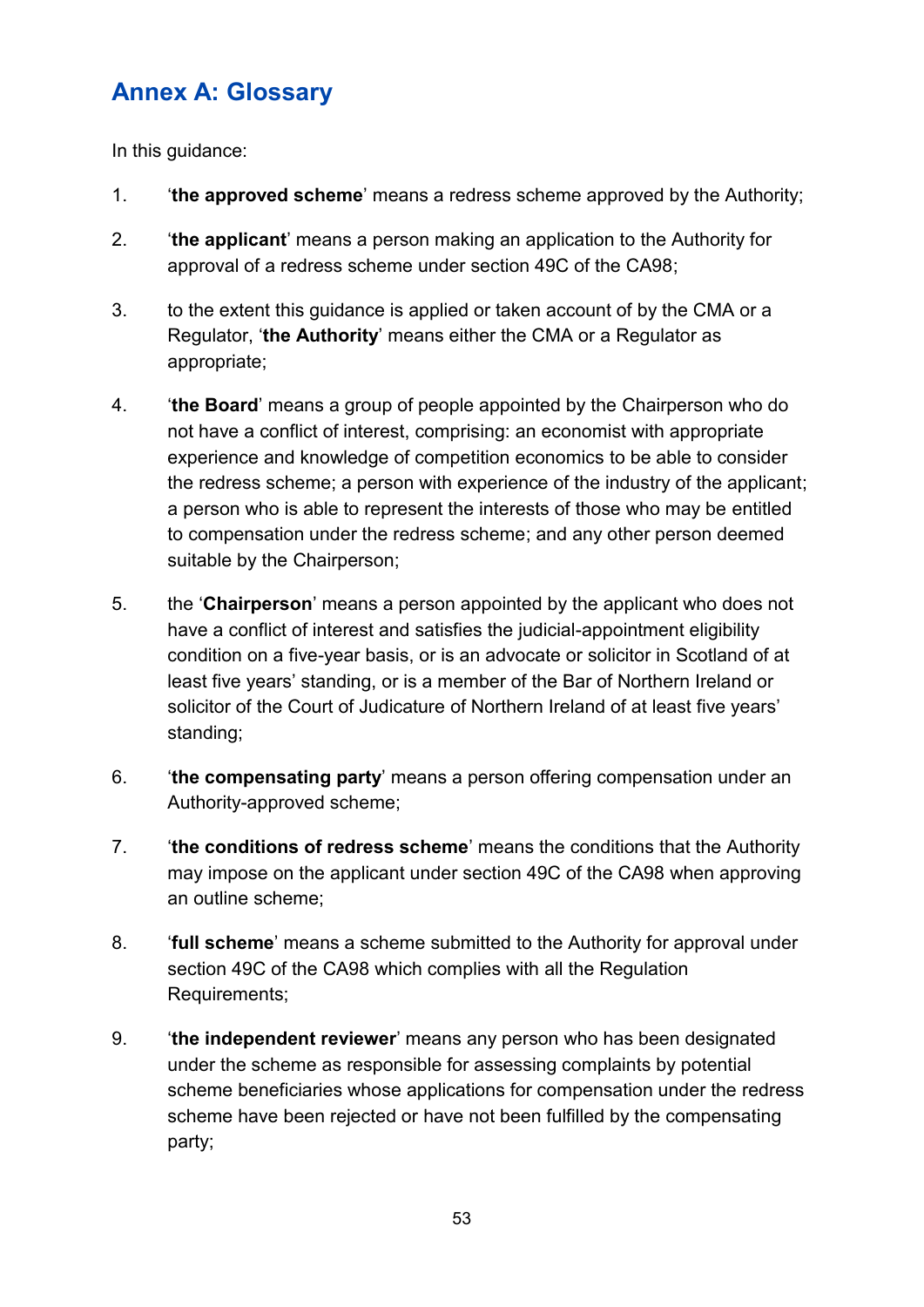## Annex A: Glossary

In this guidance:

1. '**the approved scheme**' means a redress scheme approved by the Authority;

2. '**the applicant**' means a person making an application to the Authority for approval of a redress scheme under section 49C of the CA98;

3. to the extent this guidance is applied or taken account of by the CMA or a Regulator, '**the Authority**' means either the CMA or a Regulator as appropriate;

4. '**the Board**' means a group of people appointed by the Chairperson who do not have a conflict of interest, comprising: an economist with appropriate experience and knowledge of competition economics to be able to consider the redress scheme; a person with experience of the industry of the applicant; a person who is able to represent the interests of those who may be entitled to compensation under the redress scheme; and any other person deemed suitable by the Chairperson;

5. the '**Chairperson**' means a person appointed by the applicant who does not have a conflict of interest and satisfies the judicial-appointment eligibility condition on a five-year basis, or is an advocate or solicitor in Scotland of at least five years' standing, or is a member of the Bar of Northern Ireland or solicitor of the Court of Judicature of Northern Ireland of at least five years' standing;

6. '**the compensating party**' means a person offering compensation under an Authority-approved scheme;

7. '**the conditions of redress scheme**' means the conditions that the Authority may impose on the applicant under section 49C of the CA98 when approving an outline scheme;

8. '**full scheme**' means a scheme submitted to the Authority for approval under section 49C of the CA98 which complies with all the Regulation Requirements;

9. '**the independent reviewer**' means any person who has been designated under the scheme as responsible for assessing complaints by potential scheme beneficiaries whose applications for compensation under the redress scheme have been rejected or have not been fulfilled by the compensating party;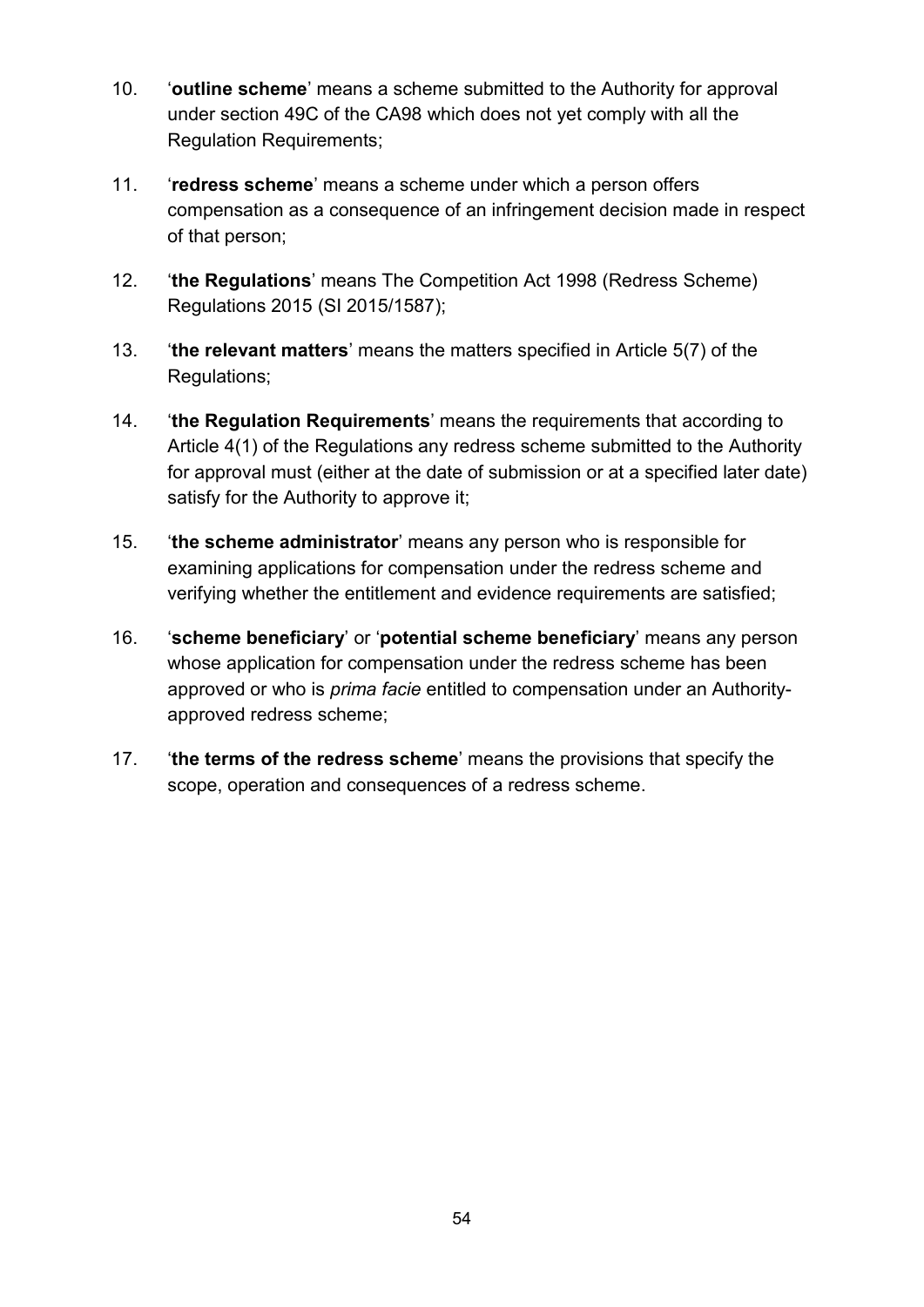10. '**outline scheme**' means a scheme submitted to the Authority for approval under section 49C of the CA98 which does not yet comply with all the Regulation Requirements;

11. '**redress scheme**' means a scheme under which a person offers compensation as a consequence of an infringement decision made in respect of that person;

12. '**the Regulations**' means The Competition Act 1998 (Redress Scheme) Regulations 2015 (SI 2015/1587);

13. '**the relevant matters**' means the matters specified in Article 5(7) of the Regulations;

14. '**the Regulation Requirements**' means the requirements that according to Article 4(1) of the Regulations any redress scheme submitted to the Authority for approval must (either at the date of submission or at a specified later date) satisfy for the Authority to approve it;

15. '**the scheme administrator**' means any person who is responsible for examining applications for compensation under the redress scheme and verifying whether the entitlement and evidence requirements are satisfied;

16. '**scheme beneficiary**' or '**potential scheme beneficiary**' means any person whose application for compensation under the redress scheme has been approved or who is *prima facie* entitled to compensation under an Authority-approved redress scheme;

17. '**the terms of the redress scheme**' means the provisions that specify the scope, operation and consequences of a redress scheme.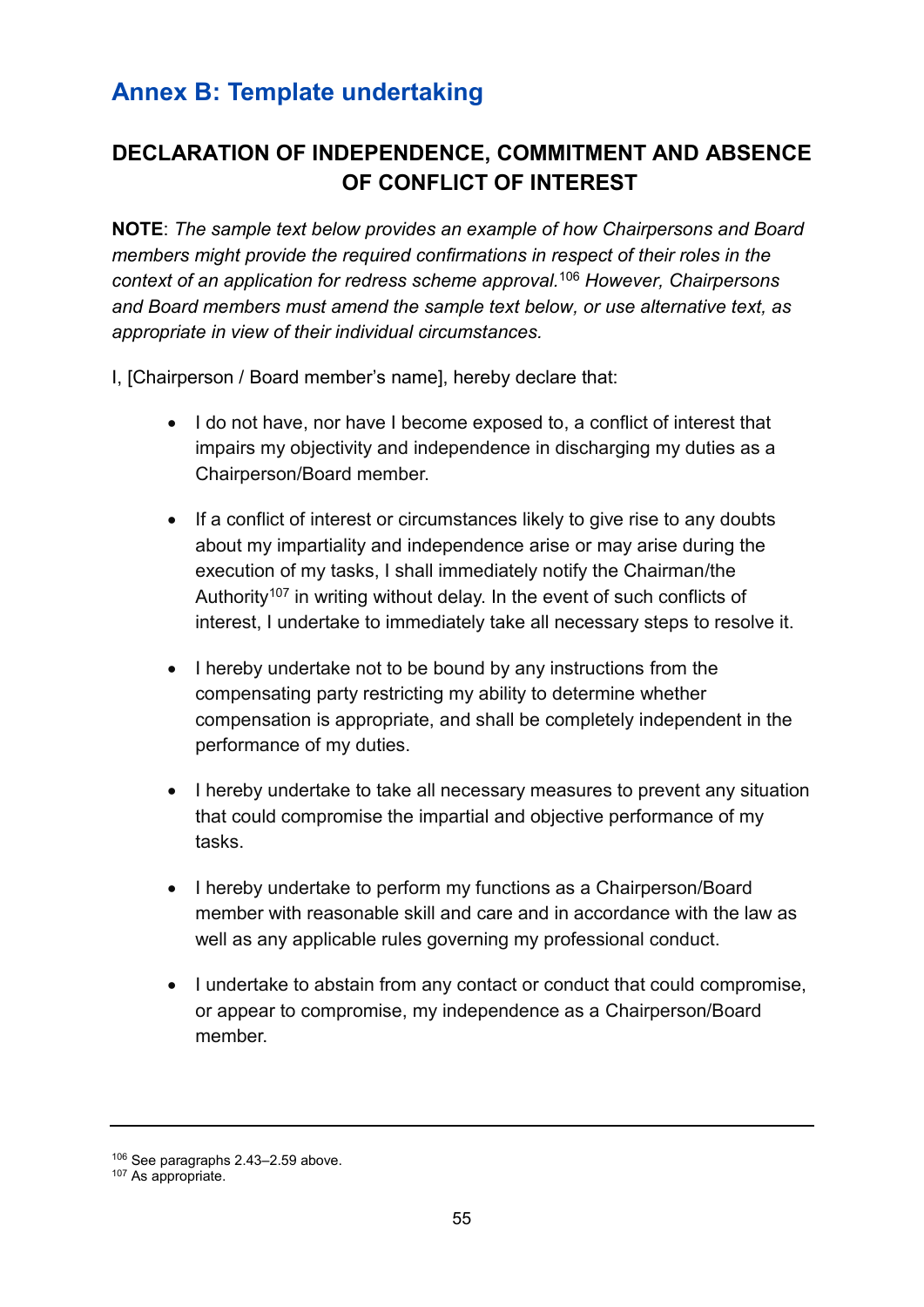# Annex B: Template undertaking

## DECLARATION OF INDEPENDENCE, COMMITMENT AND ABSENCE OF CONFLICT OF INTEREST

**NOTE**: *The sample text below provides an example of how Chairpersons and Board members might provide the required confirmations in respect of their roles in the context of an application for redress scheme approval.*[106] *However, Chairpersons and Board members must amend the sample text below, or use alternative text, as appropriate in view of their individual circumstances.*

I, [Chairperson / Board member's name], hereby declare that:

- I do not have, nor have I become exposed to, a conflict of interest that impairs my objectivity and independence in discharging my duties as a Chairperson/Board member.
- If a conflict of interest or circumstances likely to give rise to any doubts about my impartiality and independence arise or may arise during the execution of my tasks, I shall immediately notify the Chairman/the Authority[107] in writing without delay. In the event of such conflicts of interest, I undertake to immediately take all necessary steps to resolve it.
- I hereby undertake not to be bound by any instructions from the compensating party restricting my ability to determine whether compensation is appropriate, and shall be completely independent in the performance of my duties.
- I hereby undertake to take all necessary measures to prevent any situation that could compromise the impartial and objective performance of my tasks.
- I hereby undertake to perform my functions as a Chairperson/Board member with reasonable skill and care and in accordance with the law as well as any applicable rules governing my professional conduct.
- I undertake to abstain from any contact or conduct that could compromise, or appear to compromise, my independence as a Chairperson/Board member.

---

[106] See paragraphs 2.43–2.59 above.

[107] As appropriate.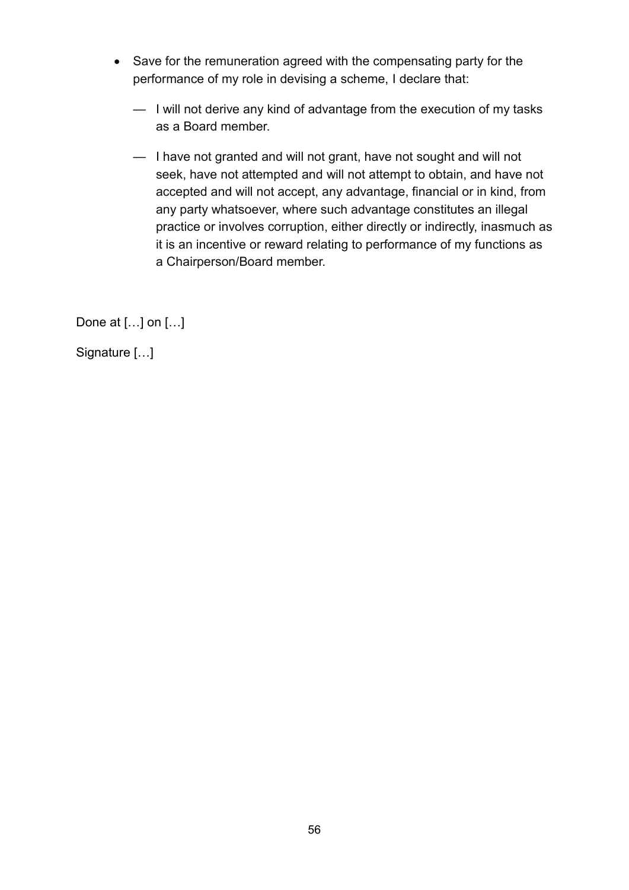- Save for the remuneration agreed with the compensating party for the performance of my role in devising a scheme, I declare that:
  - — I will not derive any kind of advantage from the execution of my tasks as a Board member.
  - — I have not granted and will not grant, have not sought and will not seek, have not attempted and will not attempt to obtain, and have not accepted and will not accept, any advantage, financial or in kind, from any party whatsoever, where such advantage constitutes an illegal practice or involves corruption, either directly or indirectly, inasmuch as it is an incentive or reward relating to performance of my functions as a Chairperson/Board member.

Done at […] on […]

Signature […]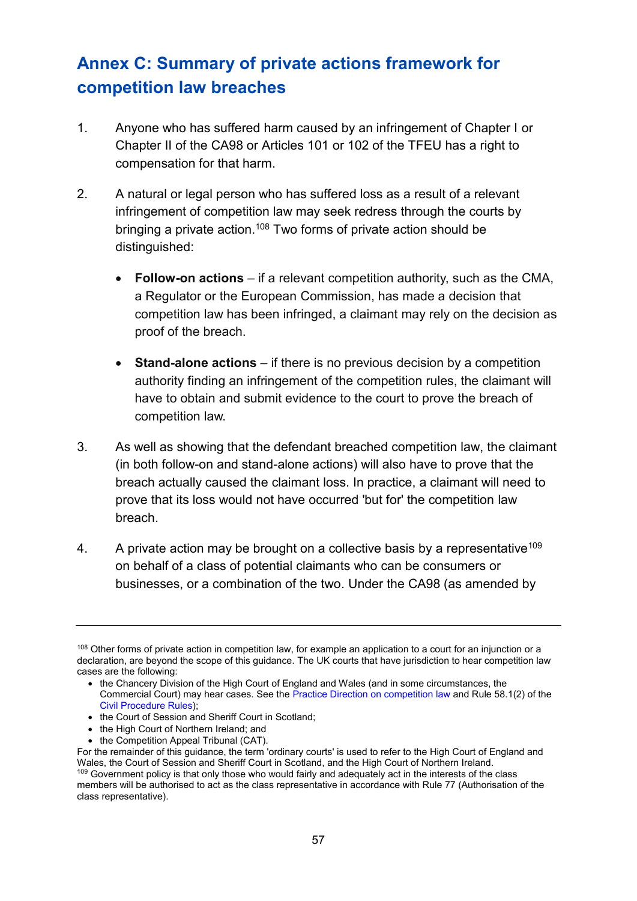## Annex C: Summary of private actions framework for competition law breaches

1. Anyone who has suffered harm caused by an infringement of Chapter I or Chapter II of the CA98 or Articles 101 or 102 of the TFEU has a right to compensation for that harm.

2. A natural or legal person who has suffered loss as a result of a relevant infringement of competition law may seek redress through the courts by bringing a private action.[108] Two forms of private action should be distinguished:

   - **Follow-on actions** – if a relevant competition authority, such as the CMA, a Regulator or the European Commission, has made a decision that competition law has been infringed, a claimant may rely on the decision as proof of the breach.

   - **Stand-alone actions** – if there is no previous decision by a competition authority finding an infringement of the competition rules, the claimant will have to obtain and submit evidence to the court to prove the breach of competition law.

3. As well as showing that the defendant breached competition law, the claimant (in both follow-on and stand-alone actions) will also have to prove that the breach actually caused the claimant loss. In practice, a claimant will need to prove that its loss would not have occurred 'but for' the competition law breach.

4. A private action may be brought on a collective basis by a representative[109] on behalf of a class of potential claimants who can be consumers or businesses, or a combination of the two. Under the CA98 (as amended by

---

[108] Other forms of private action in competition law, for example an application to a court for an injunction or a declaration, are beyond the scope of this guidance. The UK courts that have jurisdiction to hear competition law cases are the following:

- the Chancery Division of the High Court of England and Wales (and in some circumstances, the Commercial Court) may hear cases. See the Practice Direction on competition law and Rule 58.1(2) of the Civil Procedure Rules);
- the Court of Session and Sheriff Court in Scotland;
- the High Court of Northern Ireland; and
- the Competition Appeal Tribunal (CAT).

For the remainder of this guidance, the term 'ordinary courts' is used to refer to the High Court of England and Wales, the Court of Session and Sheriff Court in Scotland, and the High Court of Northern Ireland.

[109] Government policy is that only those who would fairly and adequately act in the interests of the class members will be authorised to act as the class representative in accordance with Rule 77 (Authorisation of the class representative).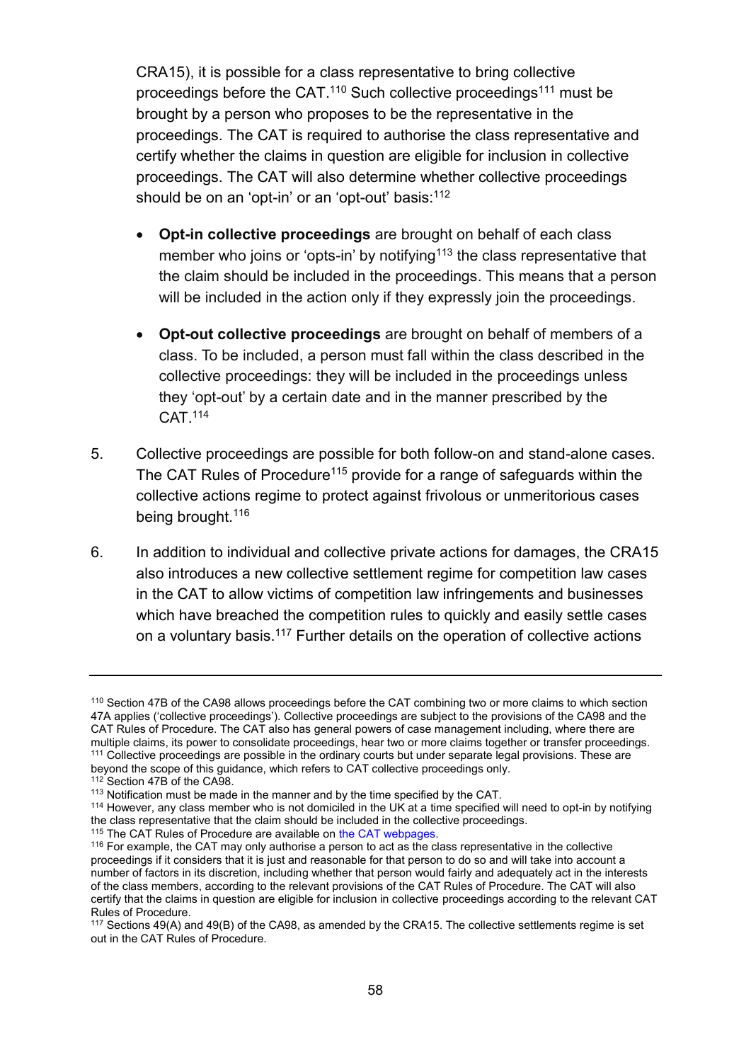CRA15), it is possible for a class representative to bring collective proceedings before the CAT.[110] Such collective proceedings[111] must be brought by a person who proposes to be the representative in the proceedings. The CAT is required to authorise the class representative and certify whether the claims in question are eligible for inclusion in collective proceedings. The CAT will also determine whether collective proceedings should be on an 'opt-in' or an 'opt-out' basis:[112]

- **Opt-in collective proceedings** are brought on behalf of each class member who joins or 'opts-in' by notifying[113] the class representative that the claim should be included in the proceedings. This means that a person will be included in the action only if they expressly join the proceedings.

- **Opt-out collective proceedings** are brought on behalf of members of a class. To be included, a person must fall within the class described in the collective proceedings: they will be included in the proceedings unless they 'opt-out' by a certain date and in the manner prescribed by the CAT.[114]

5. Collective proceedings are possible for both follow-on and stand-alone cases. The CAT Rules of Procedure[115] provide for a range of safeguards within the collective actions regime to protect against frivolous or unmeritorious cases being brought.[116]

6. In addition to individual and collective private actions for damages, the CRA15 also introduces a new collective settlement regime for competition law cases in the CAT to allow victims of competition law infringements and businesses which have breached the competition rules to quickly and easily settle cases on a voluntary basis.[117] Further details on the operation of collective actions

---

[110] Section 47B of the CA98 allows proceedings before the CAT combining two or more claims to which section 47A applies ('collective proceedings'). Collective proceedings are subject to the provisions of the CA98 and the CAT Rules of Procedure. The CAT also has general powers of case management including, where there are multiple claims, its power to consolidate proceedings, hear two or more claims together or transfer proceedings.

[111] Collective proceedings are possible in the ordinary courts but under separate legal provisions. These are beyond the scope of this guidance, which refers to CAT collective proceedings only.

[112] Section 47B of the CA98.

[113] Notification must be made in the manner and by the time specified by the CAT.

[114] However, any class member who is not domiciled in the UK at a time specified will need to opt-in by notifying the class representative that the claim should be included in the collective proceedings.

[115] The CAT Rules of Procedure are available on the CAT webpages.

[116] For example, the CAT may only authorise a person to act as the class representative in the collective proceedings if it considers that it is just and reasonable for that person to do so and will take into account a number of factors in its discretion, including whether that person would fairly and adequately act in the interests of the class members, according to the relevant provisions of the CAT Rules of Procedure. The CAT will also certify that the claims in question are eligible for inclusion in collective proceedings according to the relevant CAT Rules of Procedure.

[117] Sections 49(A) and 49(B) of the CA98, as amended by the CRA15. The collective settlements regime is set out in the CAT Rules of Procedure.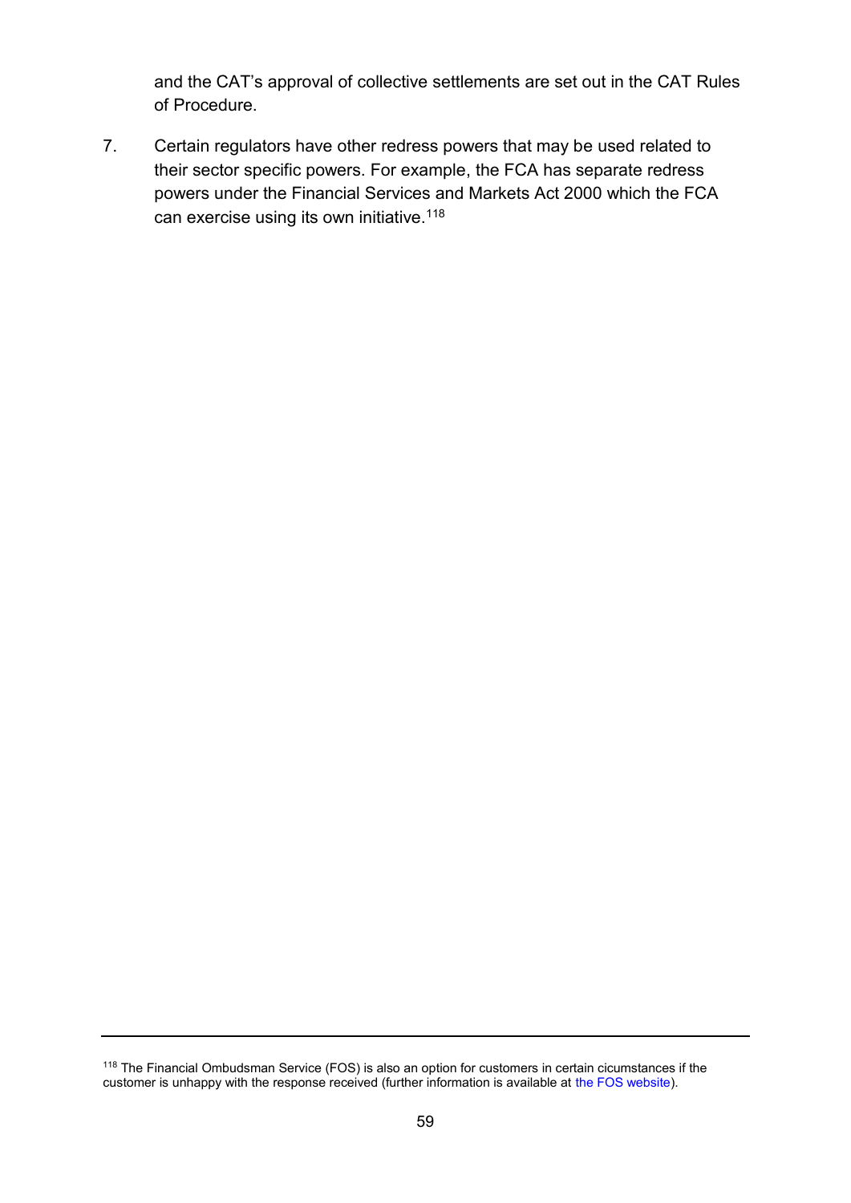and the CAT's approval of collective settlements are set out in the CAT Rules of Procedure.

7. Certain regulators have other redress powers that may be used related to their sector specific powers. For example, the FCA has separate redress powers under the Financial Services and Markets Act 2000 which the FCA can exercise using its own initiative.[118]

---

[118] The Financial Ombudsman Service (FOS) is also an option for customers in certain cicumstances if the customer is unhappy with the response received (further information is available at the FOS website).